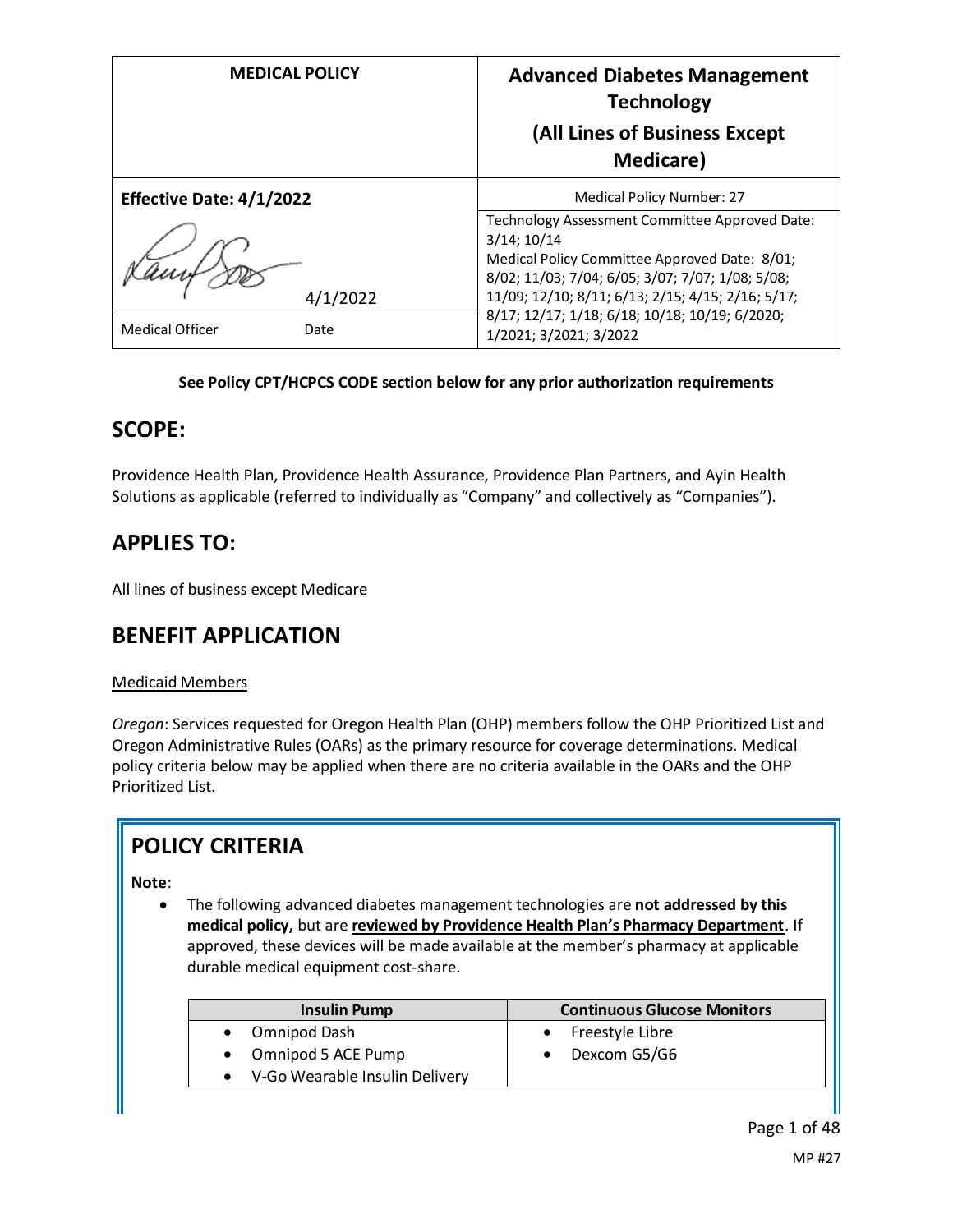| MEDICAL POLICY | Advanced Diabetes Management Technology (All Lines of Business Except Medicare) |
|---|---|
| **Effective Date: 4/1/2022** | Medical Policy Number: 27 |
| 4/1/2022 | Technology Assessment Committee Approved Date: 3/14; 10/14<br>Medical Policy Committee Approved Date: 8/01; 8/02; 11/03; 7/04; 6/05; 3/07; 7/07; 1/08; 5/08; 11/09; 12/10; 8/11; 6/13; 2/15; 4/15; 2/16; 5/17; 8/17; 12/17; 1/18; 6/18; 10/18; 10/19; 6/2020; 1/2021; 3/2021; 3/2022 |
| Medical Officer Date | |

**See Policy CPT/HCPCS CODE section below for any prior authorization requirements**

## SCOPE:

Providence Health Plan, Providence Health Assurance, Providence Plan Partners, and Ayin Health Solutions as applicable (referred to individually as "Company" and collectively as "Companies").

## APPLIES TO:

All lines of business except Medicare

## BENEFIT APPLICATION

Medicaid Members

*Oregon*: Services requested for Oregon Health Plan (OHP) members follow the OHP Prioritized List and Oregon Administrative Rules (OARs) as the primary resource for coverage determinations. Medical policy criteria below may be applied when there are no criteria available in the OARs and the OHP Prioritized List.

## POLICY CRITERIA

**Note**:

- The following advanced diabetes management technologies are **not addressed by this medical policy,** but are **reviewed by Providence Health Plan's Pharmacy Department**. If approved, these devices will be made available at the member's pharmacy at applicable durable medical equipment cost-share.

| Insulin Pump | Continuous Glucose Monitors |
|---|---|
| • Omnipod Dash<br>• Omnipod 5 ACE Pump<br>• V-Go Wearable Insulin Delivery | • Freestyle Libre<br>• Dexcom G5/G6 |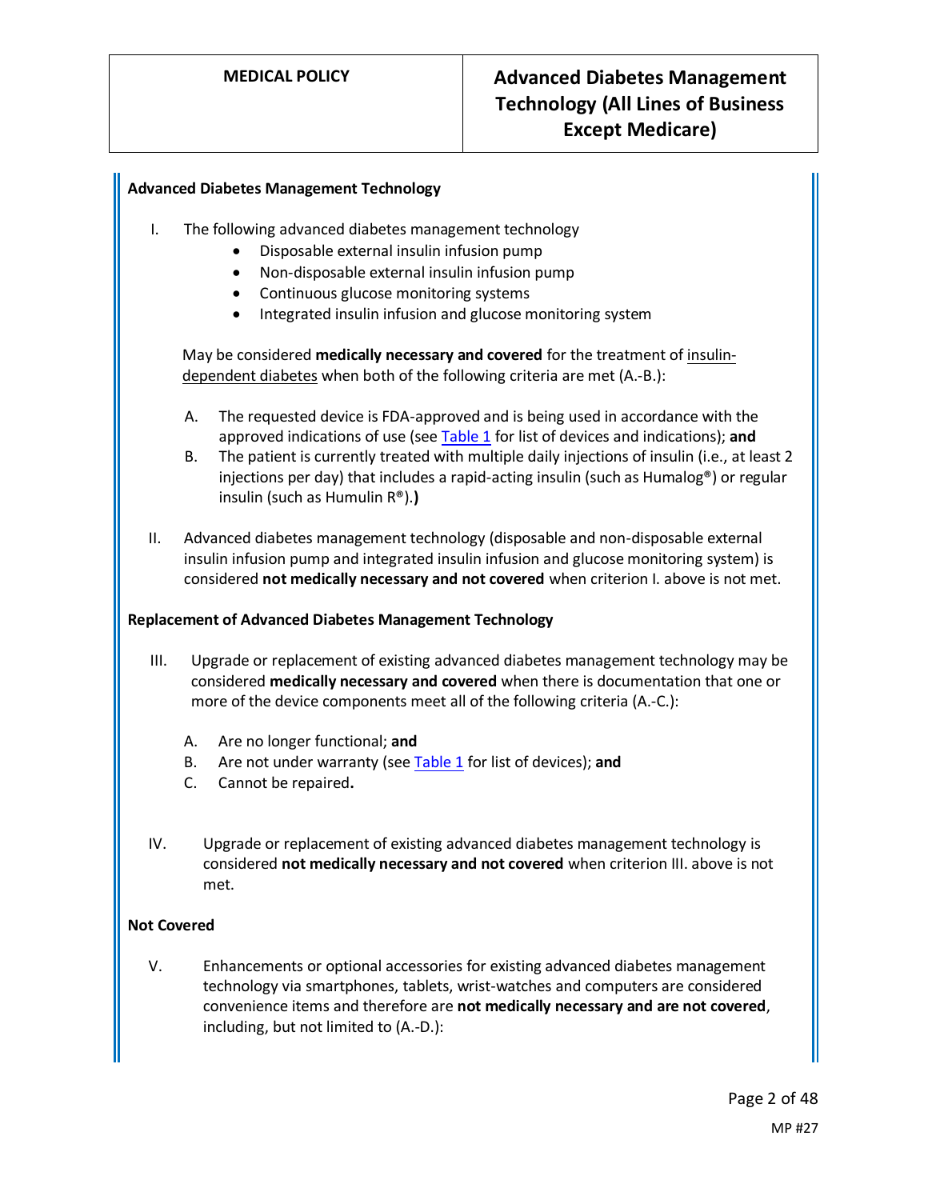**Advanced Diabetes Management Technology**

I. The following advanced diabetes management technology
   - Disposable external insulin infusion pump
   - Non-disposable external insulin infusion pump
   - Continuous glucose monitoring systems
   - Integrated insulin infusion and glucose monitoring system

   May be considered **medically necessary and covered** for the treatment of insulin-dependent diabetes when both of the following criteria are met (A.-B.):

   A. The requested device is FDA-approved and is being used in accordance with the approved indications of use (see Table 1 for list of devices and indications); **and**
   B. The patient is currently treated with multiple daily injections of insulin (i.e., at least 2 injections per day) that includes a rapid-acting insulin (such as Humalog®) or regular insulin (such as Humulin R®).**)**

II. Advanced diabetes management technology (disposable and non-disposable external insulin infusion pump and integrated insulin infusion and glucose monitoring system) is considered **not medically necessary and not covered** when criterion I. above is not met.

**Replacement of Advanced Diabetes Management Technology**

III. Upgrade or replacement of existing advanced diabetes management technology may be considered **medically necessary and covered** when there is documentation that one or more of the device components meet all of the following criteria (A.-C.):

   A. Are no longer functional; **and**
   B. Are not under warranty (see Table 1 for list of devices); **and**
   C. Cannot be repaired**.**

IV. Upgrade or replacement of existing advanced diabetes management technology is considered **not medically necessary and not covered** when criterion III. above is not met.

**Not Covered**

V. Enhancements or optional accessories for existing advanced diabetes management technology via smartphones, tablets, wrist-watches and computers are considered convenience items and therefore are **not medically necessary and are not covered**, including, but not limited to (A.-D.):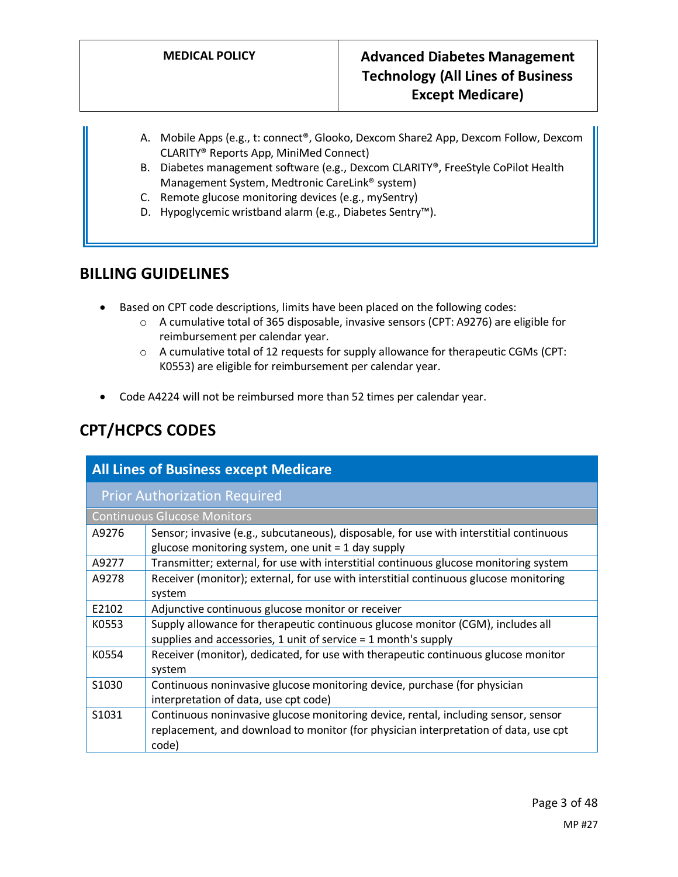A. Mobile Apps (e.g., t: connect®, Glooko, Dexcom Share2 App, Dexcom Follow, Dexcom CLARITY® Reports App, MiniMed Connect)
B. Diabetes management software (e.g., Dexcom CLARITY®, FreeStyle CoPilot Health Management System, Medtronic CareLink® system)
C. Remote glucose monitoring devices (e.g., mySentry)
D. Hypoglycemic wristband alarm (e.g., Diabetes Sentry™).

## BILLING GUIDELINES

- Based on CPT code descriptions, limits have been placed on the following codes:
  - A cumulative total of 365 disposable, invasive sensors (CPT: A9276) are eligible for reimbursement per calendar year.
  - A cumulative total of 12 requests for supply allowance for therapeutic CGMs (CPT: K0553) are eligible for reimbursement per calendar year.

- Code A4224 will not be reimbursed more than 52 times per calendar year.

## CPT/HCPCS CODES

| All Lines of Business except Medicare | |
|---|---|
| Prior Authorization Required | |
| Continuous Glucose Monitors | |
| A9276 | Sensor; invasive (e.g., subcutaneous), disposable, for use with interstitial continuous glucose monitoring system, one unit = 1 day supply |
| A9277 | Transmitter; external, for use with interstitial continuous glucose monitoring system |
| A9278 | Receiver (monitor); external, for use with interstitial continuous glucose monitoring system |
| E2102 | Adjunctive continuous glucose monitor or receiver |
| K0553 | Supply allowance for therapeutic continuous glucose monitor (CGM), includes all supplies and accessories, 1 unit of service = 1 month's supply |
| K0554 | Receiver (monitor), dedicated, for use with therapeutic continuous glucose monitor system |
| S1030 | Continuous noninvasive glucose monitoring device, purchase (for physician interpretation of data, use cpt code) |
| S1031 | Continuous noninvasive glucose monitoring device, rental, including sensor, sensor replacement, and download to monitor (for physician interpretation of data, use cpt code) |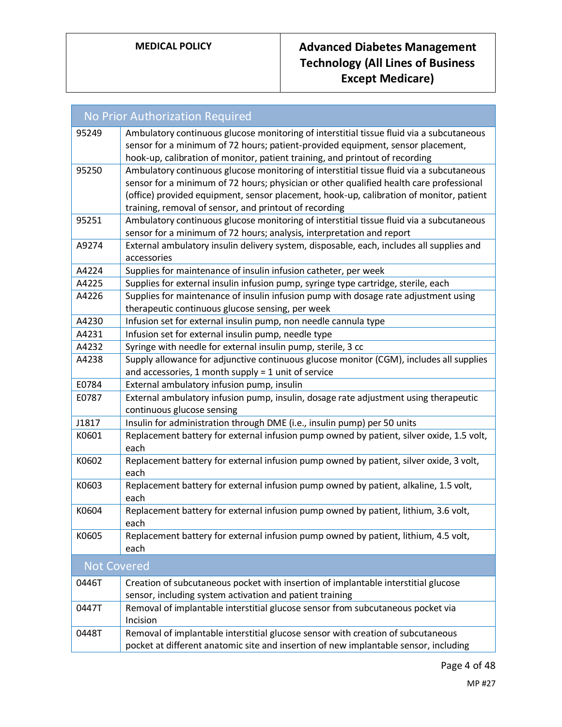| No Prior Authorization Required | |
|---|---|
| 95249 | Ambulatory continuous glucose monitoring of interstitial tissue fluid via a subcutaneous sensor for a minimum of 72 hours; patient-provided equipment, sensor placement, hook-up, calibration of monitor, patient training, and printout of recording |
| 95250 | Ambulatory continuous glucose monitoring of interstitial tissue fluid via a subcutaneous sensor for a minimum of 72 hours; physician or other qualified health care professional (office) provided equipment, sensor placement, hook-up, calibration of monitor, patient training, removal of sensor, and printout of recording |
| 95251 | Ambulatory continuous glucose monitoring of interstitial tissue fluid via a subcutaneous sensor for a minimum of 72 hours; analysis, interpretation and report |
| A9274 | External ambulatory insulin delivery system, disposable, each, includes all supplies and accessories |
| A4224 | Supplies for maintenance of insulin infusion catheter, per week |
| A4225 | Supplies for external insulin infusion pump, syringe type cartridge, sterile, each |
| A4226 | Supplies for maintenance of insulin infusion pump with dosage rate adjustment using therapeutic continuous glucose sensing, per week |
| A4230 | Infusion set for external insulin pump, non needle cannula type |
| A4231 | Infusion set for external insulin pump, needle type |
| A4232 | Syringe with needle for external insulin pump, sterile, 3 cc |
| A4238 | Supply allowance for adjunctive continuous glucose monitor (CGM), includes all supplies and accessories, 1 month supply = 1 unit of service |
| E0784 | External ambulatory infusion pump, insulin |
| E0787 | External ambulatory infusion pump, insulin, dosage rate adjustment using therapeutic continuous glucose sensing |
| J1817 | Insulin for administration through DME (i.e., insulin pump) per 50 units |
| K0601 | Replacement battery for external infusion pump owned by patient, silver oxide, 1.5 volt, each |
| K0602 | Replacement battery for external infusion pump owned by patient, silver oxide, 3 volt, each |
| K0603 | Replacement battery for external infusion pump owned by patient, alkaline, 1.5 volt, each |
| K0604 | Replacement battery for external infusion pump owned by patient, lithium, 3.6 volt, each |
| K0605 | Replacement battery for external infusion pump owned by patient, lithium, 4.5 volt, each |
| **Not Covered** | |
| 0446T | Creation of subcutaneous pocket with insertion of implantable interstitial glucose sensor, including system activation and patient training |
| 0447T | Removal of implantable interstitial glucose sensor from subcutaneous pocket via Incision |
| 0448T | Removal of implantable interstitial glucose sensor with creation of subcutaneous pocket at different anatomic site and insertion of new implantable sensor, including |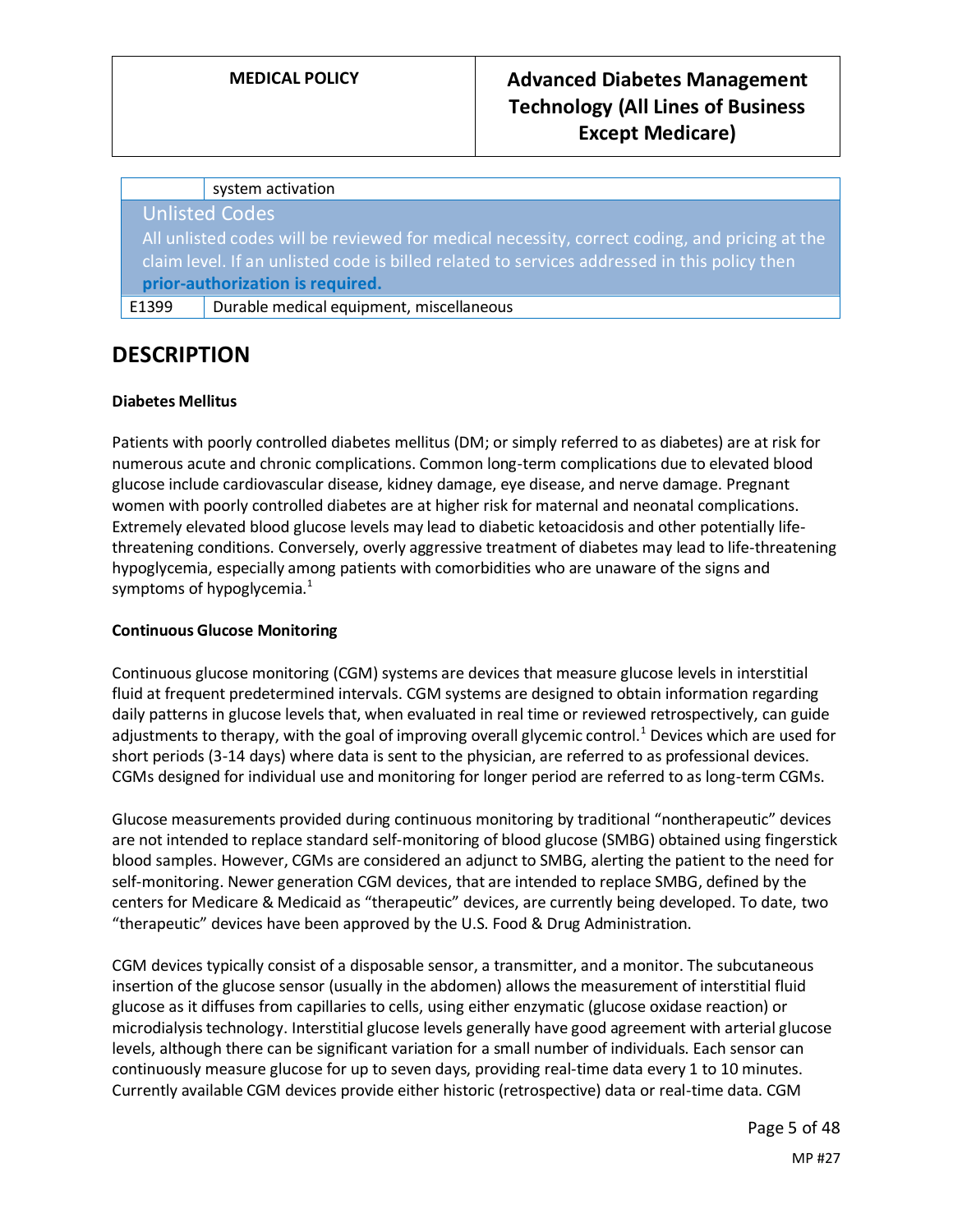| | |
|---|---|
| | system activation |
| **Unlisted Codes**<br>All unlisted codes will be reviewed for medical necessity, correct coding, and pricing at the claim level. If an unlisted code is billed related to services addressed in this policy then **prior-authorization is required.** | |
| E1399 | Durable medical equipment, miscellaneous |

## DESCRIPTION

**Diabetes Mellitus**

Patients with poorly controlled diabetes mellitus (DM; or simply referred to as diabetes) are at risk for numerous acute and chronic complications. Common long-term complications due to elevated blood glucose include cardiovascular disease, kidney damage, eye disease, and nerve damage. Pregnant women with poorly controlled diabetes are at higher risk for maternal and neonatal complications. Extremely elevated blood glucose levels may lead to diabetic ketoacidosis and other potentially life-threatening conditions. Conversely, overly aggressive treatment of diabetes may lead to life-threatening hypoglycemia, especially among patients with comorbidities who are unaware of the signs and symptoms of hypoglycemia.[1]

**Continuous Glucose Monitoring**

Continuous glucose monitoring (CGM) systems are devices that measure glucose levels in interstitial fluid at frequent predetermined intervals. CGM systems are designed to obtain information regarding daily patterns in glucose levels that, when evaluated in real time or reviewed retrospectively, can guide adjustments to therapy, with the goal of improving overall glycemic control.[1] Devices which are used for short periods (3-14 days) where data is sent to the physician, are referred to as professional devices. CGMs designed for individual use and monitoring for longer period are referred to as long-term CGMs.

Glucose measurements provided during continuous monitoring by traditional "nontherapeutic" devices are not intended to replace standard self-monitoring of blood glucose (SMBG) obtained using fingerstick blood samples. However, CGMs are considered an adjunct to SMBG, alerting the patient to the need for self-monitoring. Newer generation CGM devices, that are intended to replace SMBG, defined by the centers for Medicare & Medicaid as "therapeutic" devices, are currently being developed. To date, two "therapeutic" devices have been approved by the U.S. Food & Drug Administration.

CGM devices typically consist of a disposable sensor, a transmitter, and a monitor. The subcutaneous insertion of the glucose sensor (usually in the abdomen) allows the measurement of interstitial fluid glucose as it diffuses from capillaries to cells, using either enzymatic (glucose oxidase reaction) or microdialysis technology. Interstitial glucose levels generally have good agreement with arterial glucose levels, although there can be significant variation for a small number of individuals. Each sensor can continuously measure glucose for up to seven days, providing real-time data every 1 to 10 minutes. Currently available CGM devices provide either historic (retrospective) data or real-time data. CGM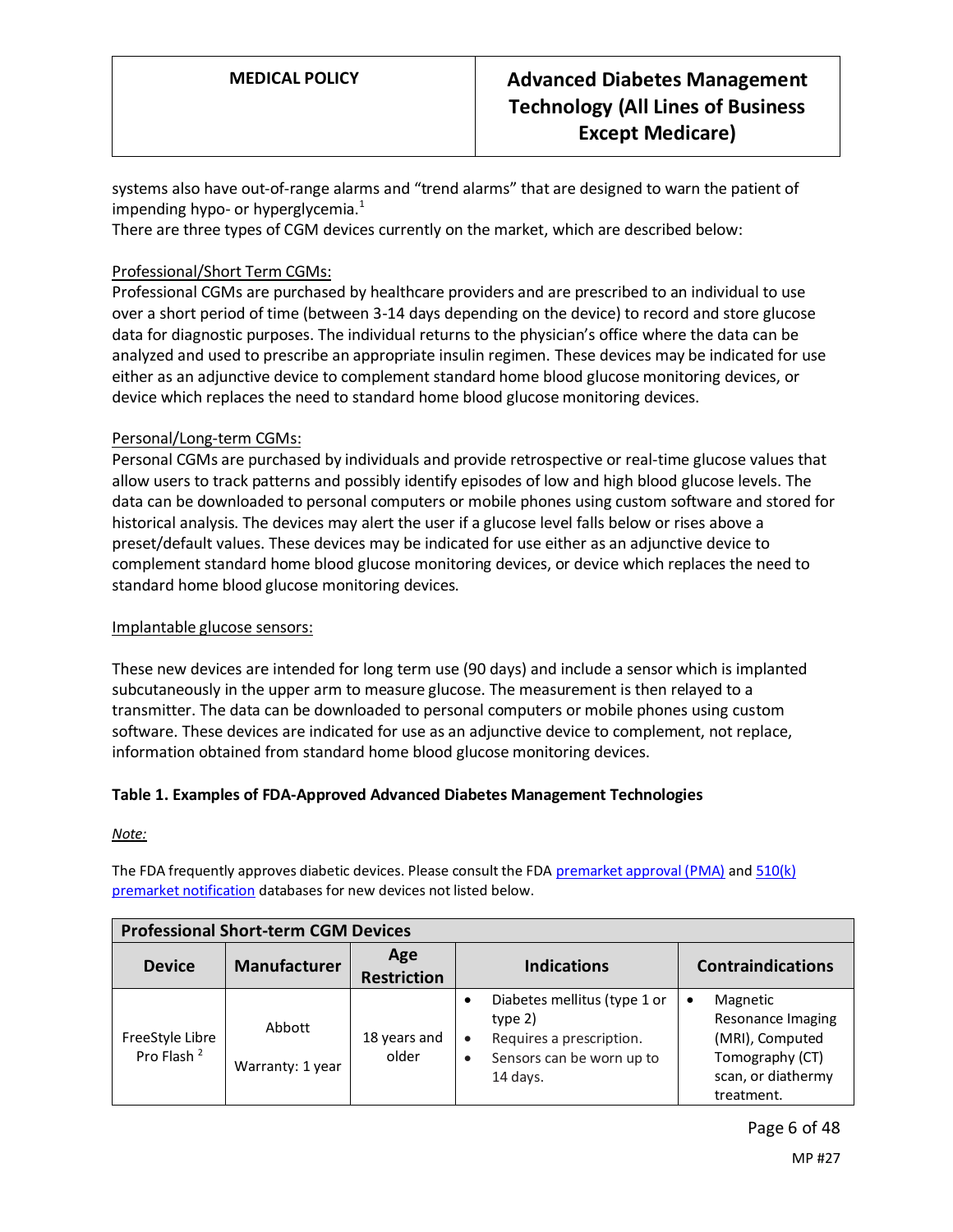systems also have out-of-range alarms and "trend alarms" that are designed to warn the patient of impending hypo- or hyperglycemia.[1]

There are three types of CGM devices currently on the market, which are described below:

Professional/Short Term CGMs:

Professional CGMs are purchased by healthcare providers and are prescribed to an individual to use over a short period of time (between 3-14 days depending on the device) to record and store glucose data for diagnostic purposes. The individual returns to the physician's office where the data can be analyzed and used to prescribe an appropriate insulin regimen. These devices may be indicated for use either as an adjunctive device to complement standard home blood glucose monitoring devices, or device which replaces the need to standard home blood glucose monitoring devices.

Personal/Long-term CGMs:

Personal CGMs are purchased by individuals and provide retrospective or real-time glucose values that allow users to track patterns and possibly identify episodes of low and high blood glucose levels. The data can be downloaded to personal computers or mobile phones using custom software and stored for historical analysis. The devices may alert the user if a glucose level falls below or rises above a preset/default values. These devices may be indicated for use either as an adjunctive device to complement standard home blood glucose monitoring devices, or device which replaces the need to standard home blood glucose monitoring devices.

Implantable glucose sensors:

These new devices are intended for long term use (90 days) and include a sensor which is implanted subcutaneously in the upper arm to measure glucose. The measurement is then relayed to a transmitter. The data can be downloaded to personal computers or mobile phones using custom software. These devices are indicated for use as an adjunctive device to complement, not replace, information obtained from standard home blood glucose monitoring devices.

**Table 1. Examples of FDA-Approved Advanced Diabetes Management Technologies**

*Note:*

The FDA frequently approves diabetic devices. Please consult the FDA premarket approval (PMA) and 510(k) premarket notification databases for new devices not listed below.

| **Professional Short-term CGM Devices** | | | | |
|---|---|---|---|---|
| **Device** | **Manufacturer** | **Age Restriction** | **Indications** | **Contraindications** |
| FreeStyle Libre Pro Flash [2] | Abbott<br><br>Warranty: 1 year | 18 years and older | • Diabetes mellitus (type 1 or type 2)<br>• Requires a prescription.<br>• Sensors can be worn up to 14 days. | • Magnetic Resonance Imaging (MRI), Computed Tomography (CT) scan, or diathermy treatment. |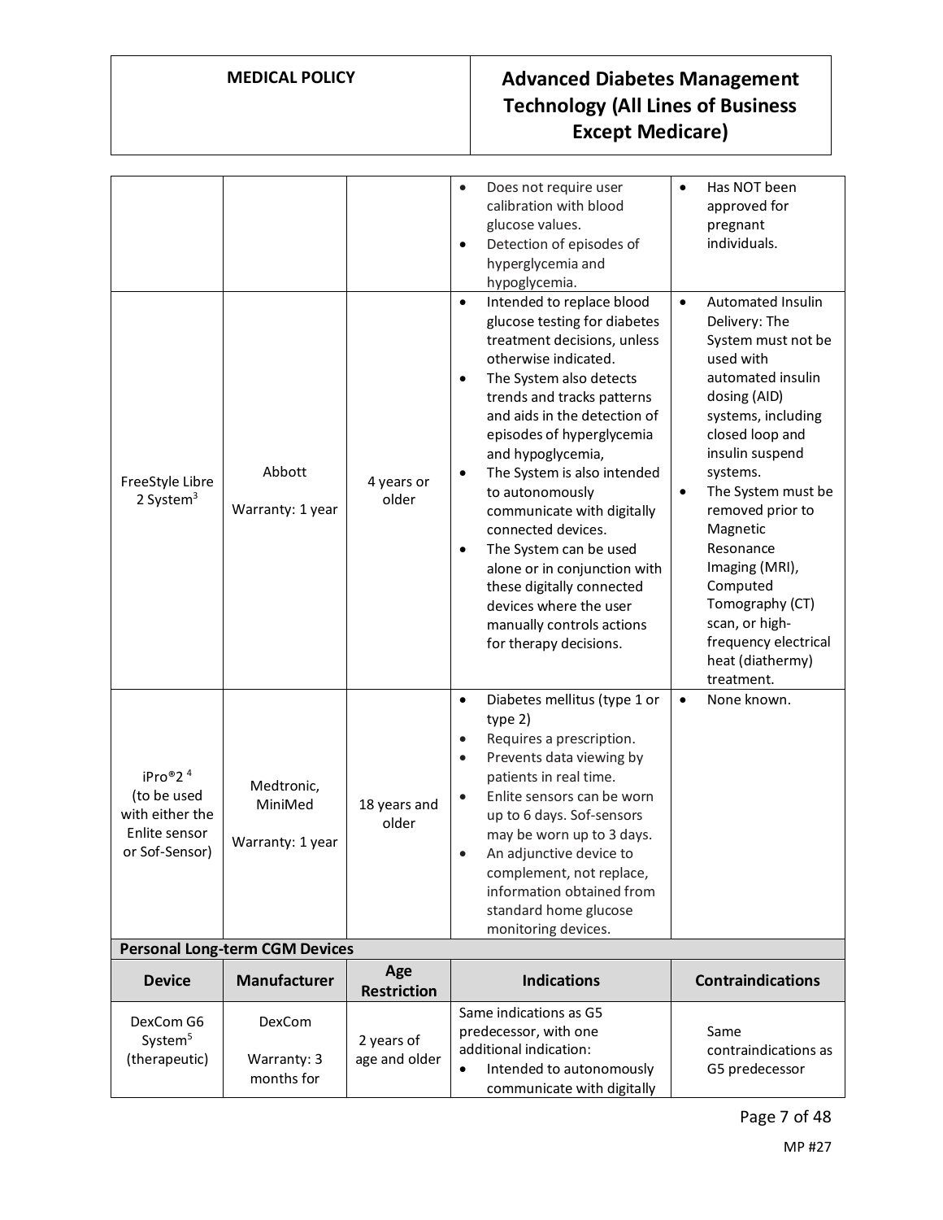| | | | • Does not require user calibration with blood glucose values.<br>• Detection of episodes of hyperglycemia and hypoglycemia. | • Has NOT been approved for pregnant individuals. |
|---|---|---|---|---|
| FreeStyle Libre 2 System[3] | Abbott<br><br>Warranty: 1 year | 4 years or older | • Intended to replace blood glucose testing for diabetes treatment decisions, unless otherwise indicated.<br>• The System also detects trends and tracks patterns and aids in the detection of episodes of hyperglycemia and hypoglycemia,<br>• The System is also intended to autonomously communicate with digitally connected devices.<br>• The System can be used alone or in conjunction with these digitally connected devices where the user manually controls actions for therapy decisions. | • Automated Insulin Delivery: The System must not be used with automated insulin dosing (AID) systems, including closed loop and insulin suspend systems.<br>• The System must be removed prior to Magnetic Resonance Imaging (MRI), Computed Tomography (CT) scan, or high-frequency electrical heat (diathermy) treatment. |
| iPro®2 [4] (to be used with either the Enlite sensor or Sof-Sensor) | Medtronic, MiniMed<br><br>Warranty: 1 year | 18 years and older | • Diabetes mellitus (type 1 or type 2)<br>• Requires a prescription.<br>• Prevents data viewing by patients in real time.<br>• Enlite sensors can be worn up to 6 days. Sof-sensors may be worn up to 3 days.<br>• An adjunctive device to complement, not replace, information obtained from standard home glucose monitoring devices. | • None known. |
| **Personal Long-term CGM Devices** | | | | |
| **Device** | **Manufacturer** | **Age Restriction** | **Indications** | **Contraindications** |
| DexCom G6 System[5] (therapeutic) | DexCom<br><br>Warranty: 3 months for | 2 years of age and older | Same indications as G5 predecessor, with one additional indication:<br>• Intended to autonomously communicate with digitally | Same contraindications as G5 predecessor |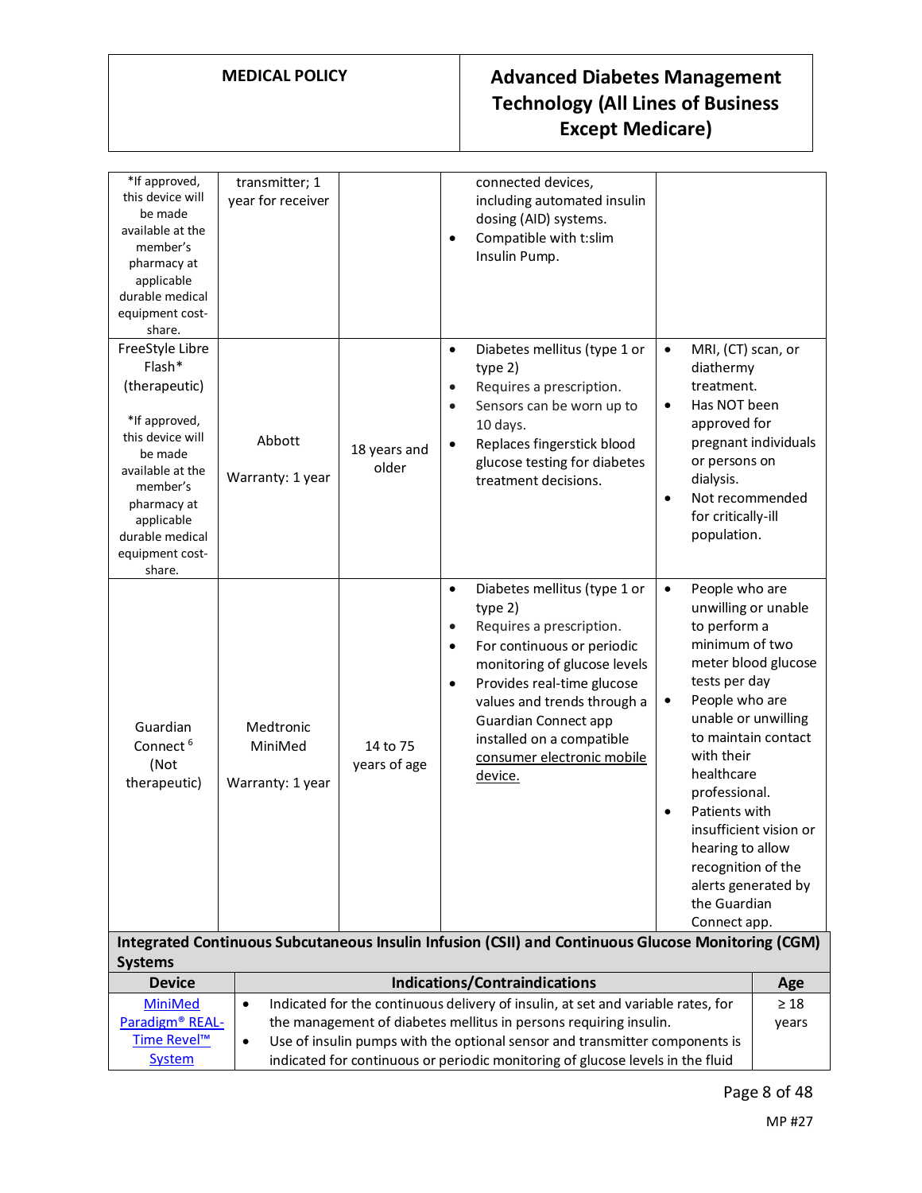| | | | | |
|---|---|---|---|---|
| *If approved, this device will be made available at the member's pharmacy at applicable durable medical equipment cost-share. | transmitter; 1 year for receiver | | connected devices, including automated insulin dosing (AID) systems.<br>• Compatible with t:slim Insulin Pump. | |
| FreeStyle Libre Flash*<br>(therapeutic)<br><br>*If approved, this device will be made available at the member's pharmacy at applicable durable medical equipment cost-share. | Abbott<br><br>Warranty: 1 year | 18 years and older | • Diabetes mellitus (type 1 or type 2)<br>• Requires a prescription.<br>• Sensors can be worn up to 10 days.<br>• Replaces fingerstick blood glucose testing for diabetes treatment decisions. | • MRI, (CT) scan, or diathermy treatment.<br>• Has NOT been approved for pregnant individuals or persons on dialysis.<br>• Not recommended for critically-ill population. |
| Guardian Connect [6]<br>(Not therapeutic) | Medtronic MiniMed<br><br>Warranty: 1 year | 14 to 75 years of age | • Diabetes mellitus (type 1 or type 2)<br>• Requires a prescription.<br>• For continuous or periodic monitoring of glucose levels<br>• Provides real-time glucose values and trends through a Guardian Connect app installed on a compatible consumer electronic mobile device. | • People who are unwilling or unable to perform a minimum of two meter blood glucose tests per day<br>• People who are unable or unwilling to maintain contact with their healthcare professional.<br>• Patients with insufficient vision or hearing to allow recognition of the alerts generated by the Guardian Connect app. |

**Integrated Continuous Subcutaneous Insulin Infusion (CSII) and Continuous Glucose Monitoring (CGM) Systems**

| Device | Indications/Contraindications | Age |
|---|---|---|
| MiniMed Paradigm® REAL-Time Revel™ System | • Indicated for the continuous delivery of insulin, at set and variable rates, for the management of diabetes mellitus in persons requiring insulin.<br>• Use of insulin pumps with the optional sensor and transmitter components is indicated for continuous or periodic monitoring of glucose levels in the fluid | ≥ 18 years |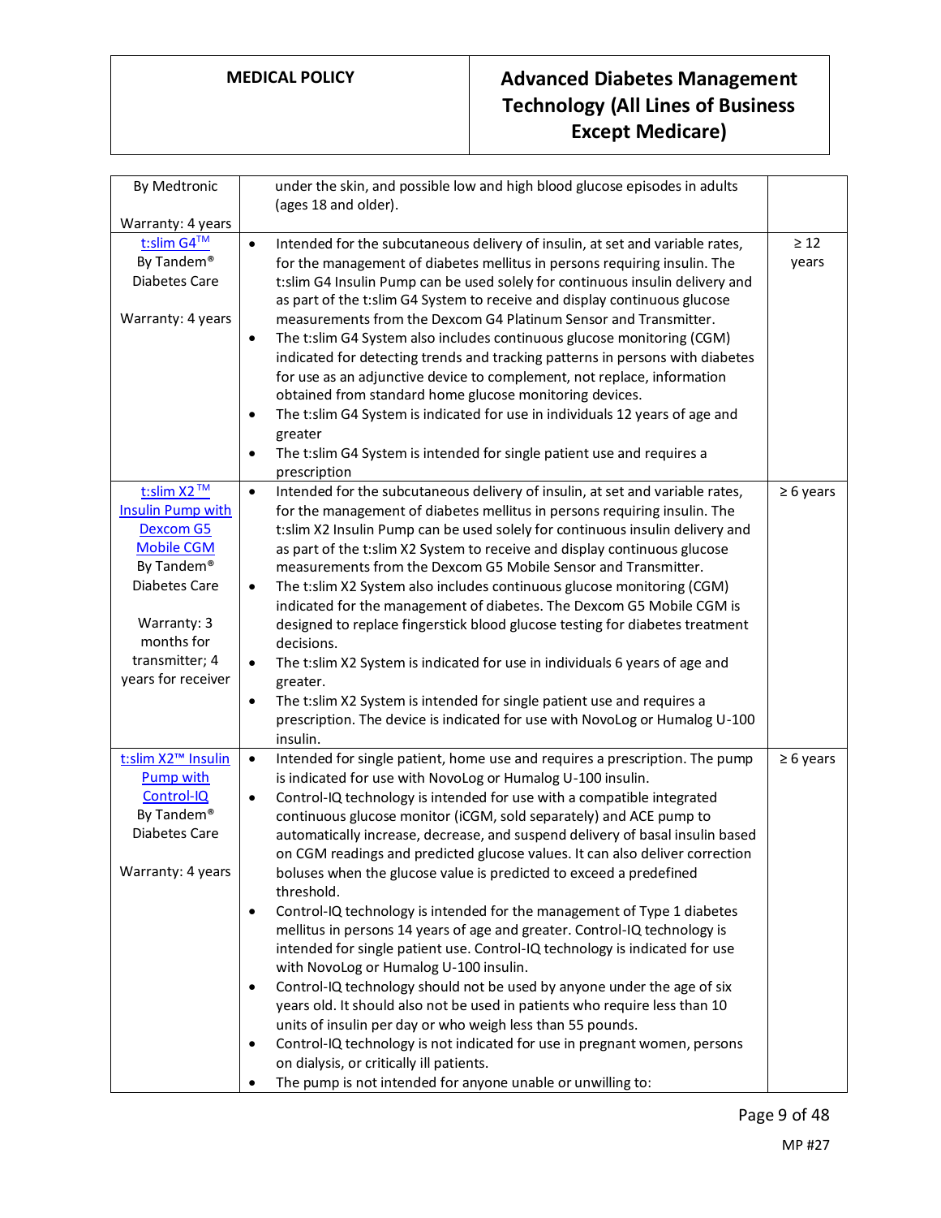| | | |
|---|---|---|
| By Medtronic<br><br>Warranty: 4 years | under the skin, and possible low and high blood glucose episodes in adults (ages 18 and older). | |
| t:slim G4™<br>By Tandem®<br>Diabetes Care<br><br>Warranty: 4 years | • Intended for the subcutaneous delivery of insulin, at set and variable rates, for the management of diabetes mellitus in persons requiring insulin. The t:slim G4 Insulin Pump can be used solely for continuous insulin delivery and as part of the t:slim G4 System to receive and display continuous glucose measurements from the Dexcom G4 Platinum Sensor and Transmitter.<br>• The t:slim G4 System also includes continuous glucose monitoring (CGM) indicated for detecting trends and tracking patterns in persons with diabetes for use as an adjunctive device to complement, not replace, information obtained from standard home glucose monitoring devices.<br>• The t:slim G4 System is indicated for use in individuals 12 years of age and greater<br>• The t:slim G4 System is intended for single patient use and requires a prescription | ≥ 12 years |
| t:slim X2™ Insulin Pump with Dexcom G5 Mobile CGM<br>By Tandem®<br>Diabetes Care<br><br>Warranty: 3 months for transmitter; 4 years for receiver | • Intended for the subcutaneous delivery of insulin, at set and variable rates, for the management of diabetes mellitus in persons requiring insulin. The t:slim X2 Insulin Pump can be used solely for continuous insulin delivery and as part of the t:slim X2 System to receive and display continuous glucose measurements from the Dexcom G5 Mobile Sensor and Transmitter.<br>• The t:slim X2 System also includes continuous glucose monitoring (CGM) indicated for the management of diabetes. The Dexcom G5 Mobile CGM is designed to replace fingerstick blood glucose testing for diabetes treatment decisions.<br>• The t:slim X2 System is indicated for use in individuals 6 years of age and greater.<br>• The t:slim X2 System is intended for single patient use and requires a prescription. The device is indicated for use with NovoLog or Humalog U-100 insulin. | ≥ 6 years |
| t:slim X2™ Insulin Pump with Control-IQ<br>By Tandem®<br>Diabetes Care<br><br>Warranty: 4 years | • Intended for single patient, home use and requires a prescription. The pump is indicated for use with NovoLog or Humalog U-100 insulin.<br>• Control-IQ technology is intended for use with a compatible integrated continuous glucose monitor (iCGM, sold separately) and ACE pump to automatically increase, decrease, and suspend delivery of basal insulin based on CGM readings and predicted glucose values. It can also deliver correction boluses when the glucose value is predicted to exceed a predefined threshold.<br>• Control-IQ technology is intended for the management of Type 1 diabetes mellitus in persons 14 years of age and greater. Control-IQ technology is intended for single patient use. Control-IQ technology is indicated for use with NovoLog or Humalog U-100 insulin.<br>• Control-IQ technology should not be used by anyone under the age of six years old. It should also not be used in patients who require less than 10 units of insulin per day or who weigh less than 55 pounds.<br>• Control-IQ technology is not indicated for use in pregnant women, persons on dialysis, or critically ill patients.<br>• The pump is not intended for anyone unable or unwilling to: | ≥ 6 years |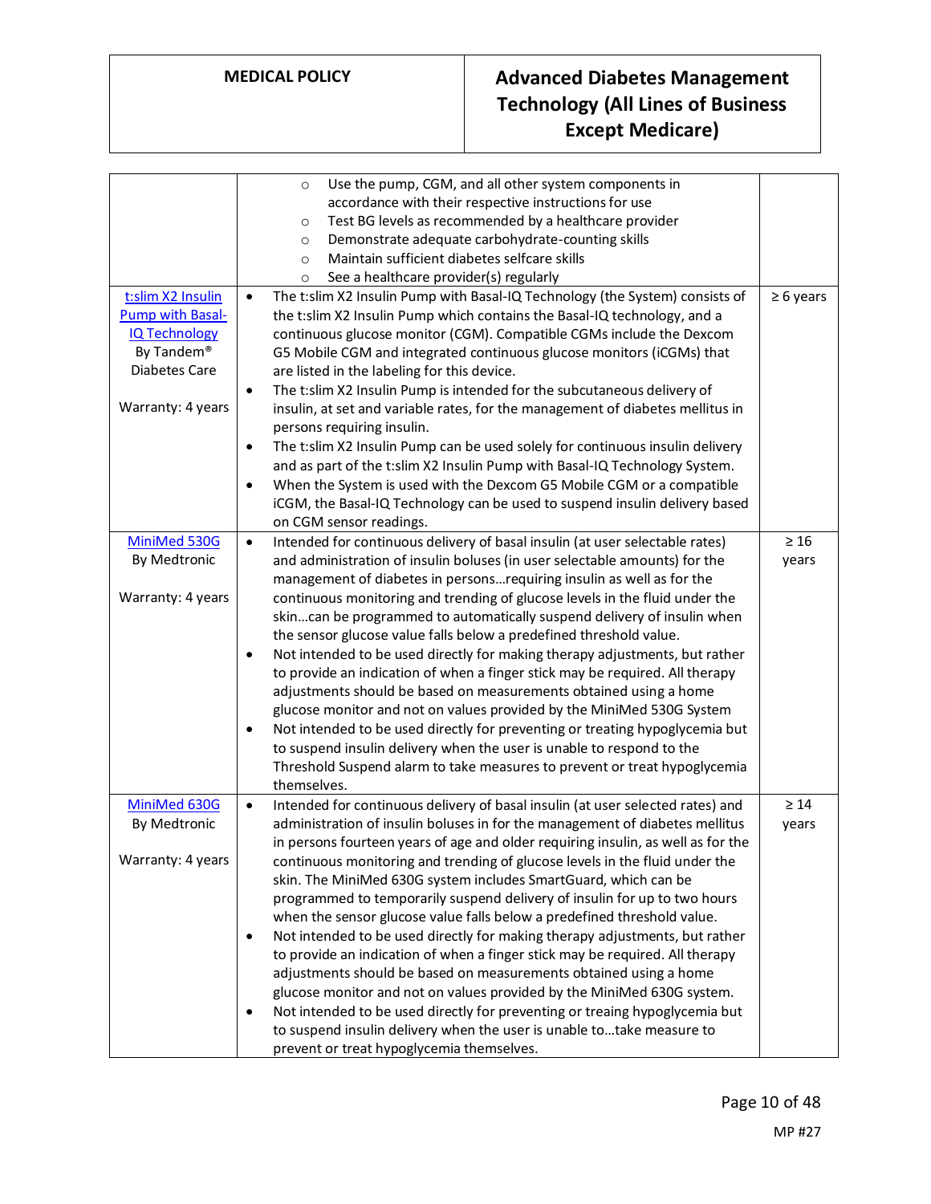| | | |
|---|---|---|
| | ○ Use the pump, CGM, and all other system components in accordance with their respective instructions for use<br>○ Test BG levels as recommended by a healthcare provider<br>○ Demonstrate adequate carbohydrate-counting skills<br>○ Maintain sufficient diabetes selfcare skills<br>○ See a healthcare provider(s) regularly | |
| t:slim X2 Insulin Pump with Basal-IQ Technology By Tandem® Diabetes Care<br><br>Warranty: 4 years | • The t:slim X2 Insulin Pump with Basal-IQ Technology (the System) consists of the t:slim X2 Insulin Pump which contains the Basal-IQ technology, and a continuous glucose monitor (CGM). Compatible CGMs include the Dexcom G5 Mobile CGM and integrated continuous glucose monitors (iCGMs) that are listed in the labeling for this device.<br>• The t:slim X2 Insulin Pump is intended for the subcutaneous delivery of insulin, at set and variable rates, for the management of diabetes mellitus in persons requiring insulin.<br>• The t:slim X2 Insulin Pump can be used solely for continuous insulin delivery and as part of the t:slim X2 Insulin Pump with Basal-IQ Technology System.<br>• When the System is used with the Dexcom G5 Mobile CGM or a compatible iCGM, the Basal-IQ Technology can be used to suspend insulin delivery based on CGM sensor readings. | ≥ 6 years |
| MiniMed 530G By Medtronic<br><br>Warranty: 4 years | • Intended for continuous delivery of basal insulin (at user selectable rates) and administration of insulin boluses (in user selectable amounts) for the management of diabetes in persons…requiring insulin as well as for the continuous monitoring and trending of glucose levels in the fluid under the skin…can be programmed to automatically suspend delivery of insulin when the sensor glucose value falls below a predefined threshold value.<br>• Not intended to be used directly for making therapy adjustments, but rather to provide an indication of when a finger stick may be required. All therapy adjustments should be based on measurements obtained using a home glucose monitor and not on values provided by the MiniMed 530G System<br>• Not intended to be used directly for preventing or treating hypoglycemia but to suspend insulin delivery when the user is unable to respond to the Threshold Suspend alarm to take measures to prevent or treat hypoglycemia themselves. | ≥ 16 years |
| MiniMed 630G By Medtronic<br><br>Warranty: 4 years | • Intended for continuous delivery of basal insulin (at user selected rates) and administration of insulin boluses in for the management of diabetes mellitus in persons fourteen years of age and older requiring insulin, as well as for the continuous monitoring and trending of glucose levels in the fluid under the skin. The MiniMed 630G system includes SmartGuard, which can be programmed to temporarily suspend delivery of insulin for up to two hours when the sensor glucose value falls below a predefined threshold value.<br>• Not intended to be used directly for making therapy adjustments, but rather to provide an indication of when a finger stick may be required. All therapy adjustments should be based on measurements obtained using a home glucose monitor and not on values provided by the MiniMed 630G system.<br>• Not intended to be used directly for preventing or treaing hypoglycemia but to suspend insulin delivery when the user is unable to…take measure to prevent or treat hypoglycemia themselves. | ≥ 14 years |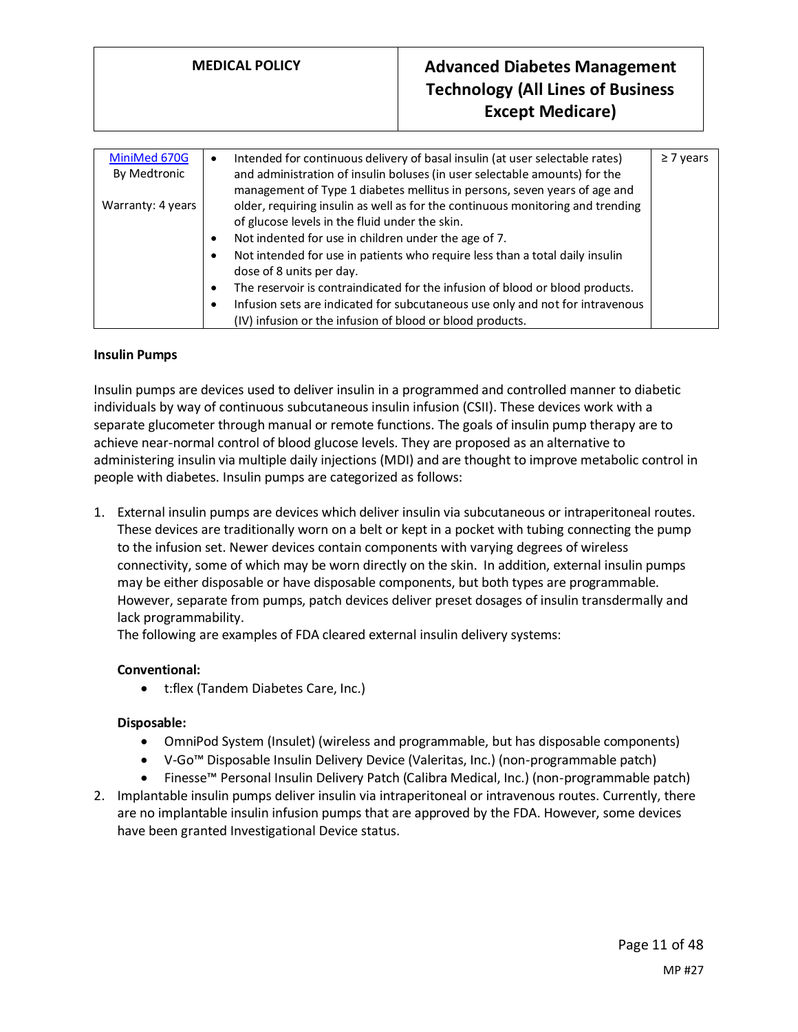| MiniMed 670G By Medtronic<br><br>Warranty: 4 years | • Intended for continuous delivery of basal insulin (at user selectable rates) and administration of insulin boluses (in user selectable amounts) for the management of Type 1 diabetes mellitus in persons, seven years of age and older, requiring insulin as well as for the continuous monitoring and trending of glucose levels in the fluid under the skin.<br>• Not indented for use in children under the age of 7.<br>• Not intended for use in patients who require less than a total daily insulin dose of 8 units per day.<br>• The reservoir is contraindicated for the infusion of blood or blood products.<br>• Infusion sets are indicated for subcutaneous use only and not for intravenous (IV) infusion or the infusion of blood or blood products. | ≥ 7 years |
|---|---|---|

**Insulin Pumps**

Insulin pumps are devices used to deliver insulin in a programmed and controlled manner to diabetic individuals by way of continuous subcutaneous insulin infusion (CSII). These devices work with a separate glucometer through manual or remote functions. The goals of insulin pump therapy are to achieve near-normal control of blood glucose levels. They are proposed as an alternative to administering insulin via multiple daily injections (MDI) and are thought to improve metabolic control in people with diabetes. Insulin pumps are categorized as follows:

1. External insulin pumps are devices which deliver insulin via subcutaneous or intraperitoneal routes. These devices are traditionally worn on a belt or kept in a pocket with tubing connecting the pump to the infusion set. Newer devices contain components with varying degrees of wireless connectivity, some of which may be worn directly on the skin. In addition, external insulin pumps may be either disposable or have disposable components, but both types are programmable. However, separate from pumps, patch devices deliver preset dosages of insulin transdermally and lack programmability.
   The following are examples of FDA cleared external insulin delivery systems:

   **Conventional:**
   - t:flex (Tandem Diabetes Care, Inc.)

   **Disposable:**
   - OmniPod System (Insulet) (wireless and programmable, but has disposable components)
   - V-Go™ Disposable Insulin Delivery Device (Valeritas, Inc.) (non-programmable patch)
   - Finesse™ Personal Insulin Delivery Patch (Calibra Medical, Inc.) (non-programmable patch)
2. Implantable insulin pumps deliver insulin via intraperitoneal or intravenous routes. Currently, there are no implantable insulin infusion pumps that are approved by the FDA. However, some devices have been granted Investigational Device status.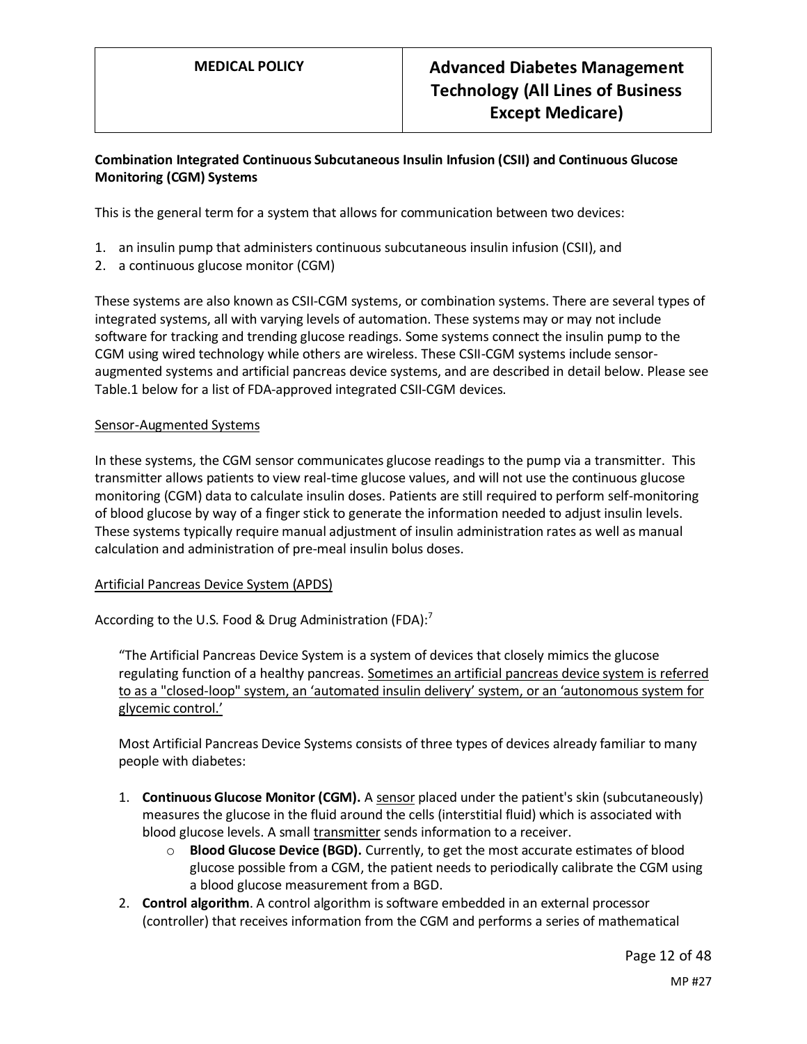**Combination Integrated Continuous Subcutaneous Insulin Infusion (CSII) and Continuous Glucose Monitoring (CGM) Systems**

This is the general term for a system that allows for communication between two devices:

1. an insulin pump that administers continuous subcutaneous insulin infusion (CSII), and
2. a continuous glucose monitor (CGM)

These systems are also known as CSII-CGM systems, or combination systems. There are several types of integrated systems, all with varying levels of automation. These systems may or may not include software for tracking and trending glucose readings. Some systems connect the insulin pump to the CGM using wired technology while others are wireless. These CSII-CGM systems include sensor-augmented systems and artificial pancreas device systems, and are described in detail below. Please see Table.1 below for a list of FDA-approved integrated CSII-CGM devices.

Sensor-Augmented Systems

In these systems, the CGM sensor communicates glucose readings to the pump via a transmitter. This transmitter allows patients to view real-time glucose values, and will not use the continuous glucose monitoring (CGM) data to calculate insulin doses. Patients are still required to perform self-monitoring of blood glucose by way of a finger stick to generate the information needed to adjust insulin levels. These systems typically require manual adjustment of insulin administration rates as well as manual calculation and administration of pre-meal insulin bolus doses.

Artificial Pancreas Device System (APDS)

According to the U.S. Food & Drug Administration (FDA):[7]

> "The Artificial Pancreas Device System is a system of devices that closely mimics the glucose regulating function of a healthy pancreas. Sometimes an artificial pancreas device system is referred to as a "closed-loop" system, an 'automated insulin delivery' system, or an 'autonomous system for glycemic control.'
>
> Most Artificial Pancreas Device Systems consists of three types of devices already familiar to many people with diabetes:
>
> 1. **Continuous Glucose Monitor (CGM).** A sensor placed under the patient's skin (subcutaneously) measures the glucose in the fluid around the cells (interstitial fluid) which is associated with blood glucose levels. A small transmitter sends information to a receiver.
>     - **Blood Glucose Device (BGD).** Currently, to get the most accurate estimates of blood glucose possible from a CGM, the patient needs to periodically calibrate the CGM using a blood glucose measurement from a BGD.
> 2. **Control algorithm**. A control algorithm is software embedded in an external processor (controller) that receives information from the CGM and performs a series of mathematical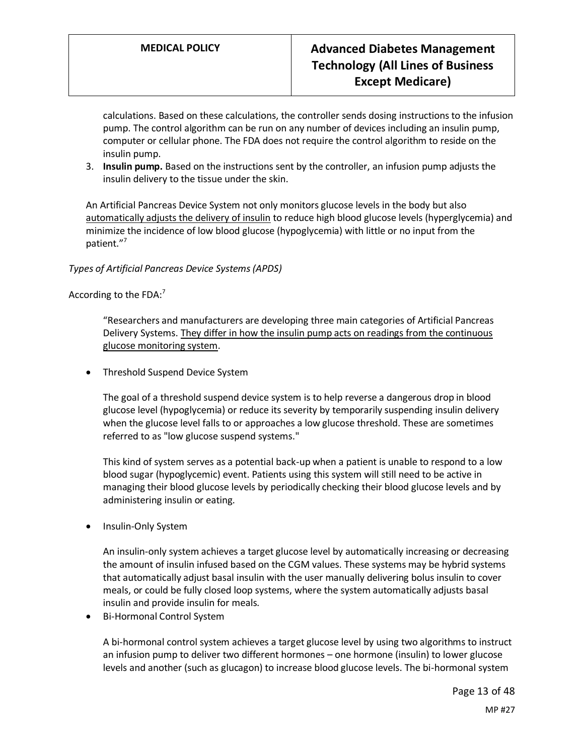calculations. Based on these calculations, the controller sends dosing instructions to the infusion pump. The control algorithm can be run on any number of devices including an insulin pump, computer or cellular phone. The FDA does not require the control algorithm to reside on the insulin pump.

3. **Insulin pump.** Based on the instructions sent by the controller, an infusion pump adjusts the insulin delivery to the tissue under the skin.

An Artificial Pancreas Device System not only monitors glucose levels in the body but also <u>automatically adjusts the delivery of insulin</u> to reduce high blood glucose levels (hyperglycemia) and minimize the incidence of low blood glucose (hypoglycemia) with little or no input from the patient."[7]

*Types of Artificial Pancreas Device Systems (APDS)*

According to the FDA:[7]

"Researchers and manufacturers are developing three main categories of Artificial Pancreas Delivery Systems. <u>They differ in how the insulin pump acts on readings from the continuous glucose monitoring system</u>.

- Threshold Suspend Device System

  The goal of a threshold suspend device system is to help reverse a dangerous drop in blood glucose level (hypoglycemia) or reduce its severity by temporarily suspending insulin delivery when the glucose level falls to or approaches a low glucose threshold. These are sometimes referred to as "low glucose suspend systems."

  This kind of system serves as a potential back-up when a patient is unable to respond to a low blood sugar (hypoglycemic) event. Patients using this system will still need to be active in managing their blood glucose levels by periodically checking their blood glucose levels and by administering insulin or eating.

- Insulin-Only System

  An insulin-only system achieves a target glucose level by automatically increasing or decreasing the amount of insulin infused based on the CGM values. These systems may be hybrid systems that automatically adjust basal insulin with the user manually delivering bolus insulin to cover meals, or could be fully closed loop systems, where the system automatically adjusts basal insulin and provide insulin for meals.

- Bi-Hormonal Control System

  A bi-hormonal control system achieves a target glucose level by using two algorithms to instruct an infusion pump to deliver two different hormones – one hormone (insulin) to lower glucose levels and another (such as glucagon) to increase blood glucose levels. The bi-hormonal system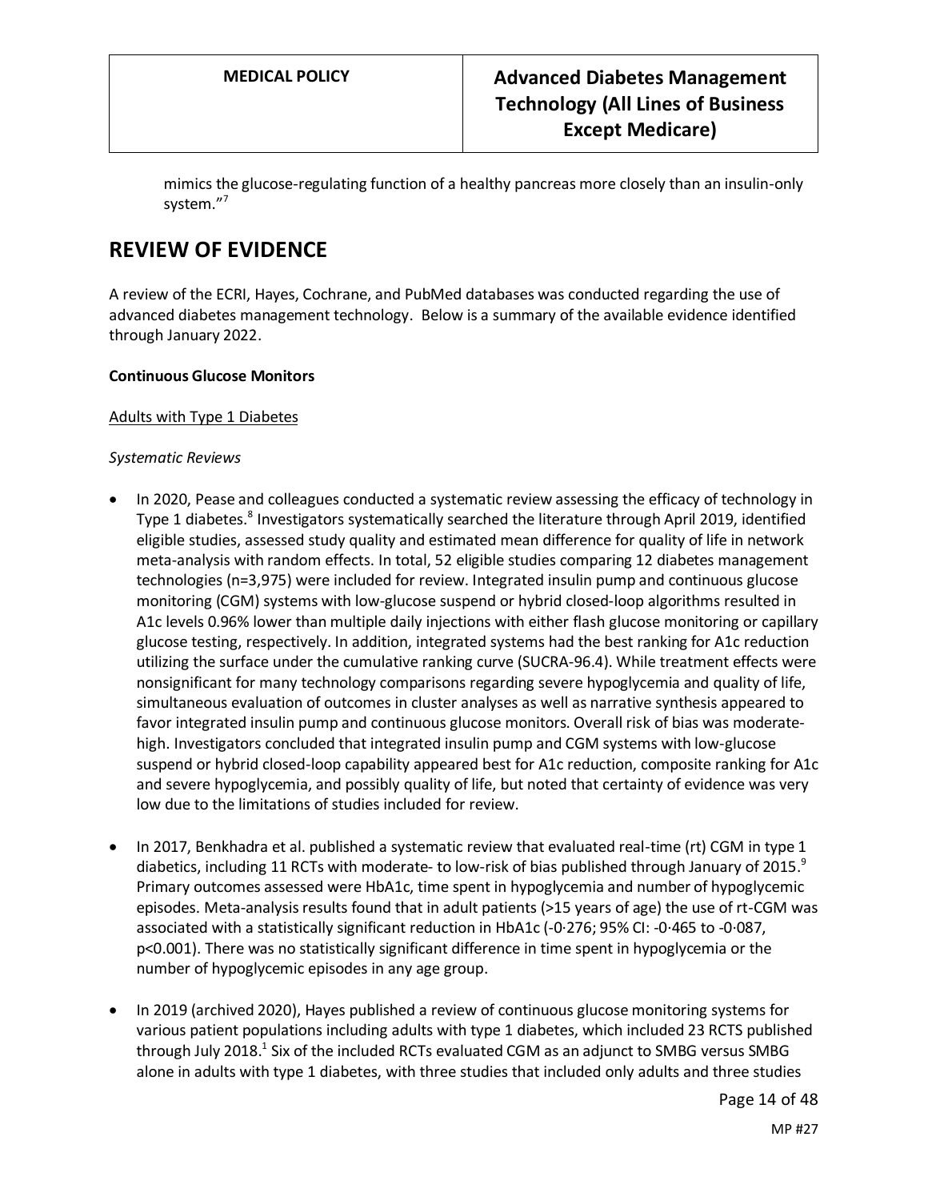mimics the glucose-regulating function of a healthy pancreas more closely than an insulin-only system."[7]

## REVIEW OF EVIDENCE

A review of the ECRI, Hayes, Cochrane, and PubMed databases was conducted regarding the use of advanced diabetes management technology. Below is a summary of the available evidence identified through January 2022.

**Continuous Glucose Monitors**

Adults with Type 1 Diabetes

*Systematic Reviews*

- In 2020, Pease and colleagues conducted a systematic review assessing the efficacy of technology in Type 1 diabetes.[8] Investigators systematically searched the literature through April 2019, identified eligible studies, assessed study quality and estimated mean difference for quality of life in network meta-analysis with random effects. In total, 52 eligible studies comparing 12 diabetes management technologies (n=3,975) were included for review. Integrated insulin pump and continuous glucose monitoring (CGM) systems with low-glucose suspend or hybrid closed-loop algorithms resulted in A1c levels 0.96% lower than multiple daily injections with either flash glucose monitoring or capillary glucose testing, respectively. In addition, integrated systems had the best ranking for A1c reduction utilizing the surface under the cumulative ranking curve (SUCRA-96.4). While treatment effects were nonsignificant for many technology comparisons regarding severe hypoglycemia and quality of life, simultaneous evaluation of outcomes in cluster analyses as well as narrative synthesis appeared to favor integrated insulin pump and continuous glucose monitors. Overall risk of bias was moderate-high. Investigators concluded that integrated insulin pump and CGM systems with low-glucose suspend or hybrid closed-loop capability appeared best for A1c reduction, composite ranking for A1c and severe hypoglycemia, and possibly quality of life, but noted that certainty of evidence was very low due to the limitations of studies included for review.

- In 2017, Benkhadra et al. published a systematic review that evaluated real-time (rt) CGM in type 1 diabetics, including 11 RCTs with moderate- to low-risk of bias published through January of 2015.[9] Primary outcomes assessed were HbA1c, time spent in hypoglycemia and number of hypoglycemic episodes. Meta-analysis results found that in adult patients (>15 years of age) the use of rt-CGM was associated with a statistically significant reduction in HbA1c (-0·276; 95% CI: -0·465 to -0·087, p<0.001). There was no statistically significant difference in time spent in hypoglycemia or the number of hypoglycemic episodes in any age group.

- In 2019 (archived 2020), Hayes published a review of continuous glucose monitoring systems for various patient populations including adults with type 1 diabetes, which included 23 RCTS published through July 2018.[1] Six of the included RCTs evaluated CGM as an adjunct to SMBG versus SMBG alone in adults with type 1 diabetes, with three studies that included only adults and three studies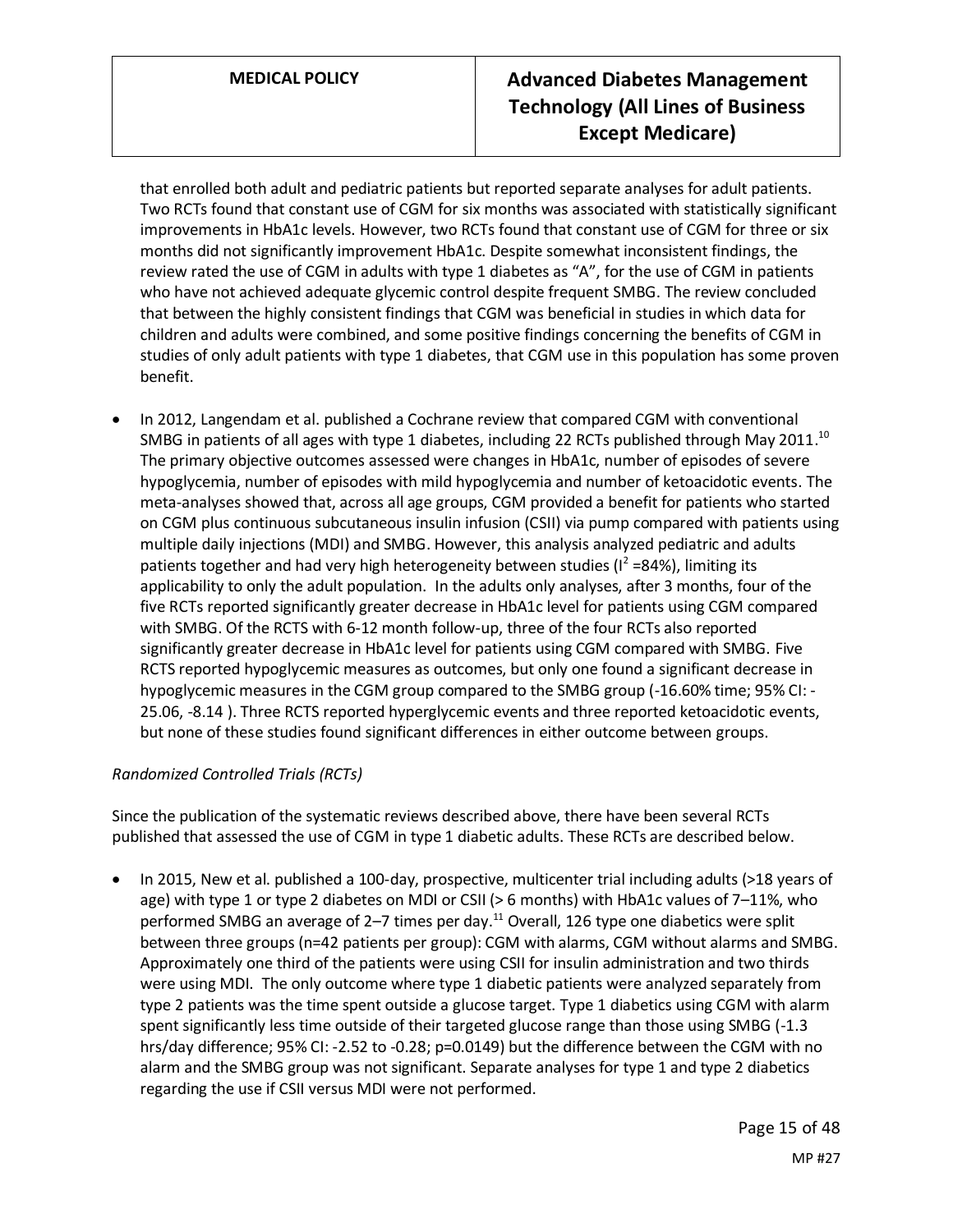that enrolled both adult and pediatric patients but reported separate analyses for adult patients. Two RCTs found that constant use of CGM for six months was associated with statistically significant improvements in HbA1c levels. However, two RCTs found that constant use of CGM for three or six months did not significantly improvement HbA1c. Despite somewhat inconsistent findings, the review rated the use of CGM in adults with type 1 diabetes as "A", for the use of CGM in patients who have not achieved adequate glycemic control despite frequent SMBG. The review concluded that between the highly consistent findings that CGM was beneficial in studies in which data for children and adults were combined, and some positive findings concerning the benefits of CGM in studies of only adult patients with type 1 diabetes, that CGM use in this population has some proven benefit.

- In 2012, Langendam et al. published a Cochrane review that compared CGM with conventional SMBG in patients of all ages with type 1 diabetes, including 22 RCTs published through May 2011.[10] The primary objective outcomes assessed were changes in HbA1c, number of episodes of severe hypoglycemia, number of episodes with mild hypoglycemia and number of ketoacidotic events. The meta-analyses showed that, across all age groups, CGM provided a benefit for patients who started on CGM plus continuous subcutaneous insulin infusion (CSII) via pump compared with patients using multiple daily injections (MDI) and SMBG. However, this analysis analyzed pediatric and adults patients together and had very high heterogeneity between studies ($I^2$ =84%), limiting its applicability to only the adult population. In the adults only analyses, after 3 months, four of the five RCTs reported significantly greater decrease in HbA1c level for patients using CGM compared with SMBG. Of the RCTS with 6-12 month follow-up, three of the four RCTs also reported significantly greater decrease in HbA1c level for patients using CGM compared with SMBG. Five RCTS reported hypoglycemic measures as outcomes, but only one found a significant decrease in hypoglycemic measures in the CGM group compared to the SMBG group (-16.60% time; 95% CI: -25.06, -8.14 ). Three RCTS reported hyperglycemic events and three reported ketoacidotic events, but none of these studies found significant differences in either outcome between groups.

*Randomized Controlled Trials (RCTs)*

Since the publication of the systematic reviews described above, there have been several RCTs published that assessed the use of CGM in type 1 diabetic adults. These RCTs are described below.

- In 2015, New et al. published a 100-day, prospective, multicenter trial including adults (>18 years of age) with type 1 or type 2 diabetes on MDI or CSII (> 6 months) with HbA1c values of 7–11%, who performed SMBG an average of 2–7 times per day.[11] Overall, 126 type one diabetics were split between three groups (n=42 patients per group): CGM with alarms, CGM without alarms and SMBG. Approximately one third of the patients were using CSII for insulin administration and two thirds were using MDI. The only outcome where type 1 diabetic patients were analyzed separately from type 2 patients was the time spent outside a glucose target. Type 1 diabetics using CGM with alarm spent significantly less time outside of their targeted glucose range than those using SMBG (-1.3 hrs/day difference; 95% CI: -2.52 to -0.28; p=0.0149) but the difference between the CGM with no alarm and the SMBG group was not significant. Separate analyses for type 1 and type 2 diabetics regarding the use if CSII versus MDI were not performed.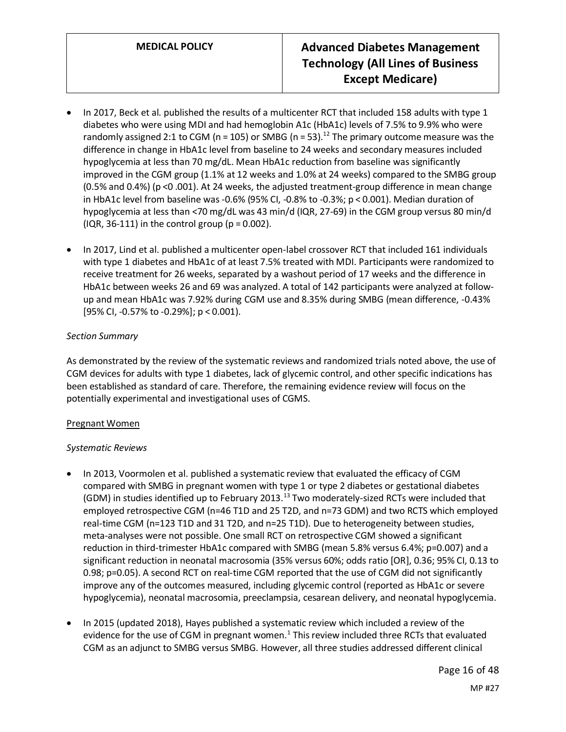- In 2017, Beck et al. published the results of a multicenter RCT that included 158 adults with type 1 diabetes who were using MDI and had hemoglobin A1c (HbA1c) levels of 7.5% to 9.9% who were randomly assigned 2:1 to CGM (n = 105) or SMBG (n = 53).[12] The primary outcome measure was the difference in change in HbA1c level from baseline to 24 weeks and secondary measures included hypoglycemia at less than 70 mg/dL. Mean HbA1c reduction from baseline was significantly improved in the CGM group (1.1% at 12 weeks and 1.0% at 24 weeks) compared to the SMBG group (0.5% and 0.4%) (p <0 .001). At 24 weeks, the adjusted treatment-group difference in mean change in HbA1c level from baseline was -0.6% (95% CI, -0.8% to -0.3%; p < 0.001). Median duration of hypoglycemia at less than <70 mg/dL was 43 min/d (IQR, 27-69) in the CGM group versus 80 min/d (IQR, 36-111) in the control group (p = 0.002).

- In 2017, Lind et al. published a multicenter open-label crossover RCT that included 161 individuals with type 1 diabetes and HbA1c of at least 7.5% treated with MDI. Participants were randomized to receive treatment for 26 weeks, separated by a washout period of 17 weeks and the difference in HbA1c between weeks 26 and 69 was analyzed. A total of 142 participants were analyzed at follow-up and mean HbA1c was 7.92% during CGM use and 8.35% during SMBG (mean difference, -0.43% [95% CI, -0.57% to -0.29%]; p < 0.001).

*Section Summary*

As demonstrated by the review of the systematic reviews and randomized trials noted above, the use of CGM devices for adults with type 1 diabetes, lack of glycemic control, and other specific indications has been established as standard of care. Therefore, the remaining evidence review will focus on the potentially experimental and investigational uses of CGMS.

<u>Pregnant Women</u>

*Systematic Reviews*

- In 2013, Voormolen et al. published a systematic review that evaluated the efficacy of CGM compared with SMBG in pregnant women with type 1 or type 2 diabetes or gestational diabetes (GDM) in studies identified up to February 2013.[13] Two moderately-sized RCTs were included that employed retrospective CGM (n=46 T1D and 25 T2D, and n=73 GDM) and two RCTS which employed real-time CGM (n=123 T1D and 31 T2D, and n=25 T1D). Due to heterogeneity between studies, meta-analyses were not possible. One small RCT on retrospective CGM showed a significant reduction in third-trimester HbA1c compared with SMBG (mean 5.8% versus 6.4%; p=0.007) and a significant reduction in neonatal macrosomia (35% versus 60%; odds ratio [OR], 0.36; 95% CI, 0.13 to 0.98; p=0.05). A second RCT on real-time CGM reported that the use of CGM did not significantly improve any of the outcomes measured, including glycemic control (reported as HbA1c or severe hypoglycemia), neonatal macrosomia, preeclampsia, cesarean delivery, and neonatal hypoglycemia.

- In 2015 (updated 2018), Hayes published a systematic review which included a review of the evidence for the use of CGM in pregnant women.[1] This review included three RCTs that evaluated CGM as an adjunct to SMBG versus SMBG. However, all three studies addressed different clinical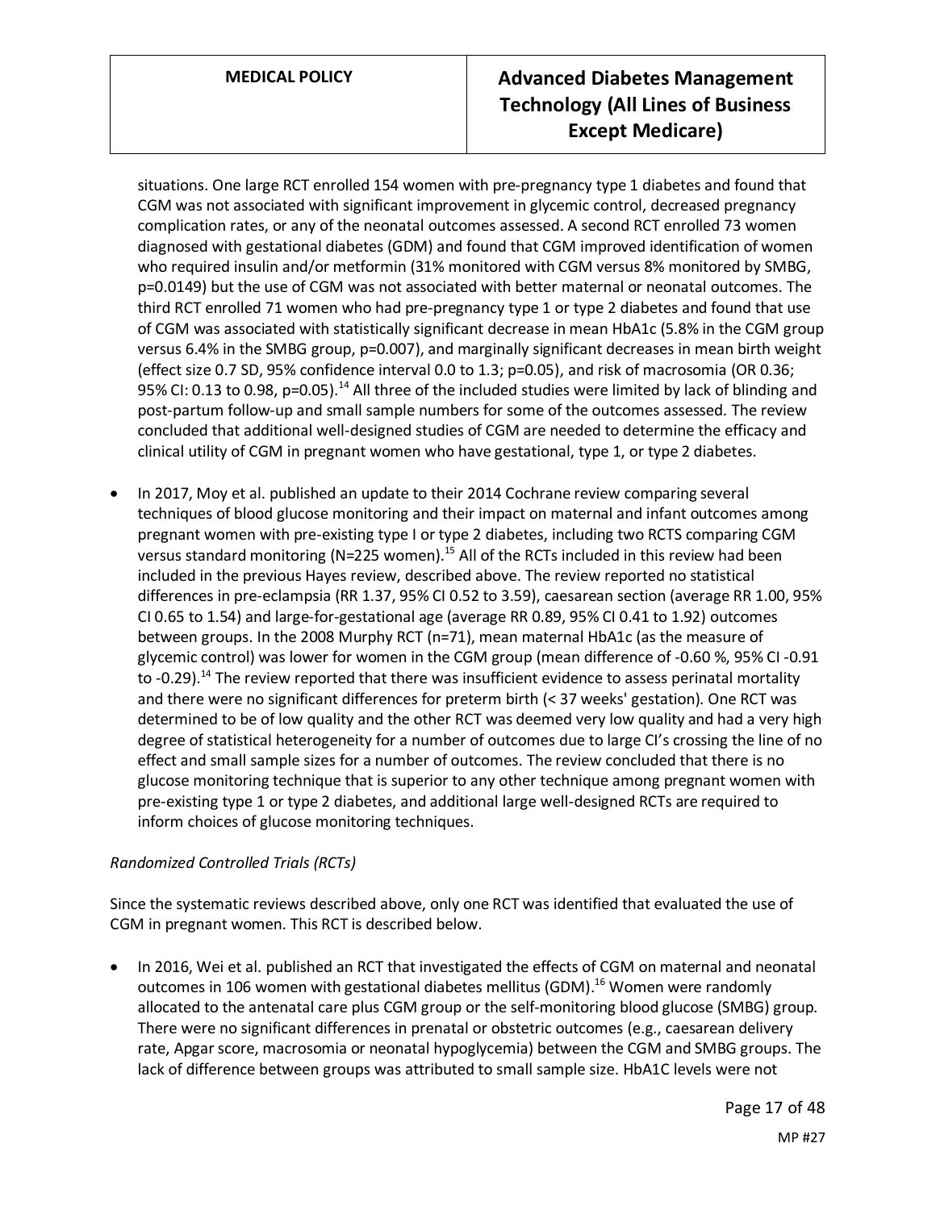situations. One large RCT enrolled 154 women with pre-pregnancy type 1 diabetes and found that CGM was not associated with significant improvement in glycemic control, decreased pregnancy complication rates, or any of the neonatal outcomes assessed. A second RCT enrolled 73 women diagnosed with gestational diabetes (GDM) and found that CGM improved identification of women who required insulin and/or metformin (31% monitored with CGM versus 8% monitored by SMBG, p=0.0149) but the use of CGM was not associated with better maternal or neonatal outcomes. The third RCT enrolled 71 women who had pre-pregnancy type 1 or type 2 diabetes and found that use of CGM was associated with statistically significant decrease in mean HbA1c (5.8% in the CGM group versus 6.4% in the SMBG group, p=0.007), and marginally significant decreases in mean birth weight (effect size 0.7 SD, 95% confidence interval 0.0 to 1.3; p=0.05), and risk of macrosomia (OR 0.36; 95% CI: 0.13 to 0.98, p=0.05).[14] All three of the included studies were limited by lack of blinding and post-partum follow-up and small sample numbers for some of the outcomes assessed. The review concluded that additional well-designed studies of CGM are needed to determine the efficacy and clinical utility of CGM in pregnant women who have gestational, type 1, or type 2 diabetes.

- In 2017, Moy et al. published an update to their 2014 Cochrane review comparing several techniques of blood glucose monitoring and their impact on maternal and infant outcomes among pregnant women with pre-existing type I or type 2 diabetes, including two RCTS comparing CGM versus standard monitoring (N=225 women).[15] All of the RCTs included in this review had been included in the previous Hayes review, described above. The review reported no statistical differences in pre-eclampsia (RR 1.37, 95% CI 0.52 to 3.59), caesarean section (average RR 1.00, 95% CI 0.65 to 1.54) and large-for-gestational age (average RR 0.89, 95% CI 0.41 to 1.92) outcomes between groups. In the 2008 Murphy RCT (n=71), mean maternal HbA1c (as the measure of glycemic control) was lower for women in the CGM group (mean difference of -0.60 %, 95% CI -0.91 to -0.29).[14] The review reported that there was insufficient evidence to assess perinatal mortality and there were no significant differences for preterm birth (< 37 weeks' gestation). One RCT was determined to be of low quality and the other RCT was deemed very low quality and had a very high degree of statistical heterogeneity for a number of outcomes due to large CI's crossing the line of no effect and small sample sizes for a number of outcomes. The review concluded that there is no glucose monitoring technique that is superior to any other technique among pregnant women with pre-existing type 1 or type 2 diabetes, and additional large well-designed RCTs are required to inform choices of glucose monitoring techniques.

*Randomized Controlled Trials (RCTs)*

Since the systematic reviews described above, only one RCT was identified that evaluated the use of CGM in pregnant women. This RCT is described below.

- In 2016, Wei et al. published an RCT that investigated the effects of CGM on maternal and neonatal outcomes in 106 women with gestational diabetes mellitus (GDM).[16] Women were randomly allocated to the antenatal care plus CGM group or the self-monitoring blood glucose (SMBG) group. There were no significant differences in prenatal or obstetric outcomes (e.g., caesarean delivery rate, Apgar score, macrosomia or neonatal hypoglycemia) between the CGM and SMBG groups. The lack of difference between groups was attributed to small sample size. HbA1C levels were not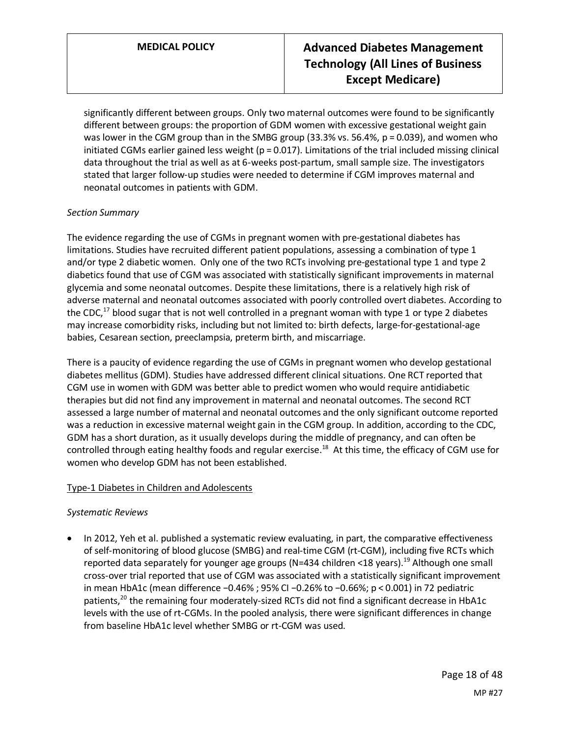significantly different between groups. Only two maternal outcomes were found to be significantly different between groups: the proportion of GDM women with excessive gestational weight gain was lower in the CGM group than in the SMBG group (33.3% vs. 56.4%, $p = 0.039$), and women who initiated CGMs earlier gained less weight ($p = 0.017$). Limitations of the trial included missing clinical data throughout the trial as well as at 6-weeks post-partum, small sample size. The investigators stated that larger follow-up studies were needed to determine if CGM improves maternal and neonatal outcomes in patients with GDM.

*Section Summary*

The evidence regarding the use of CGMs in pregnant women with pre-gestational diabetes has limitations. Studies have recruited different patient populations, assessing a combination of type 1 and/or type 2 diabetic women. Only one of the two RCTs involving pre-gestational type 1 and type 2 diabetics found that use of CGM was associated with statistically significant improvements in maternal glycemia and some neonatal outcomes. Despite these limitations, there is a relatively high risk of adverse maternal and neonatal outcomes associated with poorly controlled overt diabetes. According to the CDC,[17] blood sugar that is not well controlled in a pregnant woman with type 1 or type 2 diabetes may increase comorbidity risks, including but not limited to: birth defects, large-for-gestational-age babies, Cesarean section, preeclampsia, preterm birth, and miscarriage.

There is a paucity of evidence regarding the use of CGMs in pregnant women who develop gestational diabetes mellitus (GDM). Studies have addressed different clinical situations. One RCT reported that CGM use in women with GDM was better able to predict women who would require antidiabetic therapies but did not find any improvement in maternal and neonatal outcomes. The second RCT assessed a large number of maternal and neonatal outcomes and the only significant outcome reported was a reduction in excessive maternal weight gain in the CGM group. In addition, according to the CDC, GDM has a short duration, as it usually develops during the middle of pregnancy, and can often be controlled through eating healthy foods and regular exercise.[18] At this time, the efficacy of CGM use for women who develop GDM has not been established.

<u>Type-1 Diabetes in Children and Adolescents</u>

*Systematic Reviews*

- In 2012, Yeh et al. published a systematic review evaluating, in part, the comparative effectiveness of self-monitoring of blood glucose (SMBG) and real-time CGM (rt-CGM), including five RCTs which reported data separately for younger age groups (N=434 children <18 years).[19] Although one small cross-over trial reported that use of CGM was associated with a statistically significant improvement in mean HbA1c (mean difference −0.46% ; 95% CI −0.26% to −0.66%; $p < 0.001$) in 72 pediatric patients,[20] the remaining four moderately-sized RCTs did not find a significant decrease in HbA1c levels with the use of rt-CGMs. In the pooled analysis, there were significant differences in change from baseline HbA1c level whether SMBG or rt-CGM was used.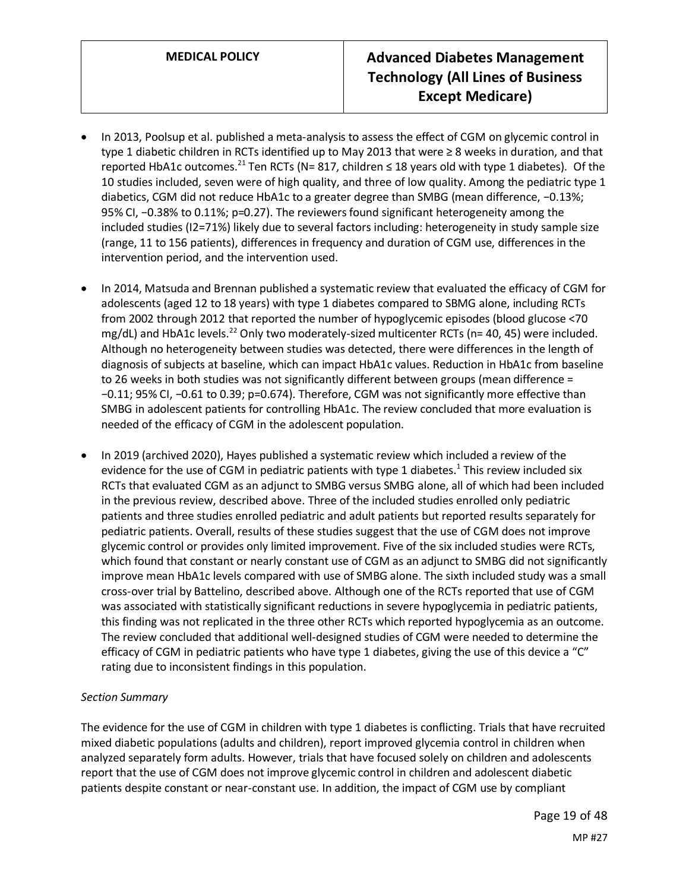- In 2013, Poolsup et al. published a meta-analysis to assess the effect of CGM on glycemic control in type 1 diabetic children in RCTs identified up to May 2013 that were ≥ 8 weeks in duration, and that reported HbA1c outcomes.[21] Ten RCTs (N= 817, children ≤ 18 years old with type 1 diabetes). Of the 10 studies included, seven were of high quality, and three of low quality. Among the pediatric type 1 diabetics, CGM did not reduce HbA1c to a greater degree than SMBG (mean difference, −0.13%; 95% CI, −0.38% to 0.11%; p=0.27). The reviewers found significant heterogeneity among the included studies (I2=71%) likely due to several factors including: heterogeneity in study sample size (range, 11 to 156 patients), differences in frequency and duration of CGM use, differences in the intervention period, and the intervention used.

- In 2014, Matsuda and Brennan published a systematic review that evaluated the efficacy of CGM for adolescents (aged 12 to 18 years) with type 1 diabetes compared to SBMG alone, including RCTs from 2002 through 2012 that reported the number of hypoglycemic episodes (blood glucose <70 mg/dL) and HbA1c levels.[22] Only two moderately-sized multicenter RCTs (n= 40, 45) were included. Although no heterogeneity between studies was detected, there were differences in the length of diagnosis of subjects at baseline, which can impact HbA1c values. Reduction in HbA1c from baseline to 26 weeks in both studies was not significantly different between groups (mean difference = −0.11; 95% CI, −0.61 to 0.39; p=0.674). Therefore, CGM was not significantly more effective than SMBG in adolescent patients for controlling HbA1c. The review concluded that more evaluation is needed of the efficacy of CGM in the adolescent population.

- In 2019 (archived 2020), Hayes published a systematic review which included a review of the evidence for the use of CGM in pediatric patients with type 1 diabetes.[1] This review included six RCTs that evaluated CGM as an adjunct to SMBG versus SMBG alone, all of which had been included in the previous review, described above. Three of the included studies enrolled only pediatric patients and three studies enrolled pediatric and adult patients but reported results separately for pediatric patients. Overall, results of these studies suggest that the use of CGM does not improve glycemic control or provides only limited improvement. Five of the six included studies were RCTs, which found that constant or nearly constant use of CGM as an adjunct to SMBG did not significantly improve mean HbA1c levels compared with use of SMBG alone. The sixth included study was a small cross-over trial by Battelino, described above. Although one of the RCTs reported that use of CGM was associated with statistically significant reductions in severe hypoglycemia in pediatric patients, this finding was not replicated in the three other RCTs which reported hypoglycemia as an outcome. The review concluded that additional well-designed studies of CGM were needed to determine the efficacy of CGM in pediatric patients who have type 1 diabetes, giving the use of this device a "C" rating due to inconsistent findings in this population.

*Section Summary*

The evidence for the use of CGM in children with type 1 diabetes is conflicting. Trials that have recruited mixed diabetic populations (adults and children), report improved glycemia control in children when analyzed separately form adults. However, trials that have focused solely on children and adolescents report that the use of CGM does not improve glycemic control in children and adolescent diabetic patients despite constant or near-constant use. In addition, the impact of CGM use by compliant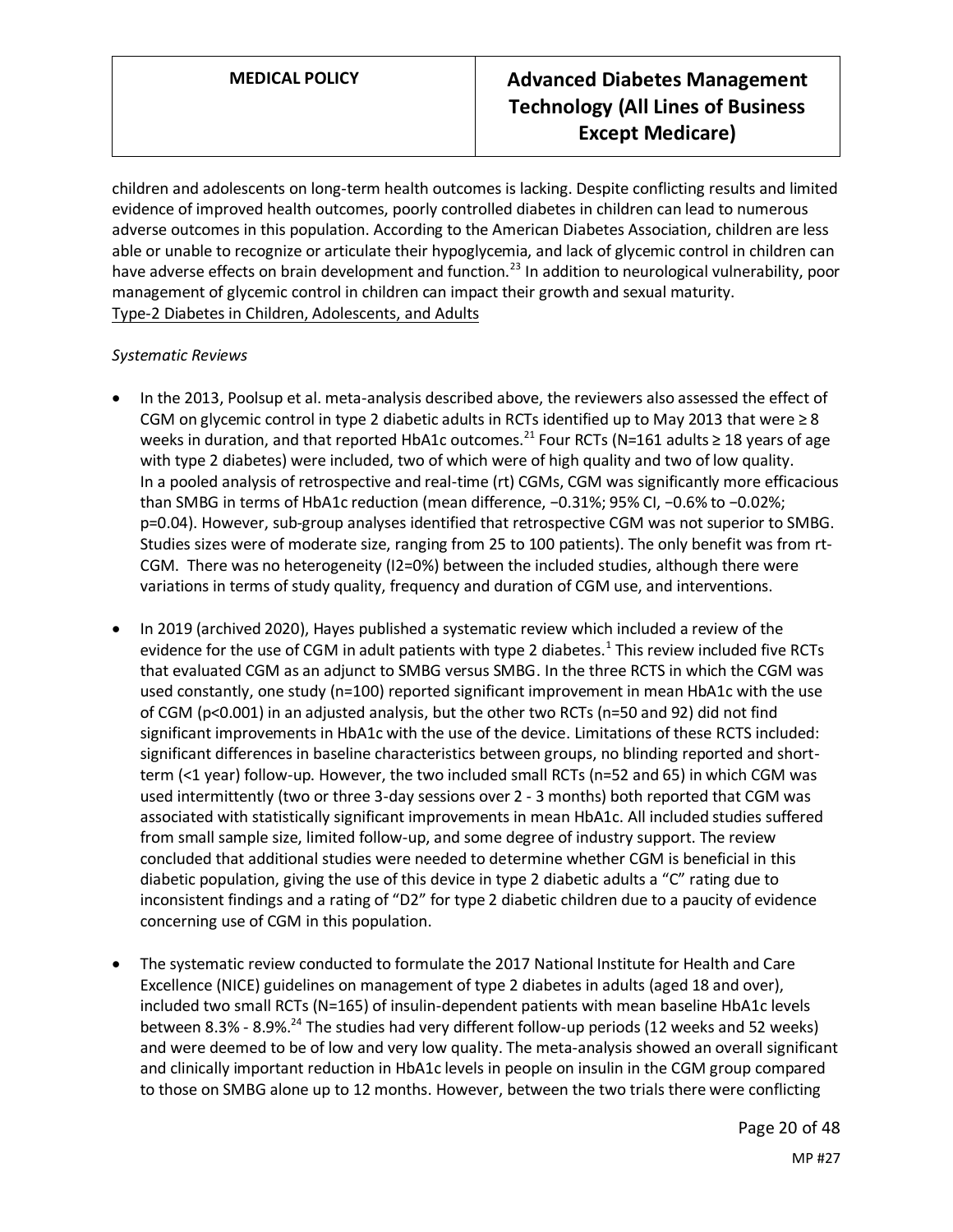children and adolescents on long-term health outcomes is lacking. Despite conflicting results and limited evidence of improved health outcomes, poorly controlled diabetes in children can lead to numerous adverse outcomes in this population. According to the American Diabetes Association, children are less able or unable to recognize or articulate their hypoglycemia, and lack of glycemic control in children can have adverse effects on brain development and function.[23] In addition to neurological vulnerability, poor management of glycemic control in children can impact their growth and sexual maturity.

<u>Type-2 Diabetes in Children, Adolescents, and Adults</u>

*Systematic Reviews*

- In the 2013, Poolsup et al. meta-analysis described above, the reviewers also assessed the effect of CGM on glycemic control in type 2 diabetic adults in RCTs identified up to May 2013 that were ≥ 8 weeks in duration, and that reported HbA1c outcomes.[21] Four RCTs (N=161 adults ≥ 18 years of age with type 2 diabetes) were included, two of which were of high quality and two of low quality. In a pooled analysis of retrospective and real-time (rt) CGMs, CGM was significantly more efficacious than SMBG in terms of HbA1c reduction (mean difference, −0.31%; 95% CI, −0.6% to −0.02%; p=0.04). However, sub-group analyses identified that retrospective CGM was not superior to SMBG. Studies sizes were of moderate size, ranging from 25 to 100 patients). The only benefit was from rt-CGM. There was no heterogeneity (I2=0%) between the included studies, although there were variations in terms of study quality, frequency and duration of CGM use, and interventions.

- In 2019 (archived 2020), Hayes published a systematic review which included a review of the evidence for the use of CGM in adult patients with type 2 diabetes.[1] This review included five RCTs that evaluated CGM as an adjunct to SMBG versus SMBG. In the three RCTS in which the CGM was used constantly, one study (n=100) reported significant improvement in mean HbA1c with the use of CGM (p<0.001) in an adjusted analysis, but the other two RCTs (n=50 and 92) did not find significant improvements in HbA1c with the use of the device. Limitations of these RCTS included: significant differences in baseline characteristics between groups, no blinding reported and short-term (<1 year) follow-up. However, the two included small RCTs (n=52 and 65) in which CGM was used intermittently (two or three 3-day sessions over 2 - 3 months) both reported that CGM was associated with statistically significant improvements in mean HbA1c. All included studies suffered from small sample size, limited follow-up, and some degree of industry support. The review concluded that additional studies were needed to determine whether CGM is beneficial in this diabetic population, giving the use of this device in type 2 diabetic adults a "C" rating due to inconsistent findings and a rating of "D2" for type 2 diabetic children due to a paucity of evidence concerning use of CGM in this population.

- The systematic review conducted to formulate the 2017 National Institute for Health and Care Excellence (NICE) guidelines on management of type 2 diabetes in adults (aged 18 and over), included two small RCTs (N=165) of insulin-dependent patients with mean baseline HbA1c levels between 8.3% - 8.9%.[24] The studies had very different follow-up periods (12 weeks and 52 weeks) and were deemed to be of low and very low quality. The meta-analysis showed an overall significant and clinically important reduction in HbA1c levels in people on insulin in the CGM group compared to those on SMBG alone up to 12 months. However, between the two trials there were conflicting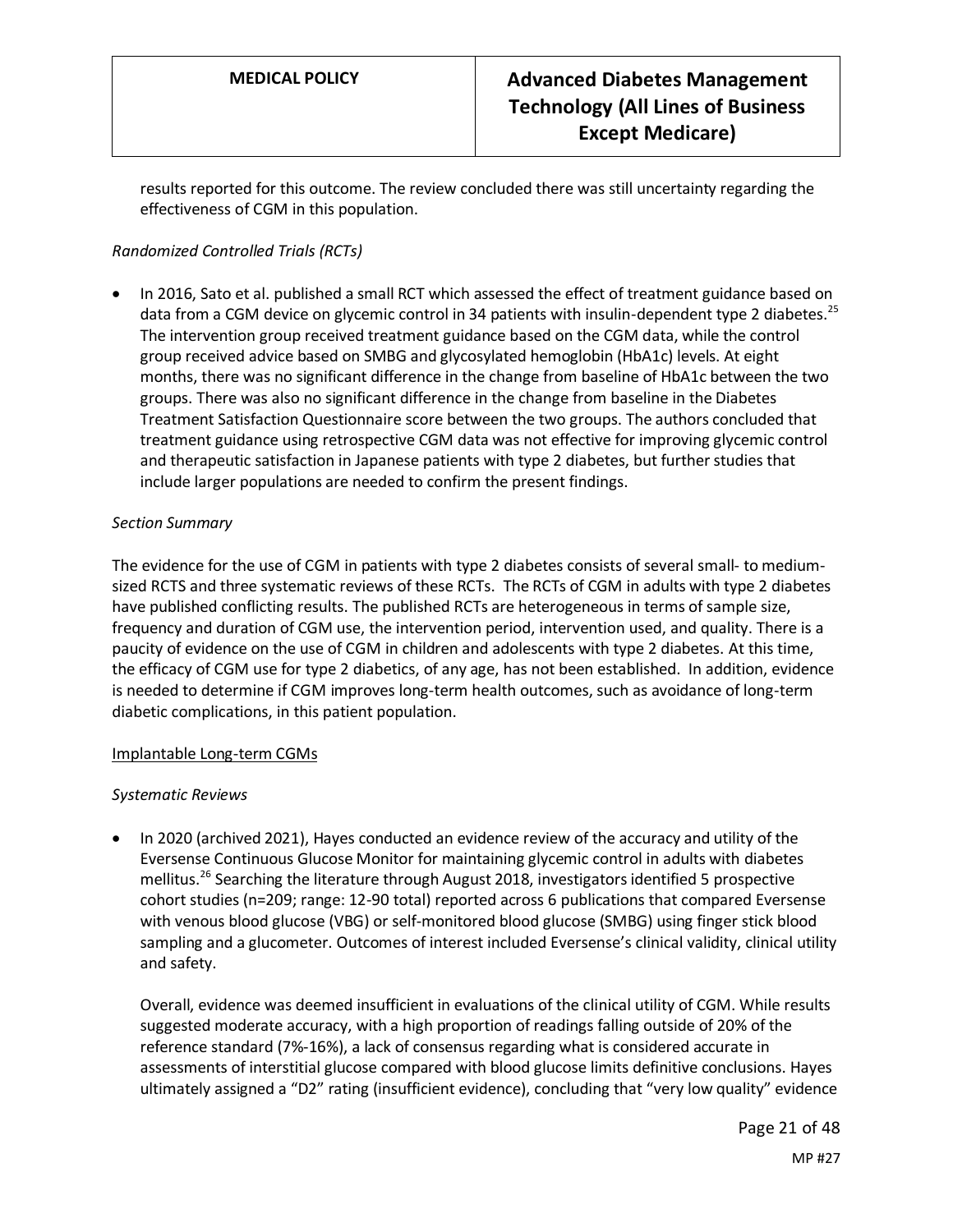results reported for this outcome. The review concluded there was still uncertainty regarding the effectiveness of CGM in this population.

*Randomized Controlled Trials (RCTs)*

- In 2016, Sato et al. published a small RCT which assessed the effect of treatment guidance based on data from a CGM device on glycemic control in 34 patients with insulin-dependent type 2 diabetes.[25] The intervention group received treatment guidance based on the CGM data, while the control group received advice based on SMBG and glycosylated hemoglobin (HbA1c) levels. At eight months, there was no significant difference in the change from baseline of HbA1c between the two groups. There was also no significant difference in the change from baseline in the Diabetes Treatment Satisfaction Questionnaire score between the two groups. The authors concluded that treatment guidance using retrospective CGM data was not effective for improving glycemic control and therapeutic satisfaction in Japanese patients with type 2 diabetes, but further studies that include larger populations are needed to confirm the present findings.

*Section Summary*

The evidence for the use of CGM in patients with type 2 diabetes consists of several small- to medium-sized RCTS and three systematic reviews of these RCTs. The RCTs of CGM in adults with type 2 diabetes have published conflicting results. The published RCTs are heterogeneous in terms of sample size, frequency and duration of CGM use, the intervention period, intervention used, and quality. There is a paucity of evidence on the use of CGM in children and adolescents with type 2 diabetes. At this time, the efficacy of CGM use for type 2 diabetics, of any age, has not been established. In addition, evidence is needed to determine if CGM improves long-term health outcomes, such as avoidance of long-term diabetic complications, in this patient population.

Implantable Long-term CGMs

*Systematic Reviews*

- In 2020 (archived 2021), Hayes conducted an evidence review of the accuracy and utility of the Eversense Continuous Glucose Monitor for maintaining glycemic control in adults with diabetes mellitus.[26] Searching the literature through August 2018, investigators identified 5 prospective cohort studies (n=209; range: 12-90 total) reported across 6 publications that compared Eversense with venous blood glucose (VBG) or self-monitored blood glucose (SMBG) using finger stick blood sampling and a glucometer. Outcomes of interest included Eversense's clinical validity, clinical utility and safety.

  Overall, evidence was deemed insufficient in evaluations of the clinical utility of CGM. While results suggested moderate accuracy, with a high proportion of readings falling outside of 20% of the reference standard (7%-16%), a lack of consensus regarding what is considered accurate in assessments of interstitial glucose compared with blood glucose limits definitive conclusions. Hayes ultimately assigned a "D2" rating (insufficient evidence), concluding that "very low quality" evidence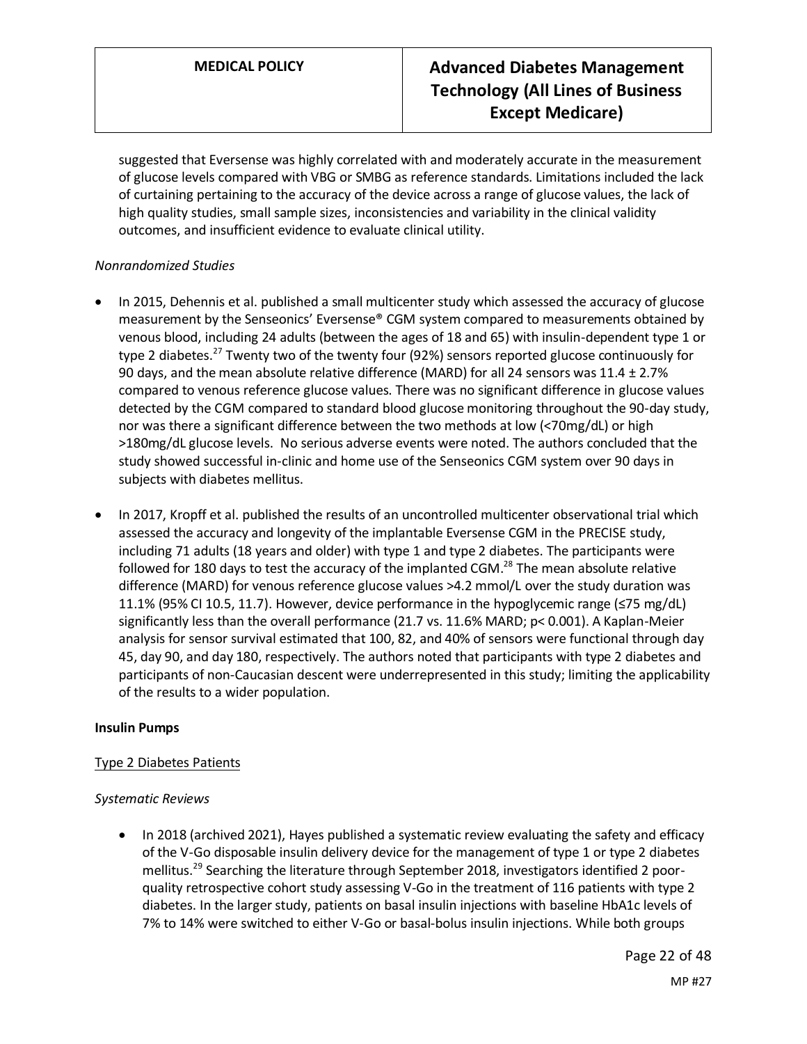suggested that Eversense was highly correlated with and moderately accurate in the measurement of glucose levels compared with VBG or SMBG as reference standards. Limitations included the lack of curtaining pertaining to the accuracy of the device across a range of glucose values, the lack of high quality studies, small sample sizes, inconsistencies and variability in the clinical validity outcomes, and insufficient evidence to evaluate clinical utility.

*Nonrandomized Studies*

- In 2015, Dehennis et al. published a small multicenter study which assessed the accuracy of glucose measurement by the Senseonics' Eversense® CGM system compared to measurements obtained by venous blood, including 24 adults (between the ages of 18 and 65) with insulin-dependent type 1 or type 2 diabetes.[27] Twenty two of the twenty four (92%) sensors reported glucose continuously for 90 days, and the mean absolute relative difference (MARD) for all 24 sensors was 11.4 ± 2.7% compared to venous reference glucose values. There was no significant difference in glucose values detected by the CGM compared to standard blood glucose monitoring throughout the 90-day study, nor was there a significant difference between the two methods at low (<70mg/dL) or high >180mg/dL glucose levels. No serious adverse events were noted. The authors concluded that the study showed successful in-clinic and home use of the Senseonics CGM system over 90 days in subjects with diabetes mellitus.
- In 2017, Kropff et al. published the results of an uncontrolled multicenter observational trial which assessed the accuracy and longevity of the implantable Eversense CGM in the PRECISE study, including 71 adults (18 years and older) with type 1 and type 2 diabetes. The participants were followed for 180 days to test the accuracy of the implanted CGM.[28] The mean absolute relative difference (MARD) for venous reference glucose values >4.2 mmol/L over the study duration was 11.1% (95% CI 10.5, 11.7). However, device performance in the hypoglycemic range (≤75 mg/dL) significantly less than the overall performance (21.7 vs. 11.6% MARD; p< 0.001). A Kaplan-Meier analysis for sensor survival estimated that 100, 82, and 40% of sensors were functional through day 45, day 90, and day 180, respectively. The authors noted that participants with type 2 diabetes and participants of non-Caucasian descent were underrepresented in this study; limiting the applicability of the results to a wider population.

**Insulin Pumps**

Type 2 Diabetes Patients

*Systematic Reviews*

- In 2018 (archived 2021), Hayes published a systematic review evaluating the safety and efficacy of the V-Go disposable insulin delivery device for the management of type 1 or type 2 diabetes mellitus.[29] Searching the literature through September 2018, investigators identified 2 poor-quality retrospective cohort study assessing V-Go in the treatment of 116 patients with type 2 diabetes. In the larger study, patients on basal insulin injections with baseline HbA1c levels of 7% to 14% were switched to either V-Go or basal-bolus insulin injections. While both groups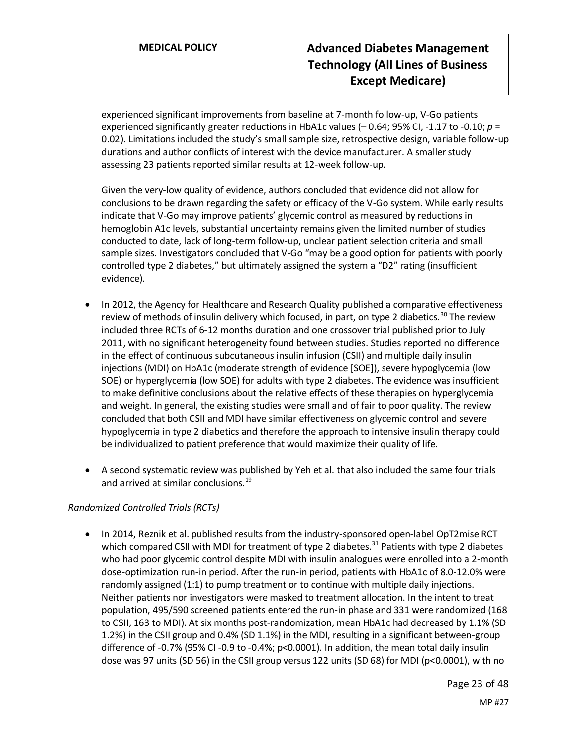experienced significant improvements from baseline at 7-month follow-up, V-Go patients experienced significantly greater reductions in HbA1c values (– 0.64; 95% CI, -1.17 to -0.10; $p$ = 0.02). Limitations included the study's small sample size, retrospective design, variable follow-up durations and author conflicts of interest with the device manufacturer. A smaller study assessing 23 patients reported similar results at 12-week follow-up.

Given the very-low quality of evidence, authors concluded that evidence did not allow for conclusions to be drawn regarding the safety or efficacy of the V-Go system. While early results indicate that V-Go may improve patients' glycemic control as measured by reductions in hemoglobin A1c levels, substantial uncertainty remains given the limited number of studies conducted to date, lack of long-term follow-up, unclear patient selection criteria and small sample sizes. Investigators concluded that V-Go "may be a good option for patients with poorly controlled type 2 diabetes," but ultimately assigned the system a "D2" rating (insufficient evidence).

- In 2012, the Agency for Healthcare and Research Quality published a comparative effectiveness review of methods of insulin delivery which focused, in part, on type 2 diabetics.[30] The review included three RCTs of 6-12 months duration and one crossover trial published prior to July 2011, with no significant heterogeneity found between studies. Studies reported no difference in the effect of continuous subcutaneous insulin infusion (CSII) and multiple daily insulin injections (MDI) on HbA1c (moderate strength of evidence [SOE]), severe hypoglycemia (low SOE) or hyperglycemia (low SOE) for adults with type 2 diabetes. The evidence was insufficient to make definitive conclusions about the relative effects of these therapies on hyperglycemia and weight. In general, the existing studies were small and of fair to poor quality. The review concluded that both CSII and MDI have similar effectiveness on glycemic control and severe hypoglycemia in type 2 diabetics and therefore the approach to intensive insulin therapy could be individualized to patient preference that would maximize their quality of life.

- A second systematic review was published by Yeh et al. that also included the same four trials and arrived at similar conclusions.[19]

*Randomized Controlled Trials (RCTs)*

- In 2014, Reznik et al. published results from the industry-sponsored open-label OpT2mise RCT which compared CSII with MDI for treatment of type 2 diabetes.[31] Patients with type 2 diabetes who had poor glycemic control despite MDI with insulin analogues were enrolled into a 2-month dose-optimization run-in period. After the run-in period, patients with HbA1c of 8.0-12.0% were randomly assigned (1:1) to pump treatment or to continue with multiple daily injections. Neither patients nor investigators were masked to treatment allocation. In the intent to treat population, 495/590 screened patients entered the run-in phase and 331 were randomized (168 to CSII, 163 to MDI). At six months post-randomization, mean HbA1c had decreased by 1.1% (SD 1.2%) in the CSII group and 0.4% (SD 1.1%) in the MDI, resulting in a significant between-group difference of -0.7% (95% CI -0.9 to -0.4%; $p<0.0001$). In addition, the mean total daily insulin dose was 97 units (SD 56) in the CSII group versus 122 units (SD 68) for MDI ($p<0.0001$), with no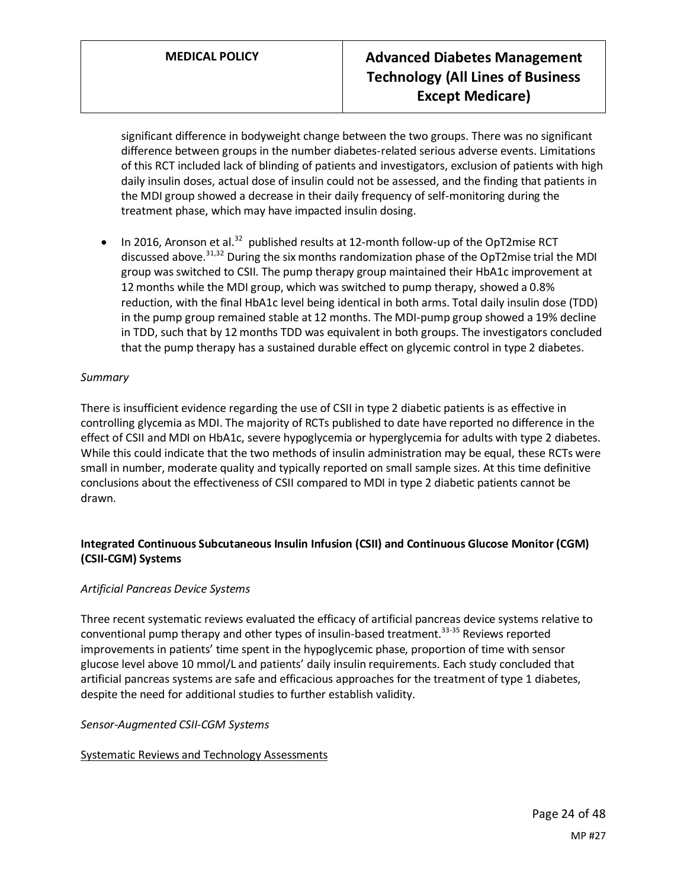significant difference in bodyweight change between the two groups. There was no significant difference between groups in the number diabetes-related serious adverse events. Limitations of this RCT included lack of blinding of patients and investigators, exclusion of patients with high daily insulin doses, actual dose of insulin could not be assessed, and the finding that patients in the MDI group showed a decrease in their daily frequency of self-monitoring during the treatment phase, which may have impacted insulin dosing.

- In 2016, Aronson et al.[32] published results at 12-month follow-up of the OpT2mise RCT discussed above.[31,32] During the six months randomization phase of the OpT2mise trial the MDI group was switched to CSII. The pump therapy group maintained their HbA1c improvement at 12 months while the MDI group, which was switched to pump therapy, showed a 0.8% reduction, with the final HbA1c level being identical in both arms. Total daily insulin dose (TDD) in the pump group remained stable at 12 months. The MDI-pump group showed a 19% decline in TDD, such that by 12 months TDD was equivalent in both groups. The investigators concluded that the pump therapy has a sustained durable effect on glycemic control in type 2 diabetes.

*Summary*

There is insufficient evidence regarding the use of CSII in type 2 diabetic patients is as effective in controlling glycemia as MDI. The majority of RCTs published to date have reported no difference in the effect of CSII and MDI on HbA1c, severe hypoglycemia or hyperglycemia for adults with type 2 diabetes. While this could indicate that the two methods of insulin administration may be equal, these RCTs were small in number, moderate quality and typically reported on small sample sizes. At this time definitive conclusions about the effectiveness of CSII compared to MDI in type 2 diabetic patients cannot be drawn.

**Integrated Continuous Subcutaneous Insulin Infusion (CSII) and Continuous Glucose Monitor (CGM) (CSII-CGM) Systems**

*Artificial Pancreas Device Systems*

Three recent systematic reviews evaluated the efficacy of artificial pancreas device systems relative to conventional pump therapy and other types of insulin-based treatment.[33-35] Reviews reported improvements in patients' time spent in the hypoglycemic phase, proportion of time with sensor glucose level above 10 mmol/L and patients' daily insulin requirements. Each study concluded that artificial pancreas systems are safe and efficacious approaches for the treatment of type 1 diabetes, despite the need for additional studies to further establish validity.

*Sensor-Augmented CSII-CGM Systems*

<u>Systematic Reviews and Technology Assessments</u>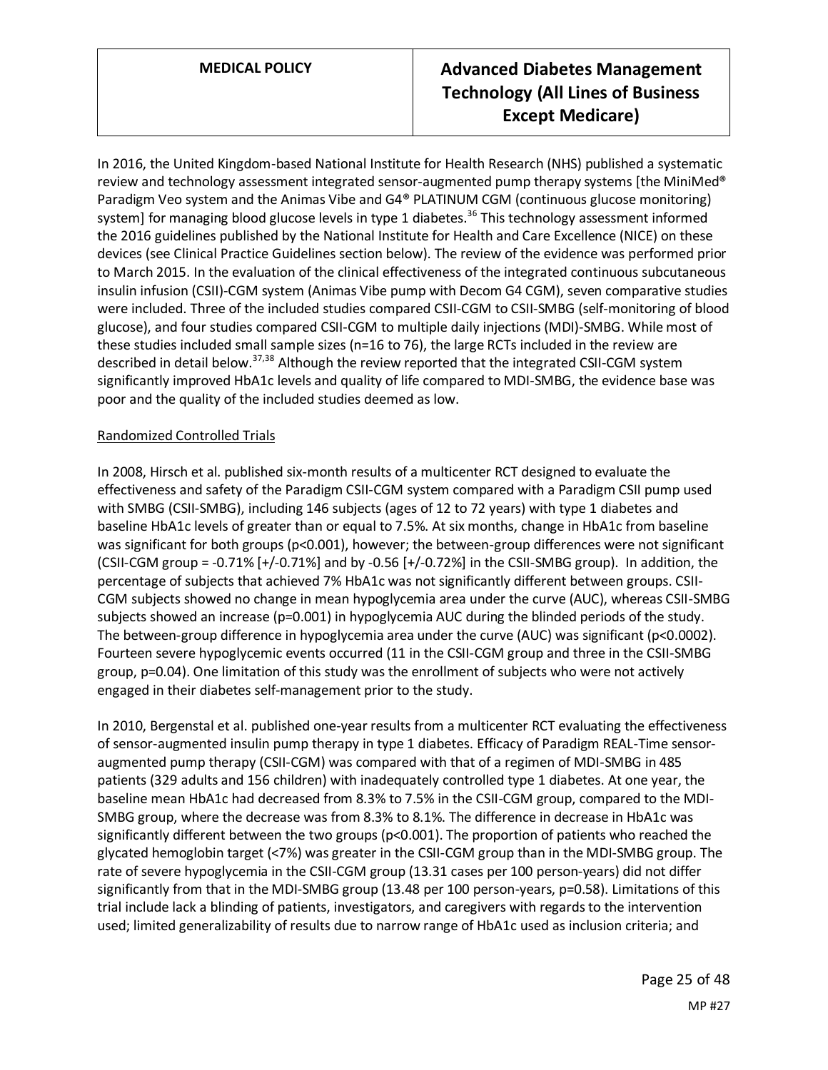In 2016, the United Kingdom-based National Institute for Health Research (NHS) published a systematic review and technology assessment integrated sensor-augmented pump therapy systems [the MiniMed® Paradigm Veo system and the Animas Vibe and G4® PLATINUM CGM (continuous glucose monitoring) system] for managing blood glucose levels in type 1 diabetes.[36] This technology assessment informed the 2016 guidelines published by the National Institute for Health and Care Excellence (NICE) on these devices (see Clinical Practice Guidelines section below). The review of the evidence was performed prior to March 2015. In the evaluation of the clinical effectiveness of the integrated continuous subcutaneous insulin infusion (CSII)-CGM system (Animas Vibe pump with Decom G4 CGM), seven comparative studies were included. Three of the included studies compared CSII-CGM to CSII-SMBG (self-monitoring of blood glucose), and four studies compared CSII-CGM to multiple daily injections (MDI)-SMBG. While most of these studies included small sample sizes (n=16 to 76), the large RCTs included in the review are described in detail below.[37,38] Although the review reported that the integrated CSII-CGM system significantly improved HbA1c levels and quality of life compared to MDI-SMBG, the evidence base was poor and the quality of the included studies deemed as low.

Randomized Controlled Trials

In 2008, Hirsch et al. published six-month results of a multicenter RCT designed to evaluate the effectiveness and safety of the Paradigm CSII-CGM system compared with a Paradigm CSII pump used with SMBG (CSII-SMBG), including 146 subjects (ages of 12 to 72 years) with type 1 diabetes and baseline HbA1c levels of greater than or equal to 7.5%. At six months, change in HbA1c from baseline was significant for both groups ($p<0.001$), however; the between-group differences were not significant (CSII-CGM group = -0.71% [+/-0.71%] and by -0.56 [+/-0.72%] in the CSII-SMBG group). In addition, the percentage of subjects that achieved 7% HbA1c was not significantly different between groups. CSII-CGM subjects showed no change in mean hypoglycemia area under the curve (AUC), whereas CSII-SMBG subjects showed an increase ($p=0.001$) in hypoglycemia AUC during the blinded periods of the study. The between-group difference in hypoglycemia area under the curve (AUC) was significant ($p<0.0002$). Fourteen severe hypoglycemic events occurred (11 in the CSII-CGM group and three in the CSII-SMBG group, $p=0.04$). One limitation of this study was the enrollment of subjects who were not actively engaged in their diabetes self-management prior to the study.

In 2010, Bergenstal et al. published one-year results from a multicenter RCT evaluating the effectiveness of sensor-augmented insulin pump therapy in type 1 diabetes. Efficacy of Paradigm REAL-Time sensor-augmented pump therapy (CSII-CGM) was compared with that of a regimen of MDI-SMBG in 485 patients (329 adults and 156 children) with inadequately controlled type 1 diabetes. At one year, the baseline mean HbA1c had decreased from 8.3% to 7.5% in the CSII-CGM group, compared to the MDI-SMBG group, where the decrease was from 8.3% to 8.1%. The difference in decrease in HbA1c was significantly different between the two groups ($p<0.001$). The proportion of patients who reached the glycated hemoglobin target (<7%) was greater in the CSII-CGM group than in the MDI-SMBG group. The rate of severe hypoglycemia in the CSII-CGM group (13.31 cases per 100 person-years) did not differ significantly from that in the MDI-SMBG group (13.48 per 100 person-years, $p=0.58$). Limitations of this trial include lack a blinding of patients, investigators, and caregivers with regards to the intervention used; limited generalizability of results due to narrow range of HbA1c used as inclusion criteria; and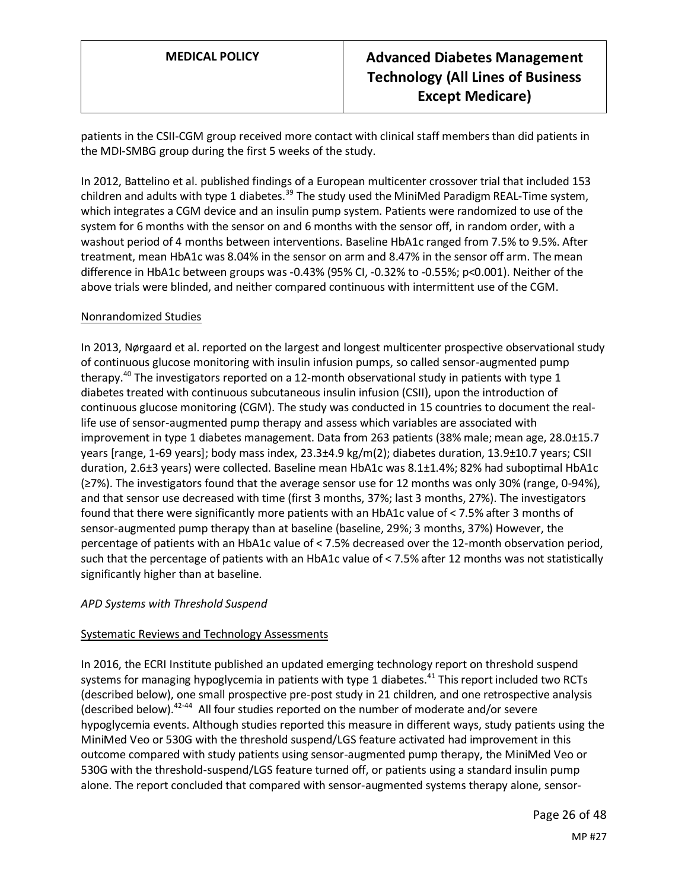patients in the CSII-CGM group received more contact with clinical staff members than did patients in the MDI-SMBG group during the first 5 weeks of the study.

In 2012, Battelino et al. published findings of a European multicenter crossover trial that included 153 children and adults with type 1 diabetes.[39] The study used the MiniMed Paradigm REAL-Time system, which integrates a CGM device and an insulin pump system. Patients were randomized to use of the system for 6 months with the sensor on and 6 months with the sensor off, in random order, with a washout period of 4 months between interventions. Baseline HbA1c ranged from 7.5% to 9.5%. After treatment, mean HbA1c was 8.04% in the sensor on arm and 8.47% in the sensor off arm. The mean difference in HbA1c between groups was -0.43% (95% CI, -0.32% to -0.55%; p<0.001). Neither of the above trials were blinded, and neither compared continuous with intermittent use of the CGM.

Nonrandomized Studies

In 2013, Nørgaard et al. reported on the largest and longest multicenter prospective observational study of continuous glucose monitoring with insulin infusion pumps, so called sensor-augmented pump therapy.[40] The investigators reported on a 12-month observational study in patients with type 1 diabetes treated with continuous subcutaneous insulin infusion (CSII), upon the introduction of continuous glucose monitoring (CGM). The study was conducted in 15 countries to document the real-life use of sensor-augmented pump therapy and assess which variables are associated with improvement in type 1 diabetes management. Data from 263 patients (38% male; mean age, 28.0±15.7 years [range, 1-69 years]; body mass index, 23.3±4.9 kg/m(2); diabetes duration, 13.9±10.7 years; CSII duration, 2.6±3 years) were collected. Baseline mean HbA1c was 8.1±1.4%; 82% had suboptimal HbA1c (≥7%). The investigators found that the average sensor use for 12 months was only 30% (range, 0-94%), and that sensor use decreased with time (first 3 months, 37%; last 3 months, 27%). The investigators found that there were significantly more patients with an HbA1c value of < 7.5% after 3 months of sensor-augmented pump therapy than at baseline (baseline, 29%; 3 months, 37%) However, the percentage of patients with an HbA1c value of < 7.5% decreased over the 12-month observation period, such that the percentage of patients with an HbA1c value of < 7.5% after 12 months was not statistically significantly higher than at baseline.

*APD Systems with Threshold Suspend*

Systematic Reviews and Technology Assessments

In 2016, the ECRI Institute published an updated emerging technology report on threshold suspend systems for managing hypoglycemia in patients with type 1 diabetes.[41] This report included two RCTs (described below), one small prospective pre-post study in 21 children, and one retrospective analysis (described below).[42-44] All four studies reported on the number of moderate and/or severe hypoglycemia events. Although studies reported this measure in different ways, study patients using the MiniMed Veo or 530G with the threshold suspend/LGS feature activated had improvement in this outcome compared with study patients using sensor-augmented pump therapy, the MiniMed Veo or 530G with the threshold-suspend/LGS feature turned off, or patients using a standard insulin pump alone. The report concluded that compared with sensor-augmented systems therapy alone, sensor-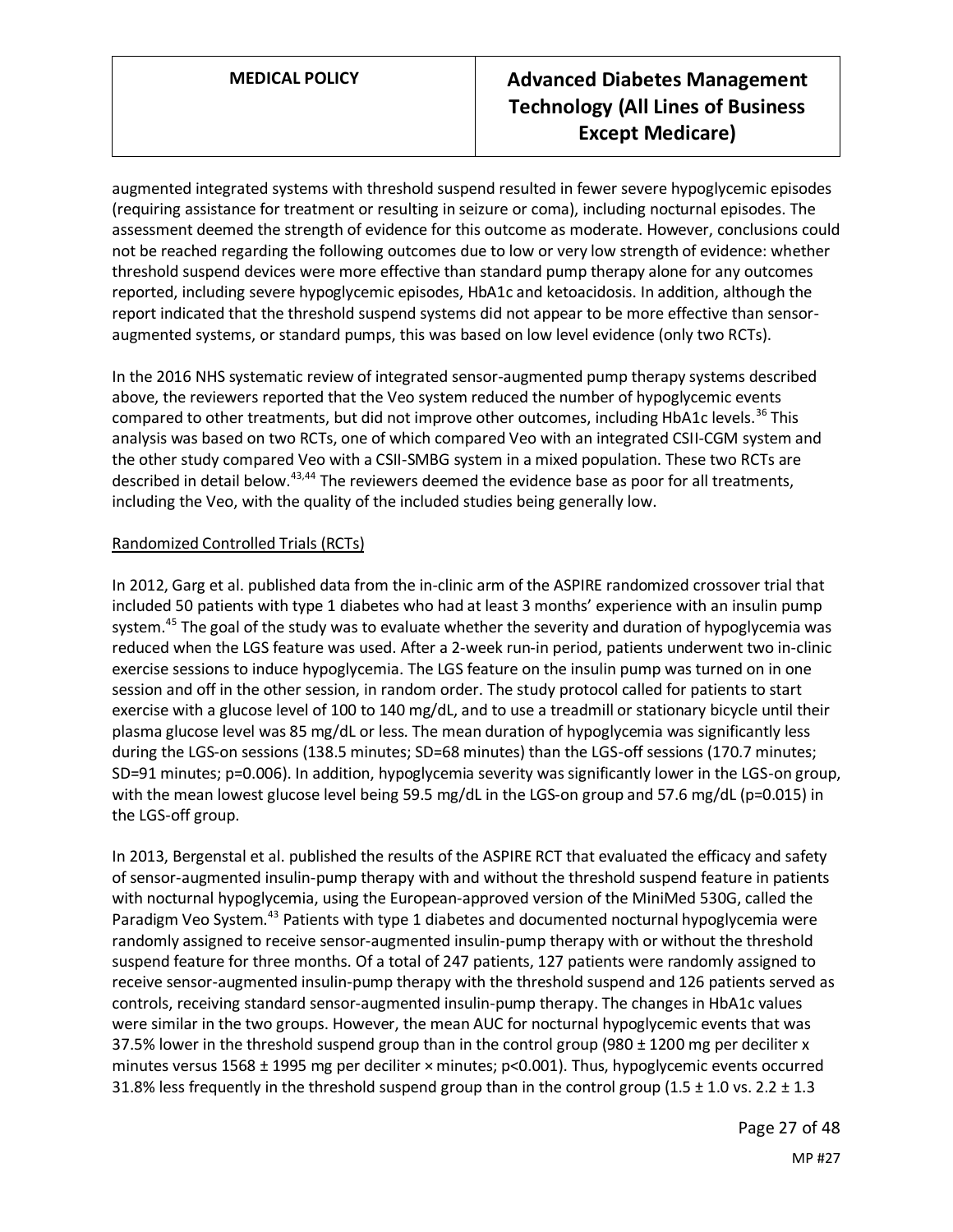augmented integrated systems with threshold suspend resulted in fewer severe hypoglycemic episodes (requiring assistance for treatment or resulting in seizure or coma), including nocturnal episodes. The assessment deemed the strength of evidence for this outcome as moderate. However, conclusions could not be reached regarding the following outcomes due to low or very low strength of evidence: whether threshold suspend devices were more effective than standard pump therapy alone for any outcomes reported, including severe hypoglycemic episodes, HbA1c and ketoacidosis. In addition, although the report indicated that the threshold suspend systems did not appear to be more effective than sensor-augmented systems, or standard pumps, this was based on low level evidence (only two RCTs).

In the 2016 NHS systematic review of integrated sensor-augmented pump therapy systems described above, the reviewers reported that the Veo system reduced the number of hypoglycemic events compared to other treatments, but did not improve other outcomes, including HbA1c levels.[36] This analysis was based on two RCTs, one of which compared Veo with an integrated CSII-CGM system and the other study compared Veo with a CSII-SMBG system in a mixed population. These two RCTs are described in detail below.[43,44] The reviewers deemed the evidence base as poor for all treatments, including the Veo, with the quality of the included studies being generally low.

Randomized Controlled Trials (RCTs)

In 2012, Garg et al. published data from the in-clinic arm of the ASPIRE randomized crossover trial that included 50 patients with type 1 diabetes who had at least 3 months' experience with an insulin pump system.[45] The goal of the study was to evaluate whether the severity and duration of hypoglycemia was reduced when the LGS feature was used. After a 2-week run-in period, patients underwent two in-clinic exercise sessions to induce hypoglycemia. The LGS feature on the insulin pump was turned on in one session and off in the other session, in random order. The study protocol called for patients to start exercise with a glucose level of 100 to 140 mg/dL, and to use a treadmill or stationary bicycle until their plasma glucose level was 85 mg/dL or less. The mean duration of hypoglycemia was significantly less during the LGS-on sessions (138.5 minutes; SD=68 minutes) than the LGS-off sessions (170.7 minutes; SD=91 minutes; p=0.006). In addition, hypoglycemia severity was significantly lower in the LGS-on group, with the mean lowest glucose level being 59.5 mg/dL in the LGS-on group and 57.6 mg/dL (p=0.015) in the LGS-off group.

In 2013, Bergenstal et al. published the results of the ASPIRE RCT that evaluated the efficacy and safety of sensor-augmented insulin-pump therapy with and without the threshold suspend feature in patients with nocturnal hypoglycemia, using the European-approved version of the MiniMed 530G, called the Paradigm Veo System.[43] Patients with type 1 diabetes and documented nocturnal hypoglycemia were randomly assigned to receive sensor-augmented insulin-pump therapy with or without the threshold suspend feature for three months. Of a total of 247 patients, 127 patients were randomly assigned to receive sensor-augmented insulin-pump therapy with the threshold suspend and 126 patients served as controls, receiving standard sensor-augmented insulin-pump therapy. The changes in HbA1c values were similar in the two groups. However, the mean AUC for nocturnal hypoglycemic events that was 37.5% lower in the threshold suspend group than in the control group (980 ± 1200 mg per deciliter x minutes versus 1568 ± 1995 mg per deciliter × minutes; p<0.001). Thus, hypoglycemic events occurred 31.8% less frequently in the threshold suspend group than in the control group (1.5 ± 1.0 vs. 2.2 ± 1.3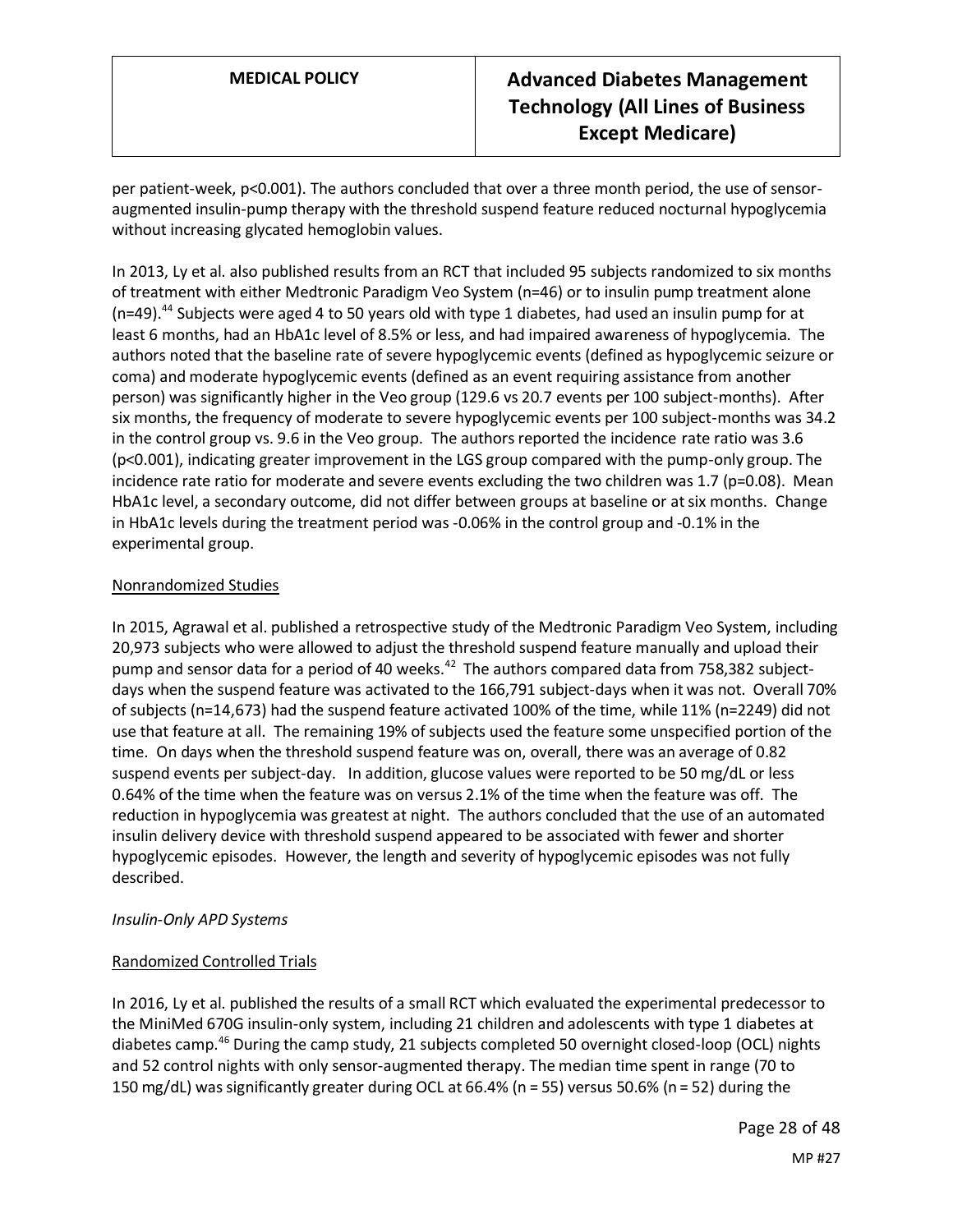per patient-week, p<0.001). The authors concluded that over a three month period, the use of sensor-augmented insulin-pump therapy with the threshold suspend feature reduced nocturnal hypoglycemia without increasing glycated hemoglobin values.

In 2013, Ly et al. also published results from an RCT that included 95 subjects randomized to six months of treatment with either Medtronic Paradigm Veo System (n=46) or to insulin pump treatment alone (n=49).[44] Subjects were aged 4 to 50 years old with type 1 diabetes, had used an insulin pump for at least 6 months, had an HbA1c level of 8.5% or less, and had impaired awareness of hypoglycemia. The authors noted that the baseline rate of severe hypoglycemic events (defined as hypoglycemic seizure or coma) and moderate hypoglycemic events (defined as an event requiring assistance from another person) was significantly higher in the Veo group (129.6 vs 20.7 events per 100 subject-months). After six months, the frequency of moderate to severe hypoglycemic events per 100 subject-months was 34.2 in the control group vs. 9.6 in the Veo group. The authors reported the incidence rate ratio was 3.6 (p<0.001), indicating greater improvement in the LGS group compared with the pump-only group. The incidence rate ratio for moderate and severe events excluding the two children was 1.7 (p=0.08). Mean HbA1c level, a secondary outcome, did not differ between groups at baseline or at six months. Change in HbA1c levels during the treatment period was -0.06% in the control group and -0.1% in the experimental group.

<u>Nonrandomized Studies</u>

In 2015, Agrawal et al. published a retrospective study of the Medtronic Paradigm Veo System, including 20,973 subjects who were allowed to adjust the threshold suspend feature manually and upload their pump and sensor data for a period of 40 weeks.[42] The authors compared data from 758,382 subject-days when the suspend feature was activated to the 166,791 subject-days when it was not. Overall 70% of subjects (n=14,673) had the suspend feature activated 100% of the time, while 11% (n=2249) did not use that feature at all. The remaining 19% of subjects used the feature some unspecified portion of the time. On days when the threshold suspend feature was on, overall, there was an average of 0.82 suspend events per subject-day. In addition, glucose values were reported to be 50 mg/dL or less 0.64% of the time when the feature was on versus 2.1% of the time when the feature was off. The reduction in hypoglycemia was greatest at night. The authors concluded that the use of an automated insulin delivery device with threshold suspend appeared to be associated with fewer and shorter hypoglycemic episodes. However, the length and severity of hypoglycemic episodes was not fully described.

*Insulin-Only APD Systems*

<u>Randomized Controlled Trials</u>

In 2016, Ly et al. published the results of a small RCT which evaluated the experimental predecessor to the MiniMed 670G insulin-only system, including 21 children and adolescents with type 1 diabetes at diabetes camp.[46] During the camp study, 21 subjects completed 50 overnight closed-loop (OCL) nights and 52 control nights with only sensor-augmented therapy. The median time spent in range (70 to 150 mg/dL) was significantly greater during OCL at 66.4% (n = 55) versus 50.6% (n = 52) during the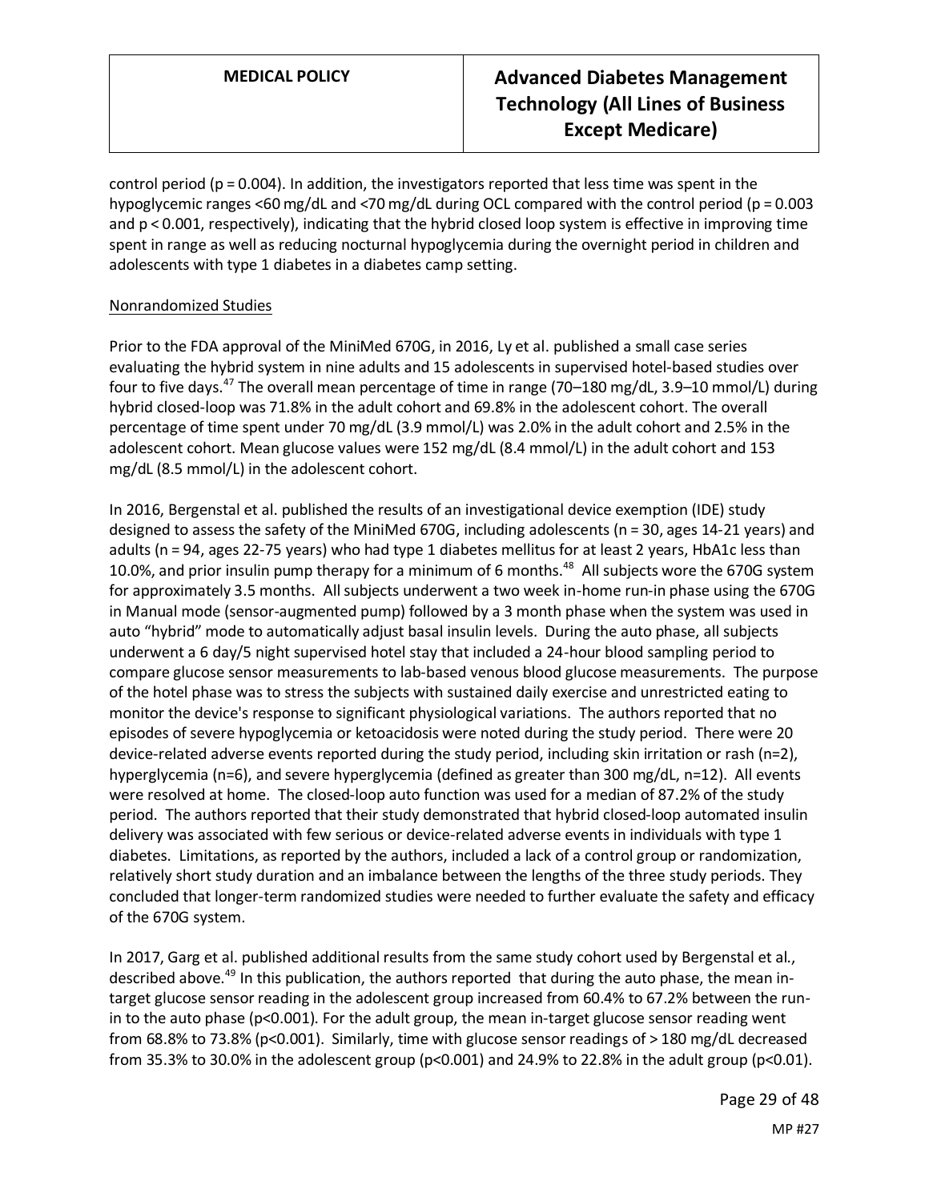control period (p = 0.004). In addition, the investigators reported that less time was spent in the hypoglycemic ranges <60 mg/dL and <70 mg/dL during OCL compared with the control period (p = 0.003 and p < 0.001, respectively), indicating that the hybrid closed loop system is effective in improving time spent in range as well as reducing nocturnal hypoglycemia during the overnight period in children and adolescents with type 1 diabetes in a diabetes camp setting.

Nonrandomized Studies

Prior to the FDA approval of the MiniMed 670G, in 2016, Ly et al. published a small case series evaluating the hybrid system in nine adults and 15 adolescents in supervised hotel-based studies over four to five days.[47] The overall mean percentage of time in range (70–180 mg/dL, 3.9–10 mmol/L) during hybrid closed-loop was 71.8% in the adult cohort and 69.8% in the adolescent cohort. The overall percentage of time spent under 70 mg/dL (3.9 mmol/L) was 2.0% in the adult cohort and 2.5% in the adolescent cohort. Mean glucose values were 152 mg/dL (8.4 mmol/L) in the adult cohort and 153 mg/dL (8.5 mmol/L) in the adolescent cohort.

In 2016, Bergenstal et al. published the results of an investigational device exemption (IDE) study designed to assess the safety of the MiniMed 670G, including adolescents (n = 30, ages 14-21 years) and adults (n = 94, ages 22-75 years) who had type 1 diabetes mellitus for at least 2 years, HbA1c less than 10.0%, and prior insulin pump therapy for a minimum of 6 months.[48] All subjects wore the 670G system for approximately 3.5 months. All subjects underwent a two week in-home run-in phase using the 670G in Manual mode (sensor-augmented pump) followed by a 3 month phase when the system was used in auto "hybrid" mode to automatically adjust basal insulin levels. During the auto phase, all subjects underwent a 6 day/5 night supervised hotel stay that included a 24-hour blood sampling period to compare glucose sensor measurements to lab-based venous blood glucose measurements. The purpose of the hotel phase was to stress the subjects with sustained daily exercise and unrestricted eating to monitor the device's response to significant physiological variations. The authors reported that no episodes of severe hypoglycemia or ketoacidosis were noted during the study period. There were 20 device-related adverse events reported during the study period, including skin irritation or rash (n=2), hyperglycemia (n=6), and severe hyperglycemia (defined as greater than 300 mg/dL, n=12). All events were resolved at home. The closed-loop auto function was used for a median of 87.2% of the study period. The authors reported that their study demonstrated that hybrid closed-loop automated insulin delivery was associated with few serious or device-related adverse events in individuals with type 1 diabetes. Limitations, as reported by the authors, included a lack of a control group or randomization, relatively short study duration and an imbalance between the lengths of the three study periods. They concluded that longer-term randomized studies were needed to further evaluate the safety and efficacy of the 670G system.

In 2017, Garg et al. published additional results from the same study cohort used by Bergenstal et al., described above.[49] In this publication, the authors reported that during the auto phase, the mean in-target glucose sensor reading in the adolescent group increased from 60.4% to 67.2% between the run-in to the auto phase (p<0.001). For the adult group, the mean in-target glucose sensor reading went from 68.8% to 73.8% (p<0.001). Similarly, time with glucose sensor readings of > 180 mg/dL decreased from 35.3% to 30.0% in the adolescent group (p<0.001) and 24.9% to 22.8% in the adult group (p<0.01).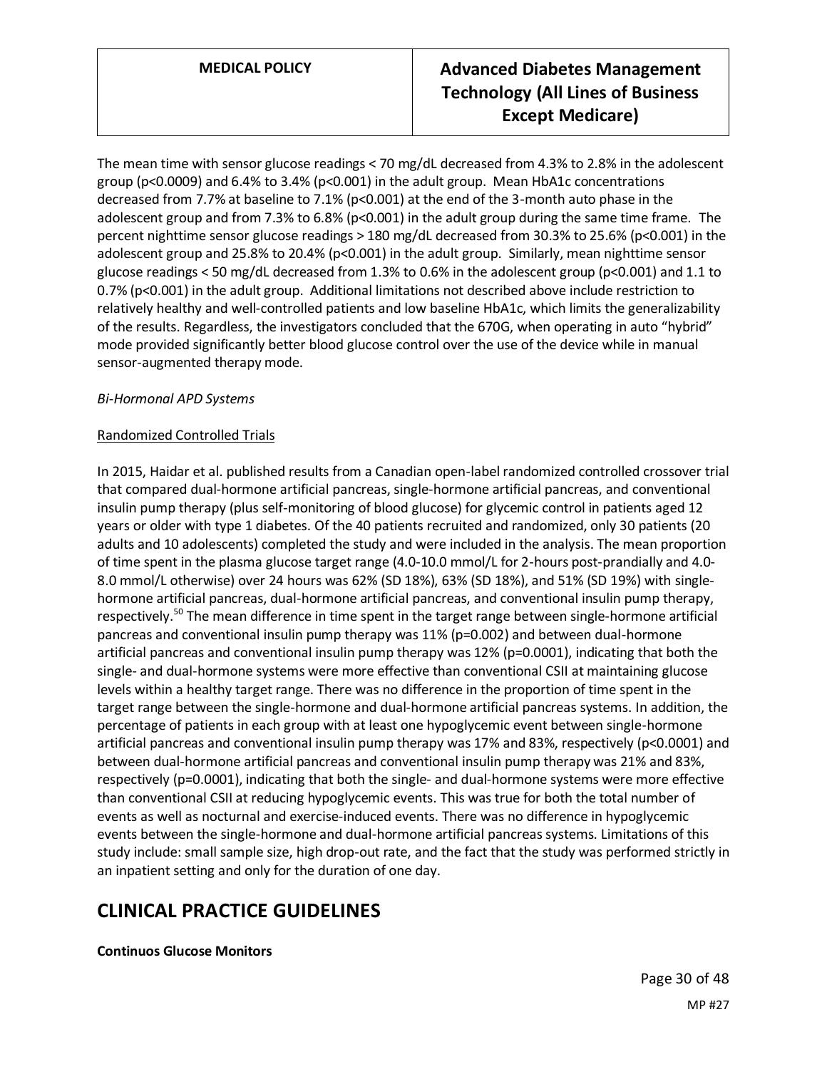The mean time with sensor glucose readings < 70 mg/dL decreased from 4.3% to 2.8% in the adolescent group ($p<0.0009$) and 6.4% to 3.4% ($p<0.001$) in the adult group. Mean HbA1c concentrations decreased from 7.7% at baseline to 7.1% ($p<0.001$) at the end of the 3-month auto phase in the adolescent group and from 7.3% to 6.8% ($p<0.001$) in the adult group during the same time frame. The percent nighttime sensor glucose readings > 180 mg/dL decreased from 30.3% to 25.6% ($p<0.001$) in the adolescent group and 25.8% to 20.4% ($p<0.001$) in the adult group. Similarly, mean nighttime sensor glucose readings < 50 mg/dL decreased from 1.3% to 0.6% in the adolescent group ($p<0.001$) and 1.1 to 0.7% ($p<0.001$) in the adult group. Additional limitations not described above include restriction to relatively healthy and well-controlled patients and low baseline HbA1c, which limits the generalizability of the results. Regardless, the investigators concluded that the 670G, when operating in auto "hybrid" mode provided significantly better blood glucose control over the use of the device while in manual sensor-augmented therapy mode.

*Bi-Hormonal APD Systems*

Randomized Controlled Trials

In 2015, Haidar et al. published results from a Canadian open-label randomized controlled crossover trial that compared dual-hormone artificial pancreas, single-hormone artificial pancreas, and conventional insulin pump therapy (plus self-monitoring of blood glucose) for glycemic control in patients aged 12 years or older with type 1 diabetes. Of the 40 patients recruited and randomized, only 30 patients (20 adults and 10 adolescents) completed the study and were included in the analysis. The mean proportion of time spent in the plasma glucose target range (4.0-10.0 mmol/L for 2-hours post-prandially and 4.0-8.0 mmol/L otherwise) over 24 hours was 62% (SD 18%), 63% (SD 18%), and 51% (SD 19%) with single-hormone artificial pancreas, dual-hormone artificial pancreas, and conventional insulin pump therapy, respectively.[50] The mean difference in time spent in the target range between single-hormone artificial pancreas and conventional insulin pump therapy was 11% ($p=0.002$) and between dual-hormone artificial pancreas and conventional insulin pump therapy was 12% ($p=0.0001$), indicating that both the single- and dual-hormone systems were more effective than conventional CSII at maintaining glucose levels within a healthy target range. There was no difference in the proportion of time spent in the target range between the single-hormone and dual-hormone artificial pancreas systems. In addition, the percentage of patients in each group with at least one hypoglycemic event between single-hormone artificial pancreas and conventional insulin pump therapy was 17% and 83%, respectively ($p<0.0001$) and between dual-hormone artificial pancreas and conventional insulin pump therapy was 21% and 83%, respectively ($p=0.0001$), indicating that both the single- and dual-hormone systems were more effective than conventional CSII at reducing hypoglycemic events. This was true for both the total number of events as well as nocturnal and exercise-induced events. There was no difference in hypoglycemic events between the single-hormone and dual-hormone artificial pancreas systems. Limitations of this study include: small sample size, high drop-out rate, and the fact that the study was performed strictly in an inpatient setting and only for the duration of one day.

## CLINICAL PRACTICE GUIDELINES

**Continuos Glucose Monitors**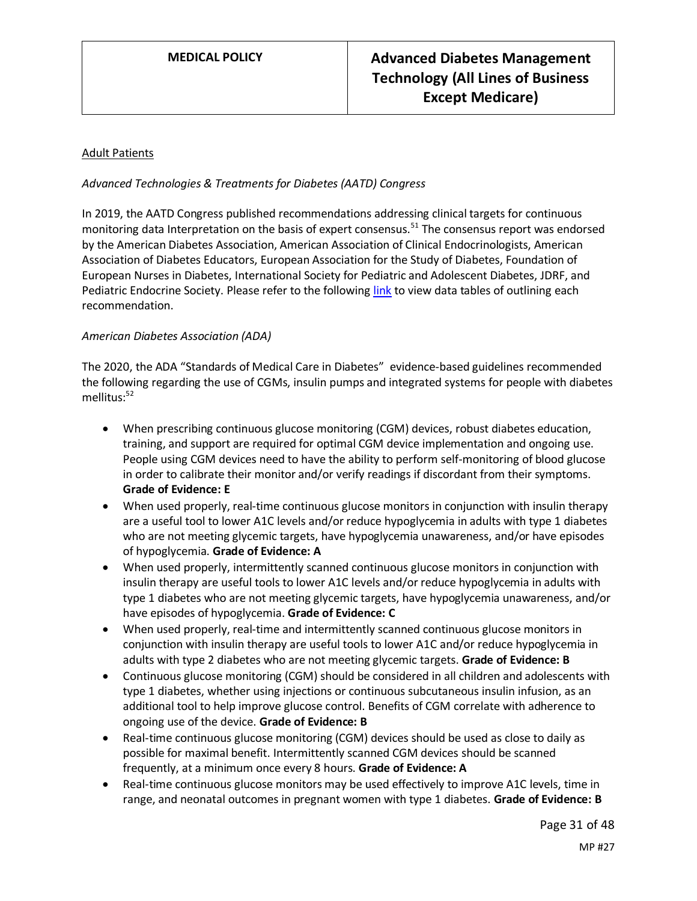Adult Patients

*Advanced Technologies & Treatments for Diabetes (AATD) Congress*

In 2019, the AATD Congress published recommendations addressing clinical targets for continuous monitoring data Interpretation on the basis of expert consensus.[51] The consensus report was endorsed by the American Diabetes Association, American Association of Clinical Endocrinologists, American Association of Diabetes Educators, European Association for the Study of Diabetes, Foundation of European Nurses in Diabetes, International Society for Pediatric and Adolescent Diabetes, JDRF, and Pediatric Endocrine Society. Please refer to the following link to view data tables of outlining each recommendation.

*American Diabetes Association (ADA)*

The 2020, the ADA "Standards of Medical Care in Diabetes" evidence-based guidelines recommended the following regarding the use of CGMs, insulin pumps and integrated systems for people with diabetes mellitus:[52]

- When prescribing continuous glucose monitoring (CGM) devices, robust diabetes education, training, and support are required for optimal CGM device implementation and ongoing use. People using CGM devices need to have the ability to perform self-monitoring of blood glucose in order to calibrate their monitor and/or verify readings if discordant from their symptoms. **Grade of Evidence: E**
- When used properly, real-time continuous glucose monitors in conjunction with insulin therapy are a useful tool to lower A1C levels and/or reduce hypoglycemia in adults with type 1 diabetes who are not meeting glycemic targets, have hypoglycemia unawareness, and/or have episodes of hypoglycemia. **Grade of Evidence: A**
- When used properly, intermittently scanned continuous glucose monitors in conjunction with insulin therapy are useful tools to lower A1C levels and/or reduce hypoglycemia in adults with type 1 diabetes who are not meeting glycemic targets, have hypoglycemia unawareness, and/or have episodes of hypoglycemia. **Grade of Evidence: C**
- When used properly, real-time and intermittently scanned continuous glucose monitors in conjunction with insulin therapy are useful tools to lower A1C and/or reduce hypoglycemia in adults with type 2 diabetes who are not meeting glycemic targets. **Grade of Evidence: B**
- Continuous glucose monitoring (CGM) should be considered in all children and adolescents with type 1 diabetes, whether using injections or continuous subcutaneous insulin infusion, as an additional tool to help improve glucose control. Benefits of CGM correlate with adherence to ongoing use of the device. **Grade of Evidence: B**
- Real-time continuous glucose monitoring (CGM) devices should be used as close to daily as possible for maximal benefit. Intermittently scanned CGM devices should be scanned frequently, at a minimum once every 8 hours. **Grade of Evidence: A**
- Real-time continuous glucose monitors may be used effectively to improve A1C levels, time in range, and neonatal outcomes in pregnant women with type 1 diabetes. **Grade of Evidence: B**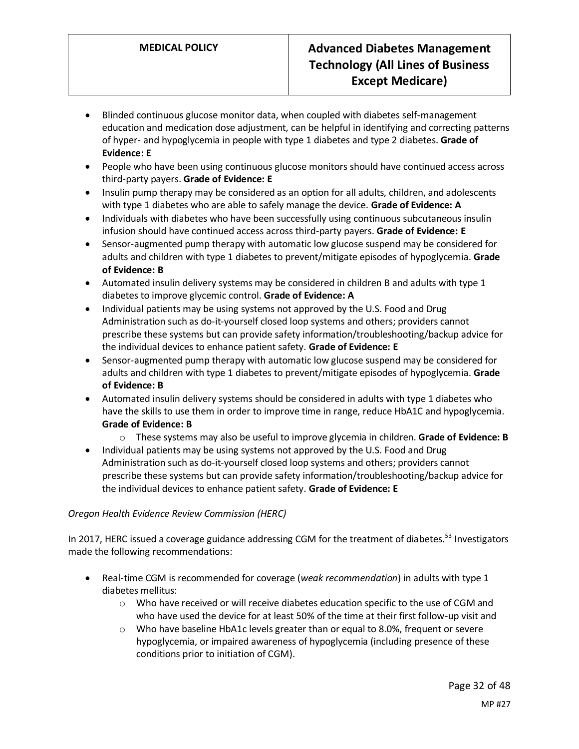- Blinded continuous glucose monitor data, when coupled with diabetes self-management education and medication dose adjustment, can be helpful in identifying and correcting patterns of hyper- and hypoglycemia in people with type 1 diabetes and type 2 diabetes. **Grade of Evidence: E**
- People who have been using continuous glucose monitors should have continued access across third-party payers. **Grade of Evidence: E**
- Insulin pump therapy may be considered as an option for all adults, children, and adolescents with type 1 diabetes who are able to safely manage the device. **Grade of Evidence: A**
- Individuals with diabetes who have been successfully using continuous subcutaneous insulin infusion should have continued access across third-party payers. **Grade of Evidence: E**
- Sensor-augmented pump therapy with automatic low glucose suspend may be considered for adults and children with type 1 diabetes to prevent/mitigate episodes of hypoglycemia. **Grade of Evidence: B**
- Automated insulin delivery systems may be considered in children B and adults with type 1 diabetes to improve glycemic control. **Grade of Evidence: A**
- Individual patients may be using systems not approved by the U.S. Food and Drug Administration such as do-it-yourself closed loop systems and others; providers cannot prescribe these systems but can provide safety information/troubleshooting/backup advice for the individual devices to enhance patient safety. **Grade of Evidence: E**
- Sensor-augmented pump therapy with automatic low glucose suspend may be considered for adults and children with type 1 diabetes to prevent/mitigate episodes of hypoglycemia. **Grade of Evidence: B**
- Automated insulin delivery systems should be considered in adults with type 1 diabetes who have the skills to use them in order to improve time in range, reduce HbA1C and hypoglycemia. **Grade of Evidence: B**
  - These systems may also be useful to improve glycemia in children. **Grade of Evidence: B**
- Individual patients may be using systems not approved by the U.S. Food and Drug Administration such as do-it-yourself closed loop systems and others; providers cannot prescribe these systems but can provide safety information/troubleshooting/backup advice for the individual devices to enhance patient safety. **Grade of Evidence: E**

*Oregon Health Evidence Review Commission (HERC)*

In 2017, HERC issued a coverage guidance addressing CGM for the treatment of diabetes.[53] Investigators made the following recommendations:

- Real-time CGM is recommended for coverage (*weak recommendation*) in adults with type 1 diabetes mellitus:
  - Who have received or will receive diabetes education specific to the use of CGM and who have used the device for at least 50% of the time at their first follow-up visit and
  - Who have baseline HbA1c levels greater than or equal to 8.0%, frequent or severe hypoglycemia, or impaired awareness of hypoglycemia (including presence of these conditions prior to initiation of CGM).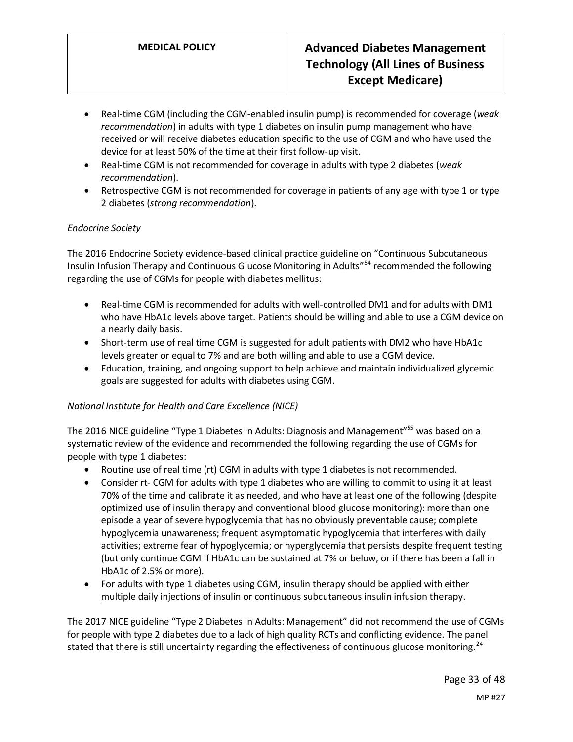- Real-time CGM (including the CGM-enabled insulin pump) is recommended for coverage (*weak recommendation*) in adults with type 1 diabetes on insulin pump management who have received or will receive diabetes education specific to the use of CGM and who have used the device for at least 50% of the time at their first follow-up visit.
- Real-time CGM is not recommended for coverage in adults with type 2 diabetes (*weak recommendation*).
- Retrospective CGM is not recommended for coverage in patients of any age with type 1 or type 2 diabetes (*strong recommendation*).

*Endocrine Society*

The 2016 Endocrine Society evidence-based clinical practice guideline on "Continuous Subcutaneous Insulin Infusion Therapy and Continuous Glucose Monitoring in Adults"[54] recommended the following regarding the use of CGMs for people with diabetes mellitus:

- Real-time CGM is recommended for adults with well-controlled DM1 and for adults with DM1 who have HbA1c levels above target. Patients should be willing and able to use a CGM device on a nearly daily basis.
- Short-term use of real time CGM is suggested for adult patients with DM2 who have HbA1c levels greater or equal to 7% and are both willing and able to use a CGM device.
- Education, training, and ongoing support to help achieve and maintain individualized glycemic goals are suggested for adults with diabetes using CGM.

*National Institute for Health and Care Excellence (NICE)*

The 2016 NICE guideline "Type 1 Diabetes in Adults: Diagnosis and Management"[55] was based on a systematic review of the evidence and recommended the following regarding the use of CGMs for people with type 1 diabetes:

- Routine use of real time (rt) CGM in adults with type 1 diabetes is not recommended.
- Consider rt- CGM for adults with type 1 diabetes who are willing to commit to using it at least 70% of the time and calibrate it as needed, and who have at least one of the following (despite optimized use of insulin therapy and conventional blood glucose monitoring): more than one episode a year of severe hypoglycemia that has no obviously preventable cause; complete hypoglycemia unawareness; frequent asymptomatic hypoglycemia that interferes with daily activities; extreme fear of hypoglycemia; or hyperglycemia that persists despite frequent testing (but only continue CGM if HbA1c can be sustained at 7% or below, or if there has been a fall in HbA1c of 2.5% or more).
- For adults with type 1 diabetes using CGM, insulin therapy should be applied with either multiple daily injections of insulin or continuous subcutaneous insulin infusion therapy.

The 2017 NICE guideline "Type 2 Diabetes in Adults: Management" did not recommend the use of CGMs for people with type 2 diabetes due to a lack of high quality RCTs and conflicting evidence. The panel stated that there is still uncertainty regarding the effectiveness of continuous glucose monitoring.[24]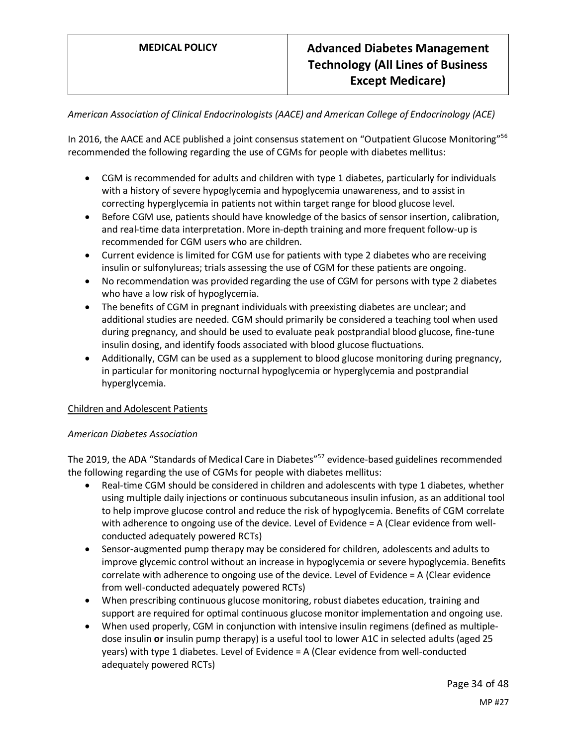*American Association of Clinical Endocrinologists (AACE) and American College of Endocrinology (ACE)*

In 2016, the AACE and ACE published a joint consensus statement on "Outpatient Glucose Monitoring"[56] recommended the following regarding the use of CGMs for people with diabetes mellitus:

- CGM is recommended for adults and children with type 1 diabetes, particularly for individuals with a history of severe hypoglycemia and hypoglycemia unawareness, and to assist in correcting hyperglycemia in patients not within target range for blood glucose level.
- Before CGM use, patients should have knowledge of the basics of sensor insertion, calibration, and real-time data interpretation. More in-depth training and more frequent follow-up is recommended for CGM users who are children.
- Current evidence is limited for CGM use for patients with type 2 diabetes who are receiving insulin or sulfonylureas; trials assessing the use of CGM for these patients are ongoing.
- No recommendation was provided regarding the use of CGM for persons with type 2 diabetes who have a low risk of hypoglycemia.
- The benefits of CGM in pregnant individuals with preexisting diabetes are unclear; and additional studies are needed. CGM should primarily be considered a teaching tool when used during pregnancy, and should be used to evaluate peak postprandial blood glucose, fine-tune insulin dosing, and identify foods associated with blood glucose fluctuations.
- Additionally, CGM can be used as a supplement to blood glucose monitoring during pregnancy, in particular for monitoring nocturnal hypoglycemia or hyperglycemia and postprandial hyperglycemia.

<u>Children and Adolescent Patients</u>

*American Diabetes Association*

The 2019, the ADA "Standards of Medical Care in Diabetes"[57] evidence-based guidelines recommended the following regarding the use of CGMs for people with diabetes mellitus:

- Real-time CGM should be considered in children and adolescents with type 1 diabetes, whether using multiple daily injections or continuous subcutaneous insulin infusion, as an additional tool to help improve glucose control and reduce the risk of hypoglycemia. Benefits of CGM correlate with adherence to ongoing use of the device. Level of Evidence = A (Clear evidence from well-conducted adequately powered RCTs)
- Sensor-augmented pump therapy may be considered for children, adolescents and adults to improve glycemic control without an increase in hypoglycemia or severe hypoglycemia. Benefits correlate with adherence to ongoing use of the device. Level of Evidence = A (Clear evidence from well-conducted adequately powered RCTs)
- When prescribing continuous glucose monitoring, robust diabetes education, training and support are required for optimal continuous glucose monitor implementation and ongoing use.
- When used properly, CGM in conjunction with intensive insulin regimens (defined as multiple-dose insulin **or** insulin pump therapy) is a useful tool to lower A1C in selected adults (aged 25 years) with type 1 diabetes. Level of Evidence = A (Clear evidence from well-conducted adequately powered RCTs)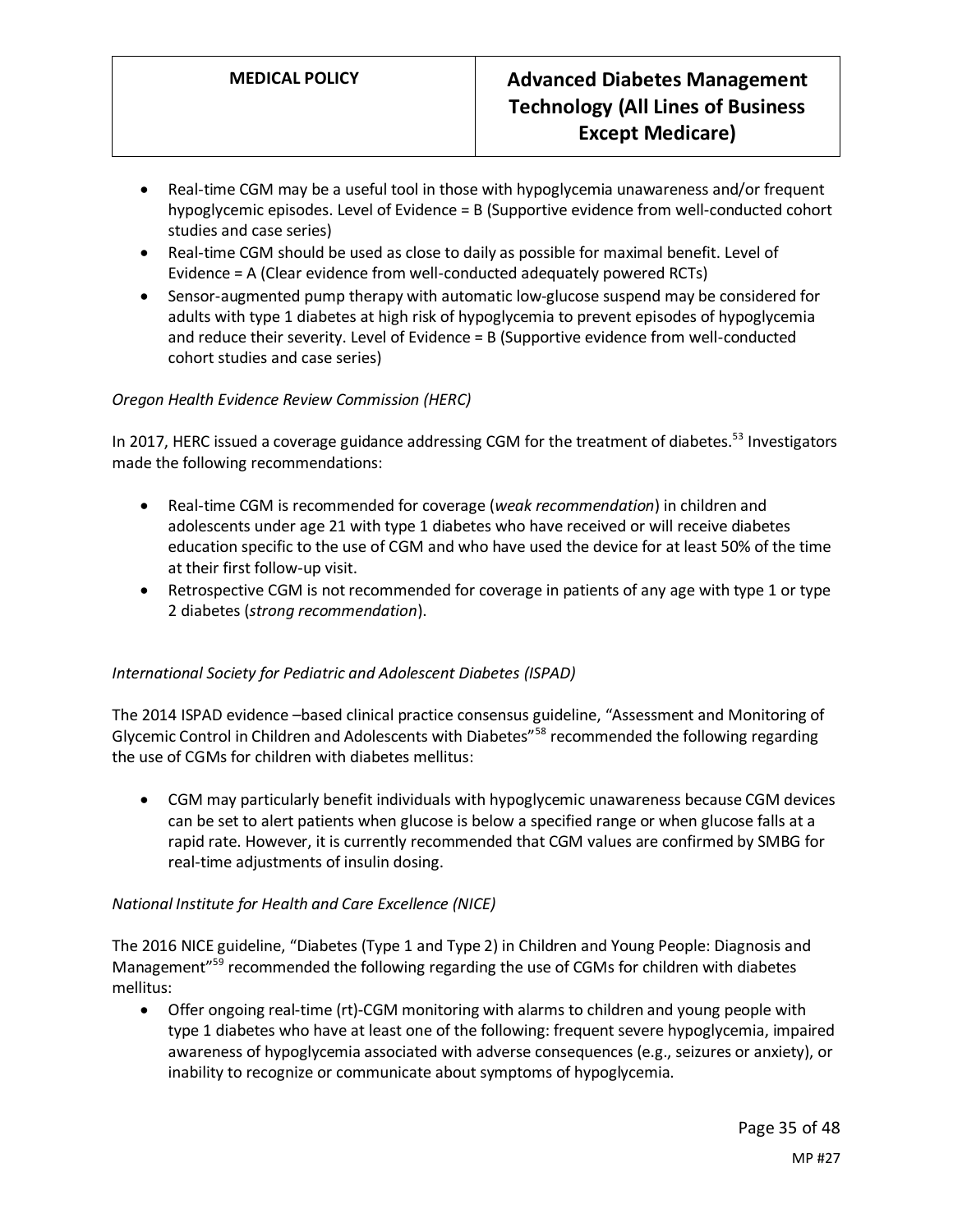- Real-time CGM may be a useful tool in those with hypoglycemia unawareness and/or frequent hypoglycemic episodes. Level of Evidence = B (Supportive evidence from well-conducted cohort studies and case series)
- Real-time CGM should be used as close to daily as possible for maximal benefit. Level of Evidence = A (Clear evidence from well-conducted adequately powered RCTs)
- Sensor-augmented pump therapy with automatic low-glucose suspend may be considered for adults with type 1 diabetes at high risk of hypoglycemia to prevent episodes of hypoglycemia and reduce their severity. Level of Evidence = B (Supportive evidence from well-conducted cohort studies and case series)

*Oregon Health Evidence Review Commission (HERC)*

In 2017, HERC issued a coverage guidance addressing CGM for the treatment of diabetes.[53] Investigators made the following recommendations:

- Real-time CGM is recommended for coverage (*weak recommendation*) in children and adolescents under age 21 with type 1 diabetes who have received or will receive diabetes education specific to the use of CGM and who have used the device for at least 50% of the time at their first follow-up visit.
- Retrospective CGM is not recommended for coverage in patients of any age with type 1 or type 2 diabetes (*strong recommendation*).

*International Society for Pediatric and Adolescent Diabetes (ISPAD)*

The 2014 ISPAD evidence –based clinical practice consensus guideline, "Assessment and Monitoring of Glycemic Control in Children and Adolescents with Diabetes"[58] recommended the following regarding the use of CGMs for children with diabetes mellitus:

- CGM may particularly benefit individuals with hypoglycemic unawareness because CGM devices can be set to alert patients when glucose is below a specified range or when glucose falls at a rapid rate. However, it is currently recommended that CGM values are confirmed by SMBG for real-time adjustments of insulin dosing.

*National Institute for Health and Care Excellence (NICE)*

The 2016 NICE guideline, "Diabetes (Type 1 and Type 2) in Children and Young People: Diagnosis and Management"[59] recommended the following regarding the use of CGMs for children with diabetes mellitus:

- Offer ongoing real-time (rt)-CGM monitoring with alarms to children and young people with type 1 diabetes who have at least one of the following: frequent severe hypoglycemia, impaired awareness of hypoglycemia associated with adverse consequences (e.g., seizures or anxiety), or inability to recognize or communicate about symptoms of hypoglycemia.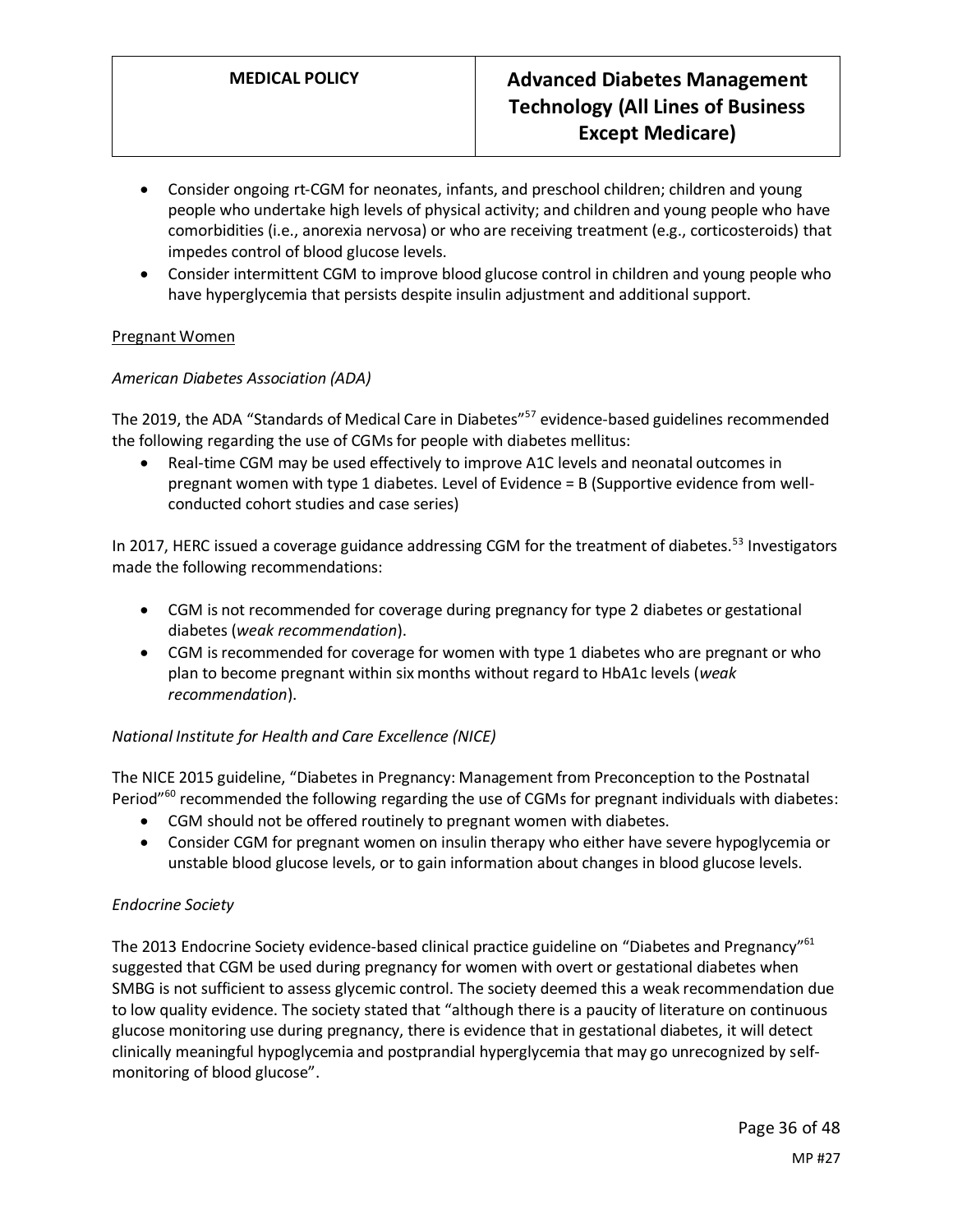- Consider ongoing rt-CGM for neonates, infants, and preschool children; children and young people who undertake high levels of physical activity; and children and young people who have comorbidities (i.e., anorexia nervosa) or who are receiving treatment (e.g., corticosteroids) that impedes control of blood glucose levels.
- Consider intermittent CGM to improve blood glucose control in children and young people who have hyperglycemia that persists despite insulin adjustment and additional support.

<u>Pregnant Women</u>

*American Diabetes Association (ADA)*

The 2019, the ADA "Standards of Medical Care in Diabetes"[57] evidence-based guidelines recommended the following regarding the use of CGMs for people with diabetes mellitus:

- Real-time CGM may be used effectively to improve A1C levels and neonatal outcomes in pregnant women with type 1 diabetes. Level of Evidence = B (Supportive evidence from well-conducted cohort studies and case series)

In 2017, HERC issued a coverage guidance addressing CGM for the treatment of diabetes.[53] Investigators made the following recommendations:

- CGM is not recommended for coverage during pregnancy for type 2 diabetes or gestational diabetes (*weak recommendation*).
- CGM is recommended for coverage for women with type 1 diabetes who are pregnant or who plan to become pregnant within six months without regard to HbA1c levels (*weak recommendation*).

*National Institute for Health and Care Excellence (NICE)*

The NICE 2015 guideline, "Diabetes in Pregnancy: Management from Preconception to the Postnatal Period"[60] recommended the following regarding the use of CGMs for pregnant individuals with diabetes:

- CGM should not be offered routinely to pregnant women with diabetes.
- Consider CGM for pregnant women on insulin therapy who either have severe hypoglycemia or unstable blood glucose levels, or to gain information about changes in blood glucose levels.

*Endocrine Society*

The 2013 Endocrine Society evidence-based clinical practice guideline on "Diabetes and Pregnancy"[61] suggested that CGM be used during pregnancy for women with overt or gestational diabetes when SMBG is not sufficient to assess glycemic control. The society deemed this a weak recommendation due to low quality evidence. The society stated that "although there is a paucity of literature on continuous glucose monitoring use during pregnancy, there is evidence that in gestational diabetes, it will detect clinically meaningful hypoglycemia and postprandial hyperglycemia that may go unrecognized by self-monitoring of blood glucose".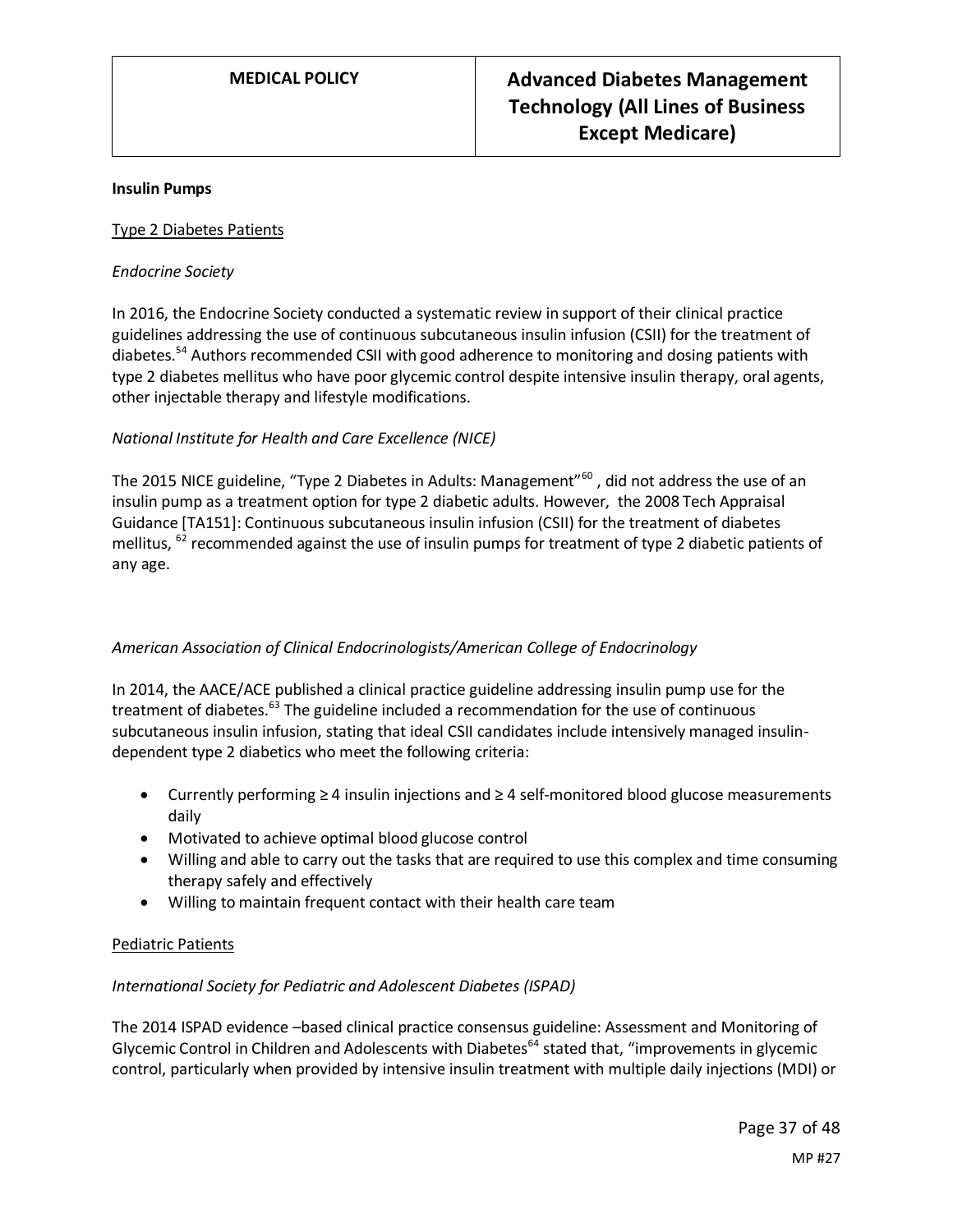**Insulin Pumps**

Type 2 Diabetes Patients

*Endocrine Society*

In 2016, the Endocrine Society conducted a systematic review in support of their clinical practice guidelines addressing the use of continuous subcutaneous insulin infusion (CSII) for the treatment of diabetes.[54] Authors recommended CSII with good adherence to monitoring and dosing patients with type 2 diabetes mellitus who have poor glycemic control despite intensive insulin therapy, oral agents, other injectable therapy and lifestyle modifications.

*National Institute for Health and Care Excellence (NICE)*

The 2015 NICE guideline, "Type 2 Diabetes in Adults: Management"[60] , did not address the use of an insulin pump as a treatment option for type 2 diabetic adults. However, the 2008 Tech Appraisal Guidance [TA151]: Continuous subcutaneous insulin infusion (CSII) for the treatment of diabetes mellitus, [62] recommended against the use of insulin pumps for treatment of type 2 diabetic patients of any age.

*American Association of Clinical Endocrinologists/American College of Endocrinology*

In 2014, the AACE/ACE published a clinical practice guideline addressing insulin pump use for the treatment of diabetes.[63] The guideline included a recommendation for the use of continuous subcutaneous insulin infusion, stating that ideal CSII candidates include intensively managed insulin-dependent type 2 diabetics who meet the following criteria:

- Currently performing ≥ 4 insulin injections and ≥ 4 self-monitored blood glucose measurements daily
- Motivated to achieve optimal blood glucose control
- Willing and able to carry out the tasks that are required to use this complex and time consuming therapy safely and effectively
- Willing to maintain frequent contact with their health care team

Pediatric Patients

*International Society for Pediatric and Adolescent Diabetes (ISPAD)*

The 2014 ISPAD evidence –based clinical practice consensus guideline: Assessment and Monitoring of Glycemic Control in Children and Adolescents with Diabetes[64] stated that, "improvements in glycemic control, particularly when provided by intensive insulin treatment with multiple daily injections (MDI) or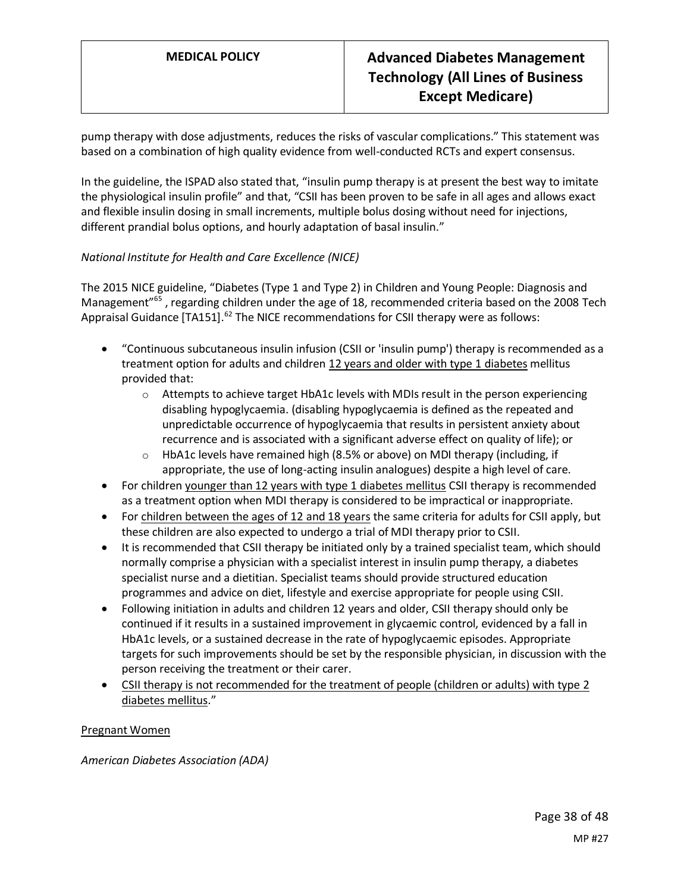pump therapy with dose adjustments, reduces the risks of vascular complications." This statement was based on a combination of high quality evidence from well-conducted RCTs and expert consensus.

In the guideline, the ISPAD also stated that, "insulin pump therapy is at present the best way to imitate the physiological insulin profile" and that, "CSII has been proven to be safe in all ages and allows exact and flexible insulin dosing in small increments, multiple bolus dosing without need for injections, different prandial bolus options, and hourly adaptation of basal insulin."

*National Institute for Health and Care Excellence (NICE)*

The 2015 NICE guideline, "Diabetes (Type 1 and Type 2) in Children and Young People: Diagnosis and Management"[65], regarding children under the age of 18, recommended criteria based on the 2008 Tech Appraisal Guidance [TA151].[62] The NICE recommendations for CSII therapy were as follows:

- "Continuous subcutaneous insulin infusion (CSII or 'insulin pump') therapy is recommended as a treatment option for adults and children <u>12 years and older with type 1 diabetes</u> mellitus provided that:
  - Attempts to achieve target HbA1c levels with MDIs result in the person experiencing disabling hypoglycaemia. (disabling hypoglycaemia is defined as the repeated and unpredictable occurrence of hypoglycaemia that results in persistent anxiety about recurrence and is associated with a significant adverse effect on quality of life); or
  - HbA1c levels have remained high (8.5% or above) on MDI therapy (including, if appropriate, the use of long-acting insulin analogues) despite a high level of care.
- For children <u>younger than 12 years with type 1 diabetes mellitus</u> CSII therapy is recommended as a treatment option when MDI therapy is considered to be impractical or inappropriate.
- For <u>children between the ages of 12 and 18 years</u> the same criteria for adults for CSII apply, but these children are also expected to undergo a trial of MDI therapy prior to CSII.
- It is recommended that CSII therapy be initiated only by a trained specialist team, which should normally comprise a physician with a specialist interest in insulin pump therapy, a diabetes specialist nurse and a dietitian. Specialist teams should provide structured education programmes and advice on diet, lifestyle and exercise appropriate for people using CSII.
- Following initiation in adults and children 12 years and older, CSII therapy should only be continued if it results in a sustained improvement in glycaemic control, evidenced by a fall in HbA1c levels, or a sustained decrease in the rate of hypoglycaemic episodes. Appropriate targets for such improvements should be set by the responsible physician, in discussion with the person receiving the treatment or their carer.
- <u>CSII therapy is not recommended for the treatment of people (children or adults) with type 2 diabetes mellitus</u>."

<u>Pregnant Women</u>

*American Diabetes Association (ADA)*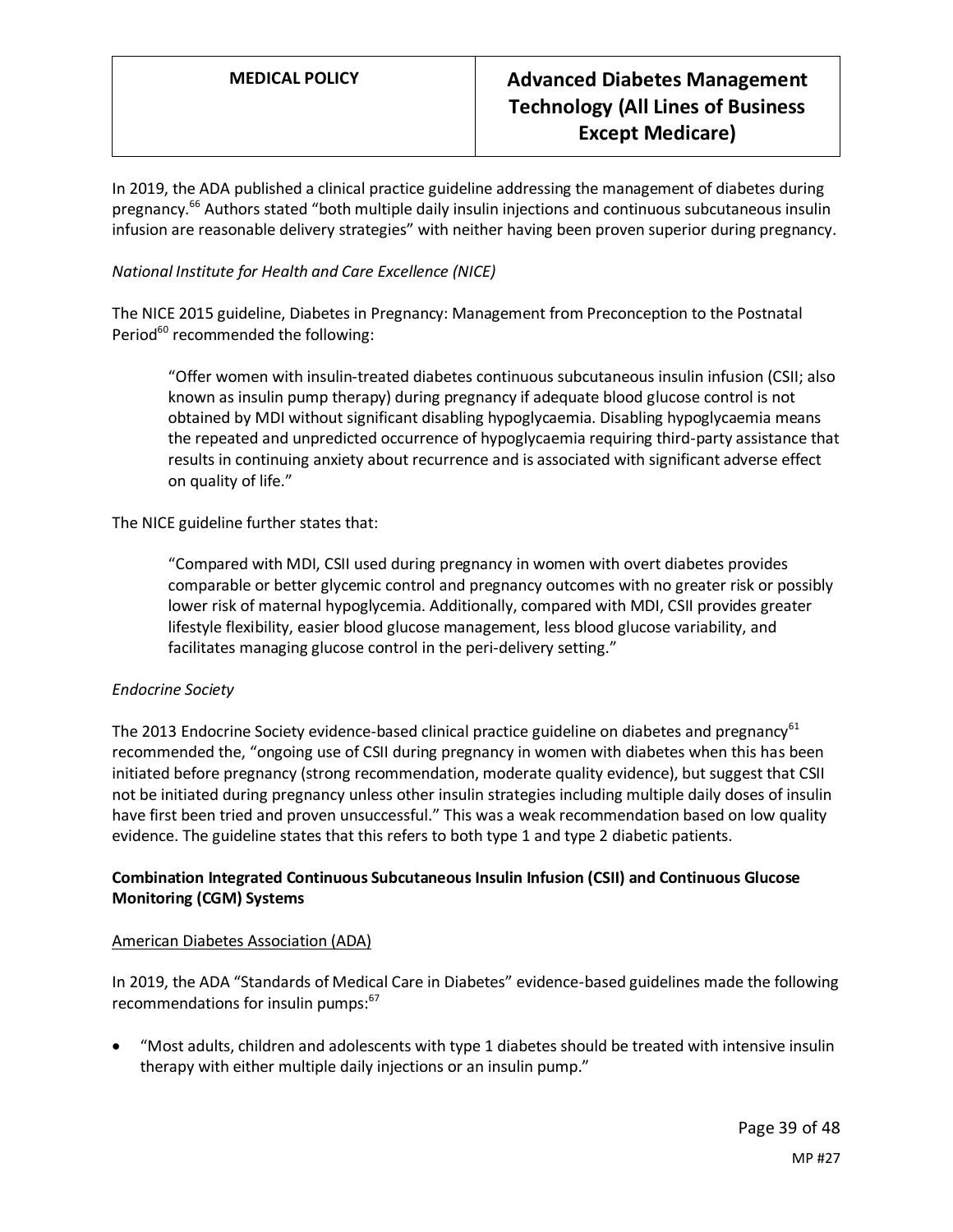In 2019, the ADA published a clinical practice guideline addressing the management of diabetes during pregnancy.[66] Authors stated "both multiple daily insulin injections and continuous subcutaneous insulin infusion are reasonable delivery strategies" with neither having been proven superior during pregnancy.

*National Institute for Health and Care Excellence (NICE)*

The NICE 2015 guideline, Diabetes in Pregnancy: Management from Preconception to the Postnatal Period[60] recommended the following:

> "Offer women with insulin-treated diabetes continuous subcutaneous insulin infusion (CSII; also known as insulin pump therapy) during pregnancy if adequate blood glucose control is not obtained by MDI without significant disabling hypoglycaemia. Disabling hypoglycaemia means the repeated and unpredicted occurrence of hypoglycaemia requiring third-party assistance that results in continuing anxiety about recurrence and is associated with significant adverse effect on quality of life."

The NICE guideline further states that:

> "Compared with MDI, CSII used during pregnancy in women with overt diabetes provides comparable or better glycemic control and pregnancy outcomes with no greater risk or possibly lower risk of maternal hypoglycemia. Additionally, compared with MDI, CSII provides greater lifestyle flexibility, easier blood glucose management, less blood glucose variability, and facilitates managing glucose control in the peri-delivery setting."

*Endocrine Society*

The 2013 Endocrine Society evidence-based clinical practice guideline on diabetes and pregnancy[61] recommended the, "ongoing use of CSII during pregnancy in women with diabetes when this has been initiated before pregnancy (strong recommendation, moderate quality evidence), but suggest that CSII not be initiated during pregnancy unless other insulin strategies including multiple daily doses of insulin have first been tried and proven unsuccessful." This was a weak recommendation based on low quality evidence. The guideline states that this refers to both type 1 and type 2 diabetic patients.

**Combination Integrated Continuous Subcutaneous Insulin Infusion (CSII) and Continuous Glucose Monitoring (CGM) Systems**

<u>American Diabetes Association (ADA)</u>

In 2019, the ADA "Standards of Medical Care in Diabetes" evidence-based guidelines made the following recommendations for insulin pumps:[67]

- "Most adults, children and adolescents with type 1 diabetes should be treated with intensive insulin therapy with either multiple daily injections or an insulin pump."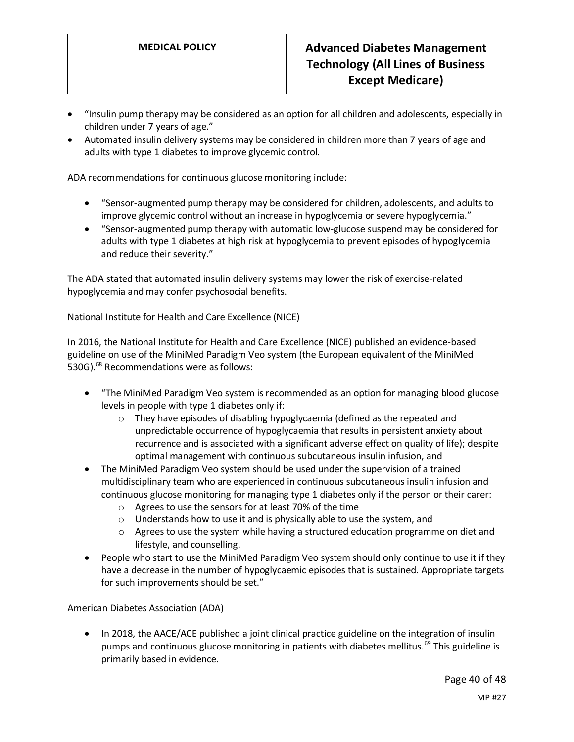- "Insulin pump therapy may be considered as an option for all children and adolescents, especially in children under 7 years of age."
- Automated insulin delivery systems may be considered in children more than 7 years of age and adults with type 1 diabetes to improve glycemic control.

ADA recommendations for continuous glucose monitoring include:

- "Sensor-augmented pump therapy may be considered for children, adolescents, and adults to improve glycemic control without an increase in hypoglycemia or severe hypoglycemia."
- "Sensor-augmented pump therapy with automatic low-glucose suspend may be considered for adults with type 1 diabetes at high risk at hypoglycemia to prevent episodes of hypoglycemia and reduce their severity."

The ADA stated that automated insulin delivery systems may lower the risk of exercise-related hypoglycemia and may confer psychosocial benefits.

National Institute for Health and Care Excellence (NICE)

In 2016, the National Institute for Health and Care Excellence (NICE) published an evidence-based guideline on use of the MiniMed Paradigm Veo system (the European equivalent of the MiniMed 530G).[68] Recommendations were as follows:

- "The MiniMed Paradigm Veo system is recommended as an option for managing blood glucose levels in people with type 1 diabetes only if:
    - They have episodes of disabling hypoglycaemia (defined as the repeated and unpredictable occurrence of hypoglycaemia that results in persistent anxiety about recurrence and is associated with a significant adverse effect on quality of life); despite optimal management with continuous subcutaneous insulin infusion, and
- The MiniMed Paradigm Veo system should be used under the supervision of a trained multidisciplinary team who are experienced in continuous subcutaneous insulin infusion and continuous glucose monitoring for managing type 1 diabetes only if the person or their carer:
    - Agrees to use the sensors for at least 70% of the time
    - Understands how to use it and is physically able to use the system, and
    - Agrees to use the system while having a structured education programme on diet and lifestyle, and counselling.
- People who start to use the MiniMed Paradigm Veo system should only continue to use it if they have a decrease in the number of hypoglycaemic episodes that is sustained. Appropriate targets for such improvements should be set."

American Diabetes Association (ADA)

- In 2018, the AACE/ACE published a joint clinical practice guideline on the integration of insulin pumps and continuous glucose monitoring in patients with diabetes mellitus.[69] This guideline is primarily based in evidence.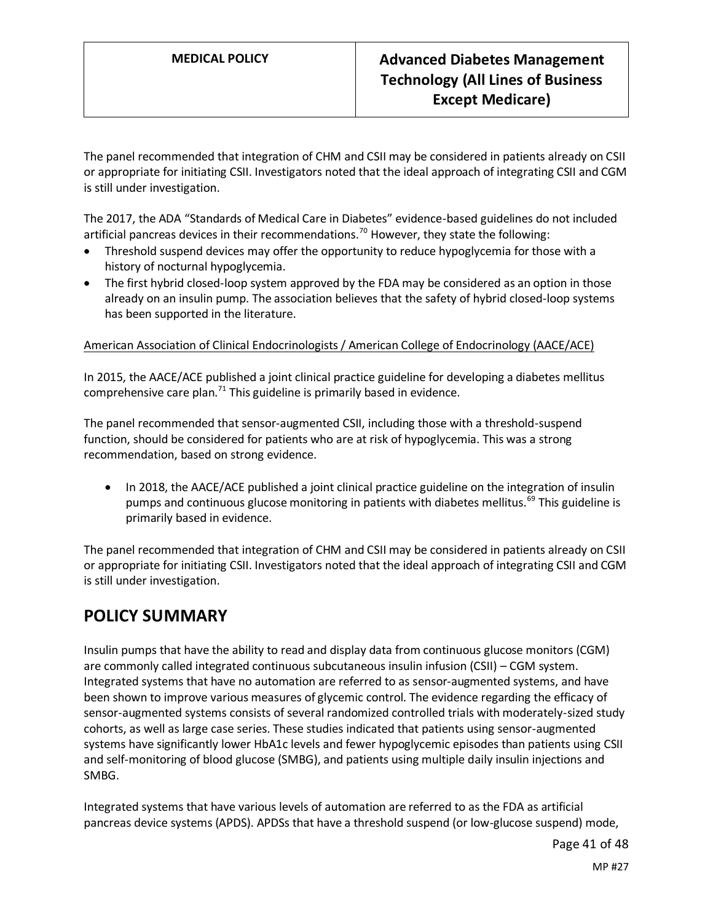The panel recommended that integration of CHM and CSII may be considered in patients already on CSII or appropriate for initiating CSII. Investigators noted that the ideal approach of integrating CSII and CGM is still under investigation.

The 2017, the ADA "Standards of Medical Care in Diabetes" evidence-based guidelines do not included artificial pancreas devices in their recommendations.[70] However, they state the following:

- Threshold suspend devices may offer the opportunity to reduce hypoglycemia for those with a history of nocturnal hypoglycemia.
- The first hybrid closed-loop system approved by the FDA may be considered as an option in those already on an insulin pump. The association believes that the safety of hybrid closed-loop systems has been supported in the literature.

American Association of Clinical Endocrinologists / American College of Endocrinology (AACE/ACE)

In 2015, the AACE/ACE published a joint clinical practice guideline for developing a diabetes mellitus comprehensive care plan.[71] This guideline is primarily based in evidence.

The panel recommended that sensor-augmented CSII, including those with a threshold-suspend function, should be considered for patients who are at risk of hypoglycemia. This was a strong recommendation, based on strong evidence.

- In 2018, the AACE/ACE published a joint clinical practice guideline on the integration of insulin pumps and continuous glucose monitoring in patients with diabetes mellitus.[69] This guideline is primarily based in evidence.

The panel recommended that integration of CHM and CSII may be considered in patients already on CSII or appropriate for initiating CSII. Investigators noted that the ideal approach of integrating CSII and CGM is still under investigation.

## POLICY SUMMARY

Insulin pumps that have the ability to read and display data from continuous glucose monitors (CGM) are commonly called integrated continuous subcutaneous insulin infusion (CSII) – CGM system. Integrated systems that have no automation are referred to as sensor-augmented systems, and have been shown to improve various measures of glycemic control. The evidence regarding the efficacy of sensor-augmented systems consists of several randomized controlled trials with moderately-sized study cohorts, as well as large case series. These studies indicated that patients using sensor-augmented systems have significantly lower HbA1c levels and fewer hypoglycemic episodes than patients using CSII and self-monitoring of blood glucose (SMBG), and patients using multiple daily insulin injections and SMBG.

Integrated systems that have various levels of automation are referred to as the FDA as artificial pancreas device systems (APDS). APDSs that have a threshold suspend (or low-glucose suspend) mode,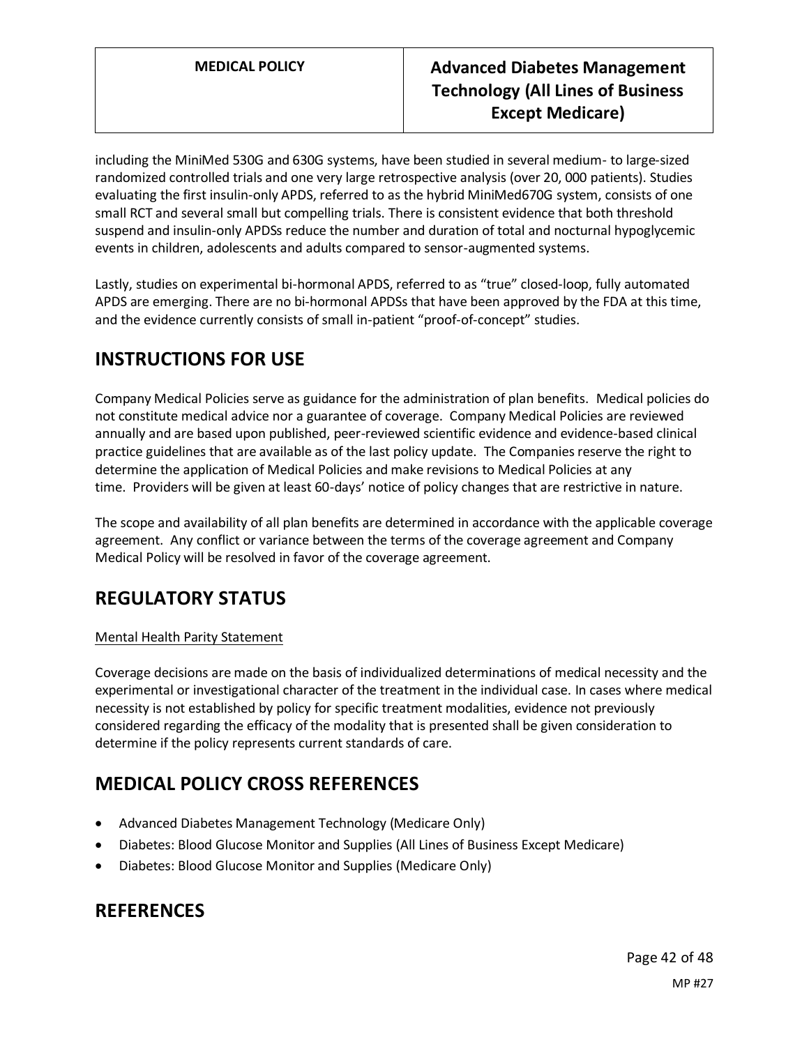including the MiniMed 530G and 630G systems, have been studied in several medium- to large-sized randomized controlled trials and one very large retrospective analysis (over 20, 000 patients). Studies evaluating the first insulin-only APDS, referred to as the hybrid MiniMed670G system, consists of one small RCT and several small but compelling trials. There is consistent evidence that both threshold suspend and insulin-only APDSs reduce the number and duration of total and nocturnal hypoglycemic events in children, adolescents and adults compared to sensor-augmented systems.

Lastly, studies on experimental bi-hormonal APDS, referred to as "true" closed-loop, fully automated APDS are emerging. There are no bi-hormonal APDSs that have been approved by the FDA at this time, and the evidence currently consists of small in-patient "proof-of-concept" studies.

## INSTRUCTIONS FOR USE

Company Medical Policies serve as guidance for the administration of plan benefits. Medical policies do not constitute medical advice nor a guarantee of coverage. Company Medical Policies are reviewed annually and are based upon published, peer-reviewed scientific evidence and evidence-based clinical practice guidelines that are available as of the last policy update. The Companies reserve the right to determine the application of Medical Policies and make revisions to Medical Policies at any time. Providers will be given at least 60-days' notice of policy changes that are restrictive in nature.

The scope and availability of all plan benefits are determined in accordance with the applicable coverage agreement. Any conflict or variance between the terms of the coverage agreement and Company Medical Policy will be resolved in favor of the coverage agreement.

## REGULATORY STATUS

Mental Health Parity Statement

Coverage decisions are made on the basis of individualized determinations of medical necessity and the experimental or investigational character of the treatment in the individual case. In cases where medical necessity is not established by policy for specific treatment modalities, evidence not previously considered regarding the efficacy of the modality that is presented shall be given consideration to determine if the policy represents current standards of care.

## MEDICAL POLICY CROSS REFERENCES

- Advanced Diabetes Management Technology (Medicare Only)
- Diabetes: Blood Glucose Monitor and Supplies (All Lines of Business Except Medicare)
- Diabetes: Blood Glucose Monitor and Supplies (Medicare Only)

## REFERENCES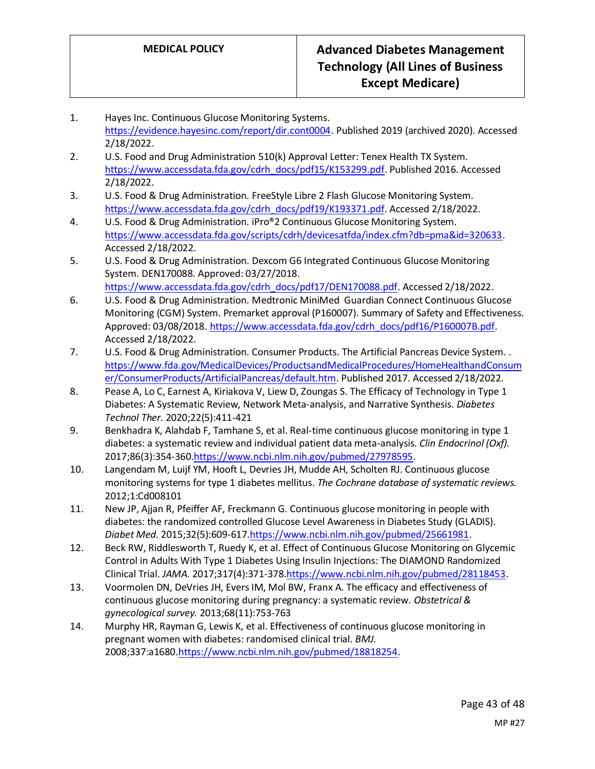1. Hayes Inc. Continuous Glucose Monitoring Systems. https://evidence.hayesinc.com/report/dir.cont0004. Published 2019 (archived 2020). Accessed 2/18/2022.
2. U.S. Food and Drug Administration 510(k) Approval Letter: Tenex Health TX System. https://www.accessdata.fda.gov/cdrh_docs/pdf15/K153299.pdf. Published 2016. Accessed 2/18/2022.
3. U.S. Food & Drug Administration. FreeStyle Libre 2 Flash Glucose Monitoring System. https://www.accessdata.fda.gov/cdrh_docs/pdf19/K193371.pdf. Accessed 2/18/2022.
4. U.S. Food & Drug Administration. iPro®2 Continuous Glucose Monitoring System. https://www.accessdata.fda.gov/scripts/cdrh/devicesatfda/index.cfm?db=pma&id=320633. Accessed 2/18/2022.
5. U.S. Food & Drug Administration. Dexcom G6 Integrated Continuous Glucose Monitoring System. DEN170088. Approved: 03/27/2018. https://www.accessdata.fda.gov/cdrh_docs/pdf17/DEN170088.pdf. Accessed 2/18/2022.
6. U.S. Food & Drug Administration. Medtronic MiniMed Guardian Connect Continuous Glucose Monitoring (CGM) System. Premarket approval (P160007). Summary of Safety and Effectiveness. Approved: 03/08/2018. https://www.accessdata.fda.gov/cdrh_docs/pdf16/P160007B.pdf. Accessed 2/18/2022.
7. U.S. Food & Drug Administration. Consumer Products. The Artificial Pancreas Device System. . https://www.fda.gov/MedicalDevices/ProductsandMedicalProcedures/HomeHealthandConsumer/ConsumerProducts/ArtificialPancreas/default.htm. Published 2017. Accessed 2/18/2022.
8. Pease A, Lo C, Earnest A, Kiriakova V, Liew D, Zoungas S. The Efficacy of Technology in Type 1 Diabetes: A Systematic Review, Network Meta-analysis, and Narrative Synthesis. *Diabetes Technol Ther.* 2020;22(5):411-421
9. Benkhadra K, Alahdab F, Tamhane S, et al. Real-time continuous glucose monitoring in type 1 diabetes: a systematic review and individual patient data meta-analysis. *Clin Endocrinol (Oxf).* 2017;86(3):354-360.https://www.ncbi.nlm.nih.gov/pubmed/27978595.
10. Langendam M, Luijf YM, Hooft L, Devries JH, Mudde AH, Scholten RJ. Continuous glucose monitoring systems for type 1 diabetes mellitus. *The Cochrane database of systematic reviews.* 2012;1:Cd008101
11. New JP, Ajjan R, Pfeiffer AF, Freckmann G. Continuous glucose monitoring in people with diabetes: the randomized controlled Glucose Level Awareness in Diabetes Study (GLADIS). *Diabet Med.* 2015;32(5):609-617.https://www.ncbi.nlm.nih.gov/pubmed/25661981.
12. Beck RW, Riddlesworth T, Ruedy K, et al. Effect of Continuous Glucose Monitoring on Glycemic Control in Adults With Type 1 Diabetes Using Insulin Injections: The DIAMOND Randomized Clinical Trial. *JAMA.* 2017;317(4):371-378.https://www.ncbi.nlm.nih.gov/pubmed/28118453.
13. Voormolen DN, DeVries JH, Evers IM, Mol BW, Franx A. The efficacy and effectiveness of continuous glucose monitoring during pregnancy: a systematic review. *Obstetrical & gynecological survey.* 2013;68(11):753-763
14. Murphy HR, Rayman G, Lewis K, et al. Effectiveness of continuous glucose monitoring in pregnant women with diabetes: randomised clinical trial. *BMJ.* 2008;337:a1680.https://www.ncbi.nlm.nih.gov/pubmed/18818254.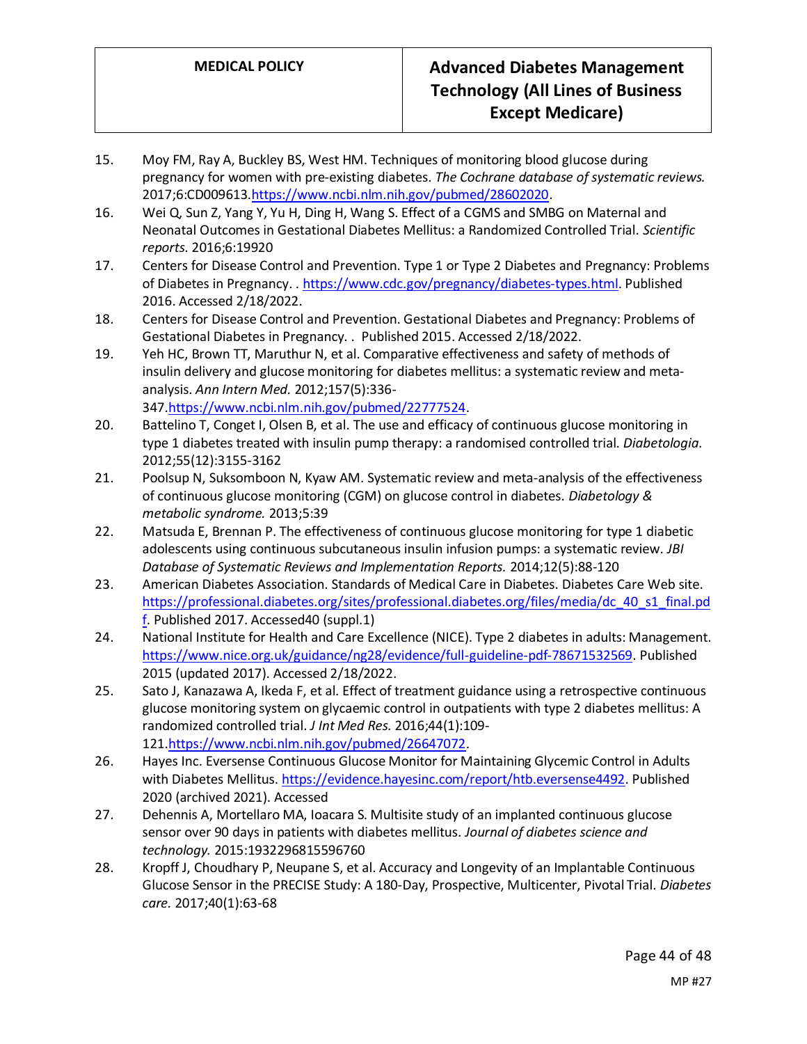15. Moy FM, Ray A, Buckley BS, West HM. Techniques of monitoring blood glucose during pregnancy for women with pre-existing diabetes. *The Cochrane database of systematic reviews.* 2017;6:CD009613.https://www.ncbi.nlm.nih.gov/pubmed/28602020.
16. Wei Q, Sun Z, Yang Y, Yu H, Ding H, Wang S. Effect of a CGMS and SMBG on Maternal and Neonatal Outcomes in Gestational Diabetes Mellitus: a Randomized Controlled Trial. *Scientific reports.* 2016;6:19920
17. Centers for Disease Control and Prevention. Type 1 or Type 2 Diabetes and Pregnancy: Problems of Diabetes in Pregnancy. . https://www.cdc.gov/pregnancy/diabetes-types.html. Published 2016. Accessed 2/18/2022.
18. Centers for Disease Control and Prevention. Gestational Diabetes and Pregnancy: Problems of Gestational Diabetes in Pregnancy. . Published 2015. Accessed 2/18/2022.
19. Yeh HC, Brown TT, Maruthur N, et al. Comparative effectiveness and safety of methods of insulin delivery and glucose monitoring for diabetes mellitus: a systematic review and meta-analysis. *Ann Intern Med.* 2012;157(5):336-347.https://www.ncbi.nlm.nih.gov/pubmed/22777524.
20. Battelino T, Conget I, Olsen B, et al. The use and efficacy of continuous glucose monitoring in type 1 diabetes treated with insulin pump therapy: a randomised controlled trial. *Diabetologia.* 2012;55(12):3155-3162
21. Poolsup N, Suksomboon N, Kyaw AM. Systematic review and meta-analysis of the effectiveness of continuous glucose monitoring (CGM) on glucose control in diabetes. *Diabetology & metabolic syndrome.* 2013;5:39
22. Matsuda E, Brennan P. The effectiveness of continuous glucose monitoring for type 1 diabetic adolescents using continuous subcutaneous insulin infusion pumps: a systematic review. *JBI Database of Systematic Reviews and Implementation Reports.* 2014;12(5):88-120
23. American Diabetes Association. Standards of Medical Care in Diabetes. Diabetes Care Web site. https://professional.diabetes.org/sites/professional.diabetes.org/files/media/dc_40_s1_final.pdf. Published 2017. Accessed40 (suppl.1)
24. National Institute for Health and Care Excellence (NICE). Type 2 diabetes in adults: Management. https://www.nice.org.uk/guidance/ng28/evidence/full-guideline-pdf-78671532569. Published 2015 (updated 2017). Accessed 2/18/2022.
25. Sato J, Kanazawa A, Ikeda F, et al. Effect of treatment guidance using a retrospective continuous glucose monitoring system on glycaemic control in outpatients with type 2 diabetes mellitus: A randomized controlled trial. *J Int Med Res.* 2016;44(1):109-121.https://www.ncbi.nlm.nih.gov/pubmed/26647072.
26. Hayes Inc. Eversense Continuous Glucose Monitor for Maintaining Glycemic Control in Adults with Diabetes Mellitus. https://evidence.hayesinc.com/report/htb.eversense4492. Published 2020 (archived 2021). Accessed
27. Dehennis A, Mortellaro MA, Ioacara S. Multisite study of an implanted continuous glucose sensor over 90 days in patients with diabetes mellitus. *Journal of diabetes science and technology.* 2015:1932296815596760
28. Kropff J, Choudhary P, Neupane S, et al. Accuracy and Longevity of an Implantable Continuous Glucose Sensor in the PRECISE Study: A 180-Day, Prospective, Multicenter, Pivotal Trial. *Diabetes care.* 2017;40(1):63-68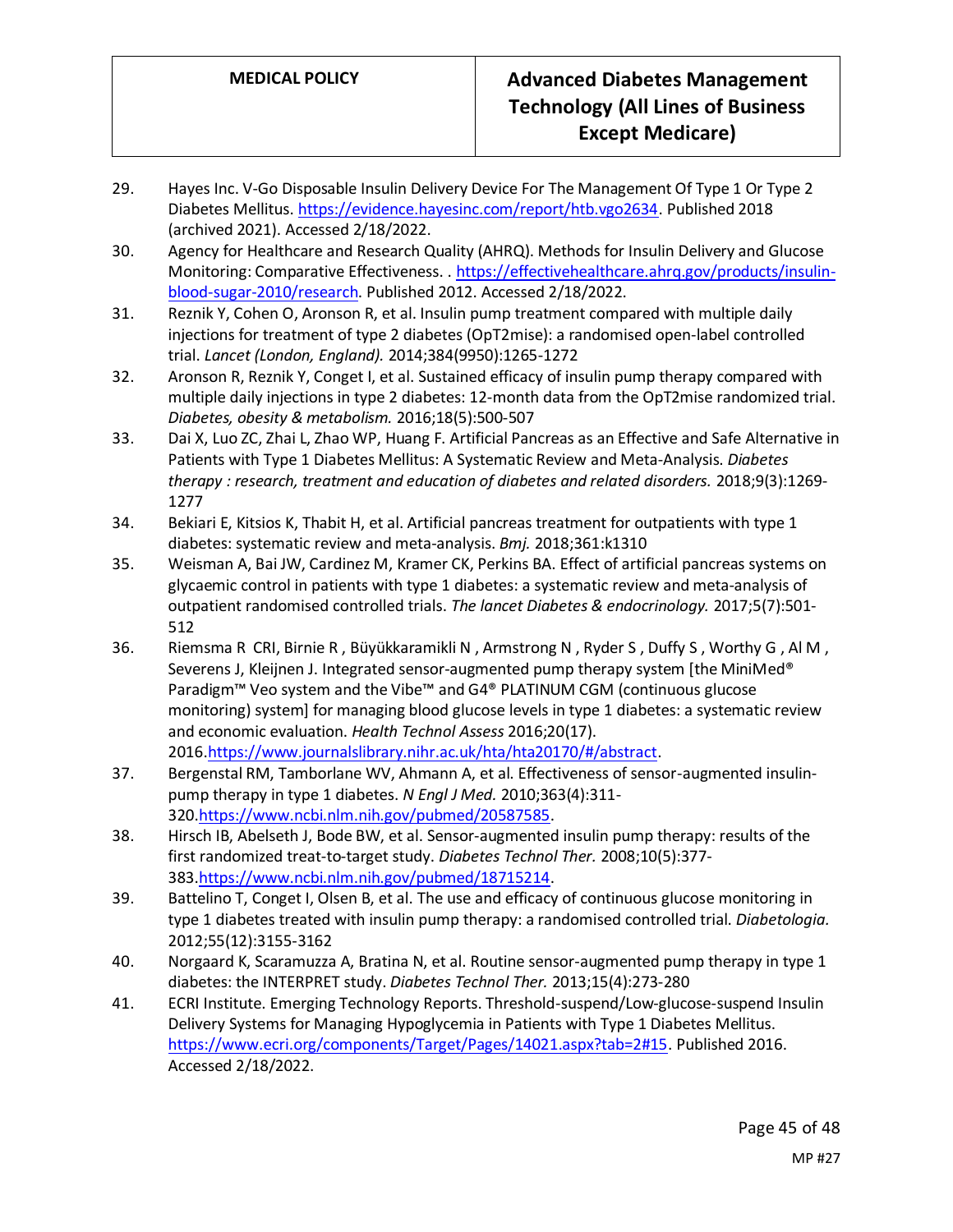29. Hayes Inc. V-Go Disposable Insulin Delivery Device For The Management Of Type 1 Or Type 2 Diabetes Mellitus. https://evidence.hayesinc.com/report/htb.vgo2634. Published 2018 (archived 2021). Accessed 2/18/2022.
30. Agency for Healthcare and Research Quality (AHRQ). Methods for Insulin Delivery and Glucose Monitoring: Comparative Effectiveness. . https://effectivehealthcare.ahrq.gov/products/insulin-blood-sugar-2010/research. Published 2012. Accessed 2/18/2022.
31. Reznik Y, Cohen O, Aronson R, et al. Insulin pump treatment compared with multiple daily injections for treatment of type 2 diabetes (OpT2mise): a randomised open-label controlled trial. *Lancet (London, England).* 2014;384(9950):1265-1272
32. Aronson R, Reznik Y, Conget I, et al. Sustained efficacy of insulin pump therapy compared with multiple daily injections in type 2 diabetes: 12-month data from the OpT2mise randomized trial. *Diabetes, obesity & metabolism.* 2016;18(5):500-507
33. Dai X, Luo ZC, Zhai L, Zhao WP, Huang F. Artificial Pancreas as an Effective and Safe Alternative in Patients with Type 1 Diabetes Mellitus: A Systematic Review and Meta-Analysis. *Diabetes therapy : research, treatment and education of diabetes and related disorders.* 2018;9(3):1269-1277
34. Bekiari E, Kitsios K, Thabit H, et al. Artificial pancreas treatment for outpatients with type 1 diabetes: systematic review and meta-analysis. *Bmj.* 2018;361:k1310
35. Weisman A, Bai JW, Cardinez M, Kramer CK, Perkins BA. Effect of artificial pancreas systems on glycaemic control in patients with type 1 diabetes: a systematic review and meta-analysis of outpatient randomised controlled trials. *The lancet Diabetes & endocrinology.* 2017;5(7):501-512
36. Riemsma R CRI, Birnie R , Büyükkaramikli N , Armstrong N , Ryder S , Duffy S , Worthy G , Al M , Severens J, Kleijnen J. Integrated sensor-augmented pump therapy system [the MiniMed® Paradigm™ Veo system and the Vibe™ and G4® PLATINUM CGM (continuous glucose monitoring) system] for managing blood glucose levels in type 1 diabetes: a systematic review and economic evaluation. *Health Technol Assess* 2016;20(17). 2016.https://www.journalslibrary.nihr.ac.uk/hta/hta20170/#/abstract.
37. Bergenstal RM, Tamborlane WV, Ahmann A, et al. Effectiveness of sensor-augmented insulin-pump therapy in type 1 diabetes. *N Engl J Med.* 2010;363(4):311-320.https://www.ncbi.nlm.nih.gov/pubmed/20587585.
38. Hirsch IB, Abelseth J, Bode BW, et al. Sensor-augmented insulin pump therapy: results of the first randomized treat-to-target study. *Diabetes Technol Ther.* 2008;10(5):377-383.https://www.ncbi.nlm.nih.gov/pubmed/18715214.
39. Battelino T, Conget I, Olsen B, et al. The use and efficacy of continuous glucose monitoring in type 1 diabetes treated with insulin pump therapy: a randomised controlled trial. *Diabetologia.* 2012;55(12):3155-3162
40. Norgaard K, Scaramuzza A, Bratina N, et al. Routine sensor-augmented pump therapy in type 1 diabetes: the INTERPRET study. *Diabetes Technol Ther.* 2013;15(4):273-280
41. ECRI Institute. Emerging Technology Reports. Threshold-suspend/Low-glucose-suspend Insulin Delivery Systems for Managing Hypoglycemia in Patients with Type 1 Diabetes Mellitus. https://www.ecri.org/components/Target/Pages/14021.aspx?tab=2#15. Published 2016. Accessed 2/18/2022.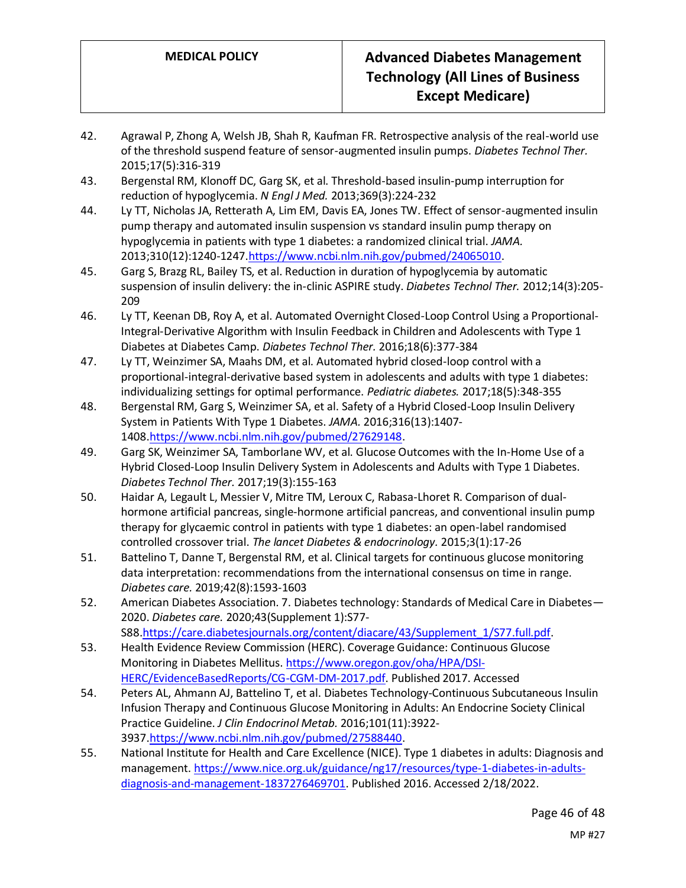42. Agrawal P, Zhong A, Welsh JB, Shah R, Kaufman FR. Retrospective analysis of the real-world use of the threshold suspend feature of sensor-augmented insulin pumps. *Diabetes Technol Ther.* 2015;17(5):316-319
43. Bergenstal RM, Klonoff DC, Garg SK, et al. Threshold-based insulin-pump interruption for reduction of hypoglycemia. *N Engl J Med.* 2013;369(3):224-232
44. Ly TT, Nicholas JA, Retterath A, Lim EM, Davis EA, Jones TW. Effect of sensor-augmented insulin pump therapy and automated insulin suspension vs standard insulin pump therapy on hypoglycemia in patients with type 1 diabetes: a randomized clinical trial. *JAMA.* 2013;310(12):1240-1247.https://www.ncbi.nlm.nih.gov/pubmed/24065010.
45. Garg S, Brazg RL, Bailey TS, et al. Reduction in duration of hypoglycemia by automatic suspension of insulin delivery: the in-clinic ASPIRE study. *Diabetes Technol Ther.* 2012;14(3):205-209
46. Ly TT, Keenan DB, Roy A, et al. Automated Overnight Closed-Loop Control Using a Proportional-Integral-Derivative Algorithm with Insulin Feedback in Children and Adolescents with Type 1 Diabetes at Diabetes Camp. *Diabetes Technol Ther.* 2016;18(6):377-384
47. Ly TT, Weinzimer SA, Maahs DM, et al. Automated hybrid closed-loop control with a proportional-integral-derivative based system in adolescents and adults with type 1 diabetes: individualizing settings for optimal performance. *Pediatric diabetes.* 2017;18(5):348-355
48. Bergenstal RM, Garg S, Weinzimer SA, et al. Safety of a Hybrid Closed-Loop Insulin Delivery System in Patients With Type 1 Diabetes. *JAMA.* 2016;316(13):1407-1408.https://www.ncbi.nlm.nih.gov/pubmed/27629148.
49. Garg SK, Weinzimer SA, Tamborlane WV, et al. Glucose Outcomes with the In-Home Use of a Hybrid Closed-Loop Insulin Delivery System in Adolescents and Adults with Type 1 Diabetes. *Diabetes Technol Ther.* 2017;19(3):155-163
50. Haidar A, Legault L, Messier V, Mitre TM, Leroux C, Rabasa-Lhoret R. Comparison of dual-hormone artificial pancreas, single-hormone artificial pancreas, and conventional insulin pump therapy for glycaemic control in patients with type 1 diabetes: an open-label randomised controlled crossover trial. *The lancet Diabetes & endocrinology.* 2015;3(1):17-26
51. Battelino T, Danne T, Bergenstal RM, et al. Clinical targets for continuous glucose monitoring data interpretation: recommendations from the international consensus on time in range. *Diabetes care.* 2019;42(8):1593-1603
52. American Diabetes Association. 7. Diabetes technology: Standards of Medical Care in Diabetes—2020. *Diabetes care.* 2020;43(Supplement 1):S77-S88.https://care.diabetesjournals.org/content/diacare/43/Supplement_1/S77.full.pdf.
53. Health Evidence Review Commission (HERC). Coverage Guidance: Continuous Glucose Monitoring in Diabetes Mellitus. https://www.oregon.gov/oha/HPA/DSI-HERC/EvidenceBasedReports/CG-CGM-DM-2017.pdf. Published 2017. Accessed
54. Peters AL, Ahmann AJ, Battelino T, et al. Diabetes Technology-Continuous Subcutaneous Insulin Infusion Therapy and Continuous Glucose Monitoring in Adults: An Endocrine Society Clinical Practice Guideline. *J Clin Endocrinol Metab.* 2016;101(11):3922-3937.https://www.ncbi.nlm.nih.gov/pubmed/27588440.
55. National Institute for Health and Care Excellence (NICE). Type 1 diabetes in adults: Diagnosis and management. https://www.nice.org.uk/guidance/ng17/resources/type-1-diabetes-in-adults-diagnosis-and-management-1837276469701. Published 2016. Accessed 2/18/2022.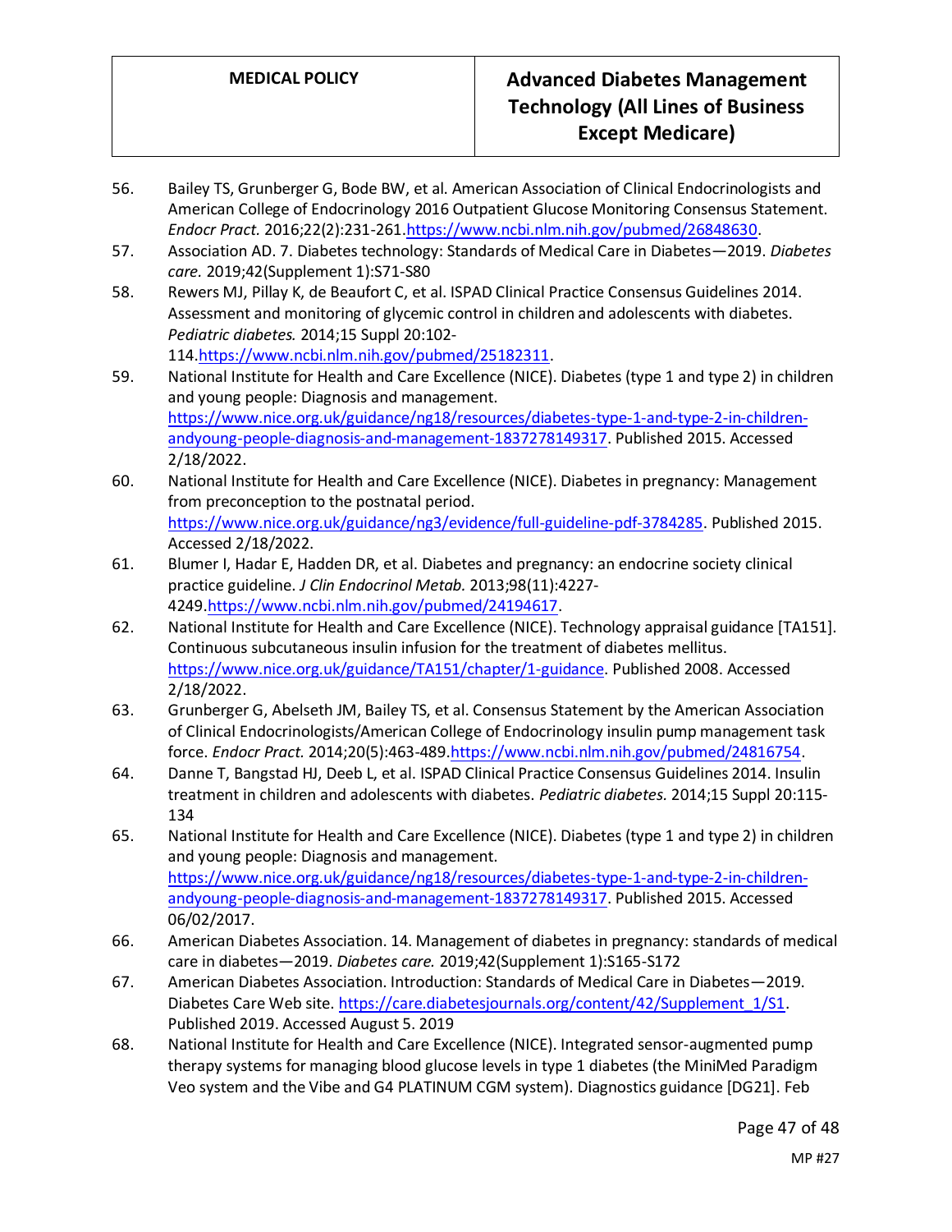56. Bailey TS, Grunberger G, Bode BW, et al. American Association of Clinical Endocrinologists and American College of Endocrinology 2016 Outpatient Glucose Monitoring Consensus Statement. *Endocr Pract.* 2016;22(2):231-261.https://www.ncbi.nlm.nih.gov/pubmed/26848630.
57. Association AD. 7. Diabetes technology: Standards of Medical Care in Diabetes—2019. *Diabetes care.* 2019;42(Supplement 1):S71-S80
58. Rewers MJ, Pillay K, de Beaufort C, et al. ISPAD Clinical Practice Consensus Guidelines 2014. Assessment and monitoring of glycemic control in children and adolescents with diabetes. *Pediatric diabetes.* 2014;15 Suppl 20:102-114.https://www.ncbi.nlm.nih.gov/pubmed/25182311.
59. National Institute for Health and Care Excellence (NICE). Diabetes (type 1 and type 2) in children and young people: Diagnosis and management. https://www.nice.org.uk/guidance/ng18/resources/diabetes-type-1-and-type-2-in-children-andyoung-people-diagnosis-and-management-1837278149317. Published 2015. Accessed 2/18/2022.
60. National Institute for Health and Care Excellence (NICE). Diabetes in pregnancy: Management from preconception to the postnatal period. https://www.nice.org.uk/guidance/ng3/evidence/full-guideline-pdf-3784285. Published 2015. Accessed 2/18/2022.
61. Blumer I, Hadar E, Hadden DR, et al. Diabetes and pregnancy: an endocrine society clinical practice guideline. *J Clin Endocrinol Metab.* 2013;98(11):4227-4249.https://www.ncbi.nlm.nih.gov/pubmed/24194617.
62. National Institute for Health and Care Excellence (NICE). Technology appraisal guidance [TA151]. Continuous subcutaneous insulin infusion for the treatment of diabetes mellitus. https://www.nice.org.uk/guidance/TA151/chapter/1-guidance. Published 2008. Accessed 2/18/2022.
63. Grunberger G, Abelseth JM, Bailey TS, et al. Consensus Statement by the American Association of Clinical Endocrinologists/American College of Endocrinology insulin pump management task force. *Endocr Pract.* 2014;20(5):463-489.https://www.ncbi.nlm.nih.gov/pubmed/24816754.
64. Danne T, Bangstad HJ, Deeb L, et al. ISPAD Clinical Practice Consensus Guidelines 2014. Insulin treatment in children and adolescents with diabetes. *Pediatric diabetes.* 2014;15 Suppl 20:115-134
65. National Institute for Health and Care Excellence (NICE). Diabetes (type 1 and type 2) in children and young people: Diagnosis and management. https://www.nice.org.uk/guidance/ng18/resources/diabetes-type-1-and-type-2-in-children-andyoung-people-diagnosis-and-management-1837278149317. Published 2015. Accessed 06/02/2017.
66. American Diabetes Association. 14. Management of diabetes in pregnancy: standards of medical care in diabetes—2019. *Diabetes care.* 2019;42(Supplement 1):S165-S172
67. American Diabetes Association. Introduction: Standards of Medical Care in Diabetes—2019. Diabetes Care Web site. https://care.diabetesjournals.org/content/42/Supplement_1/S1. Published 2019. Accessed August 5. 2019
68. National Institute for Health and Care Excellence (NICE). Integrated sensor-augmented pump therapy systems for managing blood glucose levels in type 1 diabetes (the MiniMed Paradigm Veo system and the Vibe and G4 PLATINUM CGM system). Diagnostics guidance [DG21]. Feb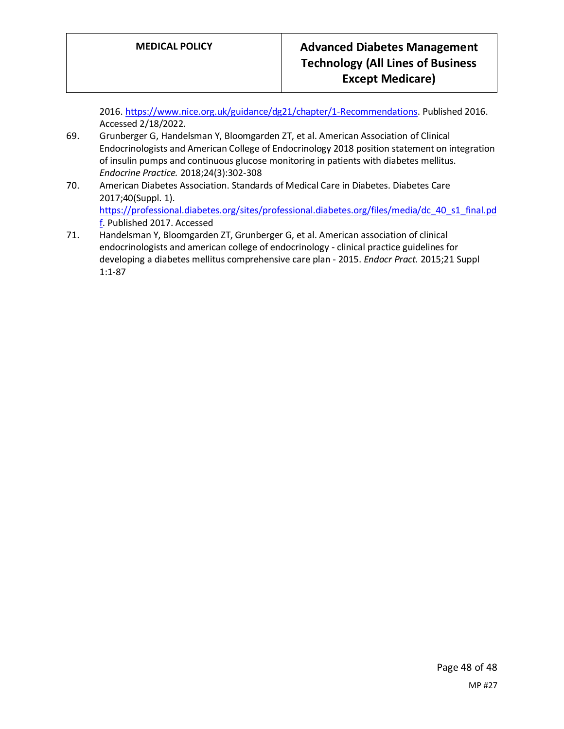2016. https://www.nice.org.uk/guidance/dg21/chapter/1-Recommendations. Published 2016. Accessed 2/18/2022.

69. Grunberger G, Handelsman Y, Bloomgarden ZT, et al. American Association of Clinical Endocrinologists and American College of Endocrinology 2018 position statement on integration of insulin pumps and continuous glucose monitoring in patients with diabetes mellitus. *Endocrine Practice.* 2018;24(3):302-308
70. American Diabetes Association. Standards of Medical Care in Diabetes. Diabetes Care 2017;40(Suppl. 1). https://professional.diabetes.org/sites/professional.diabetes.org/files/media/dc_40_s1_final.pdf. Published 2017. Accessed
71. Handelsman Y, Bloomgarden ZT, Grunberger G, et al. American association of clinical endocrinologists and american college of endocrinology - clinical practice guidelines for developing a diabetes mellitus comprehensive care plan - 2015. *Endocr Pract.* 2015;21 Suppl 1:1-87